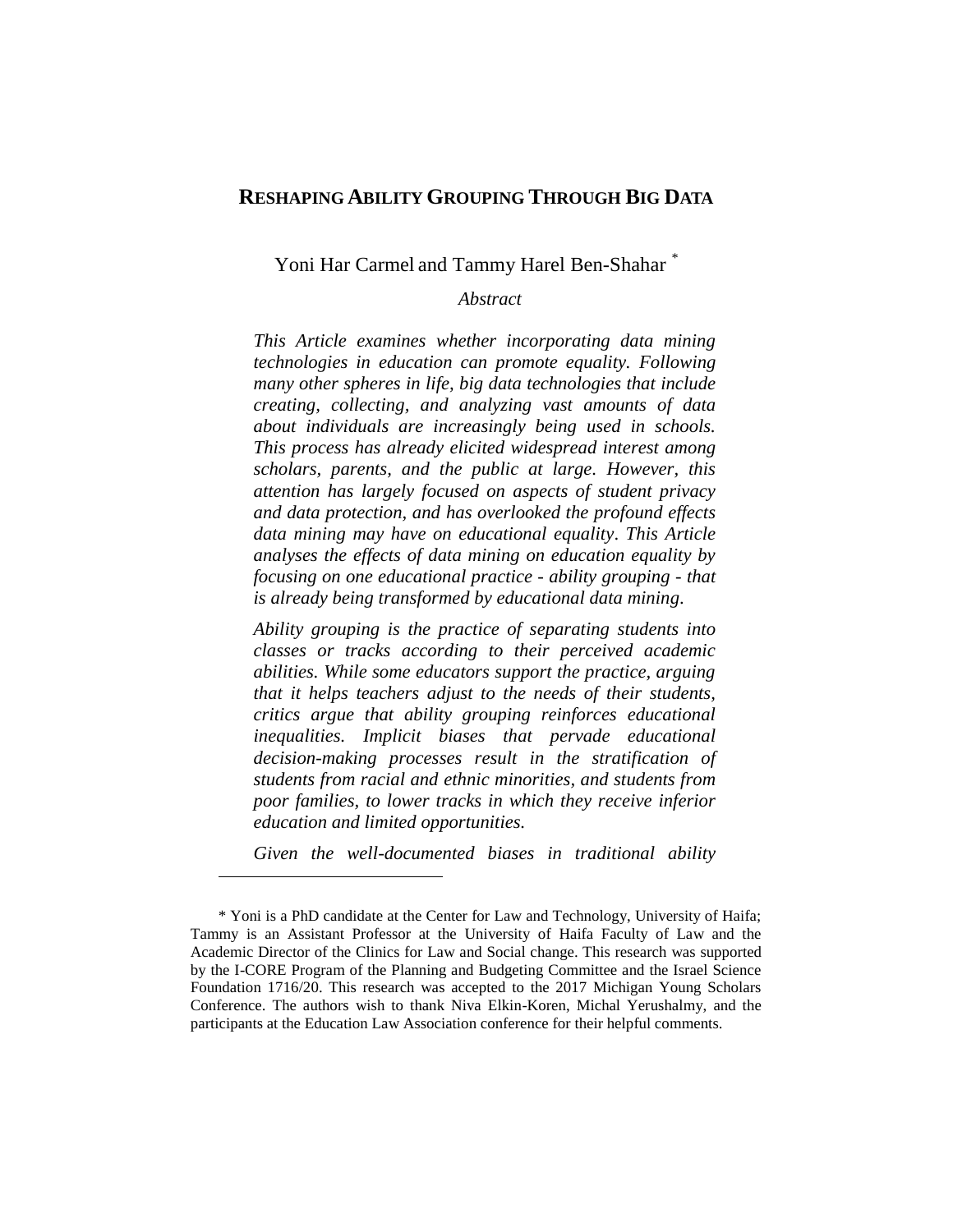# RESHAPING ABILITY GROUPING THROUGH BIG DATA

Yoni Har Carmel and Tammy Harel Ben-Shahar *

*Abstract*

*This Article examines whether incorporating data mining technologies in education can promote equality. Following many other spheres in life, big data technologies that include creating, collecting, and analyzing vast amounts of data about individuals are increasingly being used in schools. This process has already elicited widespread interest among scholars, parents, and the public at large. However, this attention has largely focused on aspects of student privacy and data protection, and has overlooked the profound effects data mining may have on educational equality. This Article analyses the effects of data mining on education equality by focusing on one educational practice - ability grouping - that is already being transformed by educational data mining.*

*Ability grouping is the practice of separating students into classes or tracks according to their perceived academic abilities. While some educators support the practice, arguing that it helps teachers adjust to the needs of their students, critics argue that ability grouping reinforces educational inequalities. Implicit biases that pervade educational decision-making processes result in the stratification of students from racial and ethnic minorities, and students from poor families, to lower tracks in which they receive inferior education and limited opportunities.*

*Given the well-documented biases in traditional ability*

---

\* Yoni is a PhD candidate at the Center for Law and Technology, University of Haifa; Tammy is an Assistant Professor at the University of Haifa Faculty of Law and the Academic Director of the Clinics for Law and Social change. This research was supported by the I-CORE Program of the Planning and Budgeting Committee and the Israel Science Foundation 1716/20. This research was accepted to the 2017 Michigan Young Scholars Conference. The authors wish to thank Niva Elkin-Koren, Michal Yerushalmy, and the participants at the Education Law Association conference for their helpful comments.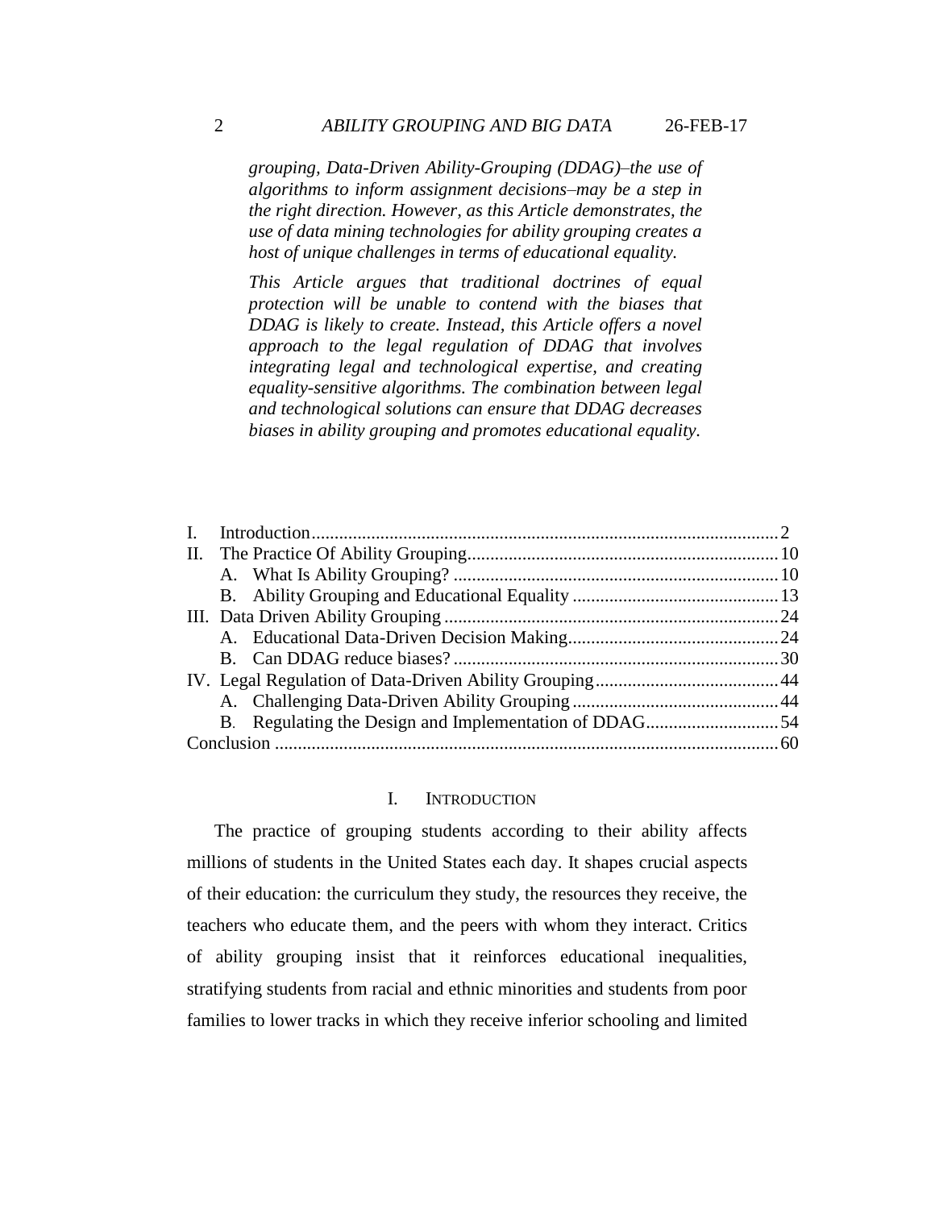*grouping, Data-Driven Ability-Grouping (DDAG)–the use of algorithms to inform assignment decisions–may be a step in the right direction. However, as this Article demonstrates, the use of data mining technologies for ability grouping creates a host of unique challenges in terms of educational equality.*

*This Article argues that traditional doctrines of equal protection will be unable to contend with the biases that DDAG is likely to create. Instead, this Article offers a novel approach to the legal regulation of DDAG that involves integrating legal and technological expertise, and creating equality-sensitive algorithms. The combination between legal and technological solutions can ensure that DDAG decreases biases in ability grouping and promotes educational equality.*

| | |
|---|---|
| I. Introduction | 2 |
| II. The Practice Of Ability Grouping | 10 |
| A. What Is Ability Grouping? | 10 |
| B. Ability Grouping and Educational Equality | 13 |
| III. Data Driven Ability Grouping | 24 |
| A. Educational Data-Driven Decision Making | 24 |
| B. Can DDAG reduce biases? | 30 |
| IV. Legal Regulation of Data-Driven Ability Grouping | 44 |
| A. Challenging Data-Driven Ability Grouping | 44 |
| B. Regulating the Design and Implementation of DDAG | 54 |
| Conclusion | 60 |

## I. Introduction

The practice of grouping students according to their ability affects millions of students in the United States each day. It shapes crucial aspects of their education: the curriculum they study, the resources they receive, the teachers who educate them, and the peers with whom they interact. Critics of ability grouping insist that it reinforces educational inequalities, stratifying students from racial and ethnic minorities and students from poor families to lower tracks in which they receive inferior schooling and limited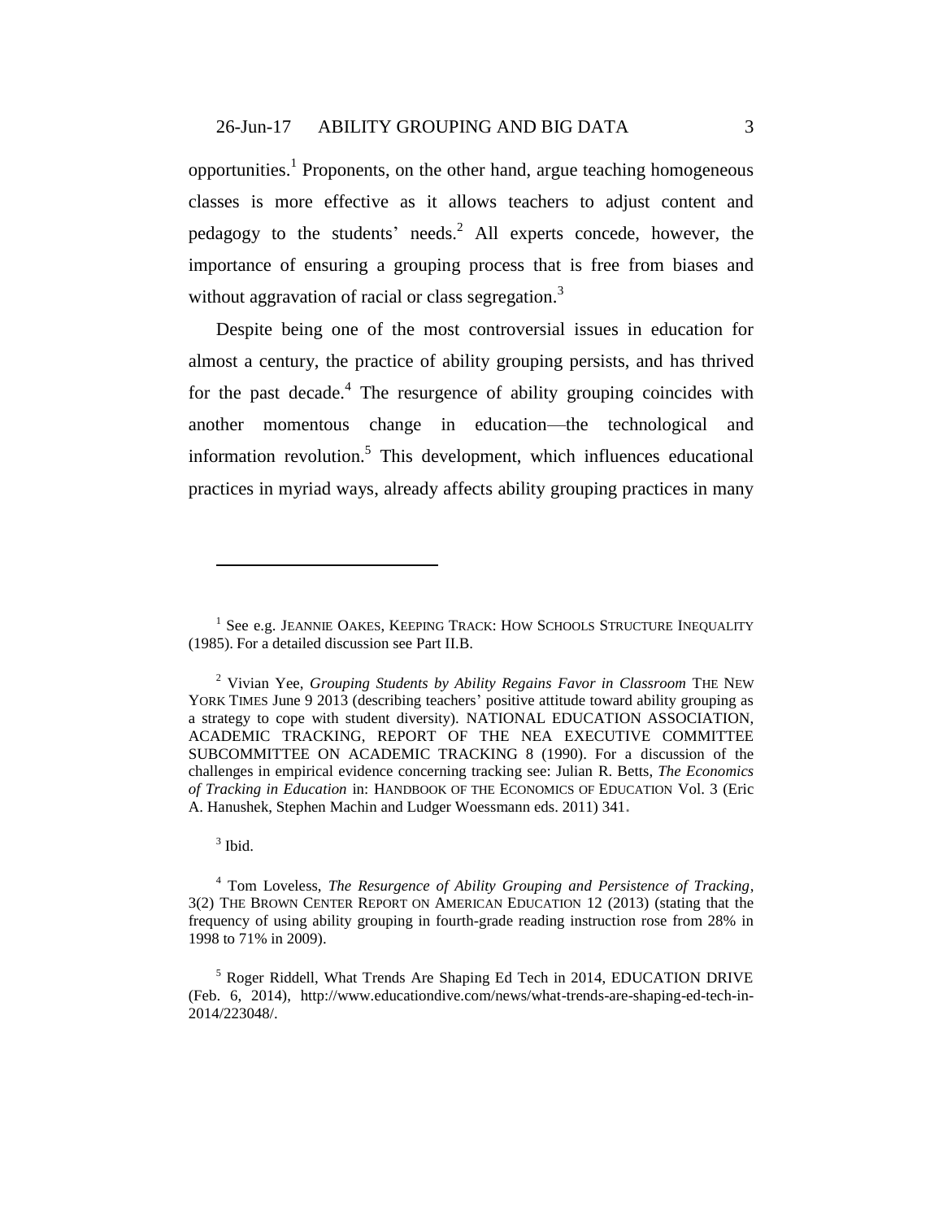opportunities.[1] Proponents, on the other hand, argue teaching homogeneous classes is more effective as it allows teachers to adjust content and pedagogy to the students' needs.[2] All experts concede, however, the importance of ensuring a grouping process that is free from biases and without aggravation of racial or class segregation.[3]

Despite being one of the most controversial issues in education for almost a century, the practice of ability grouping persists, and has thrived for the past decade.[4] The resurgence of ability grouping coincides with another momentous change in education—the technological and information revolution.[5] This development, which influences educational practices in myriad ways, already affects ability grouping practices in many

---

[1] See e.g. JEANNIE OAKES, KEEPING TRACK: HOW SCHOOLS STRUCTURE INEQUALITY (1985). For a detailed discussion see Part II.B.

[2] Vivian Yee, *Grouping Students by Ability Regains Favor in Classroom* THE NEW YORK TIMES June 9 2013 (describing teachers' positive attitude toward ability grouping as a strategy to cope with student diversity). NATIONAL EDUCATION ASSOCIATION, ACADEMIC TRACKING, REPORT OF THE NEA EXECUTIVE COMMITTEE SUBCOMMITTEE ON ACADEMIC TRACKING 8 (1990). For a discussion of the challenges in empirical evidence concerning tracking see: Julian R. Betts, *The Economics of Tracking in Education* in: HANDBOOK OF THE ECONOMICS OF EDUCATION Vol. 3 (Eric A. Hanushek, Stephen Machin and Ludger Woessmann eds. 2011) 341.

[3] Ibid.

[4] Tom Loveless, *The Resurgence of Ability Grouping and Persistence of Tracking*, 3(2) THE BROWN CENTER REPORT ON AMERICAN EDUCATION 12 (2013) (stating that the frequency of using ability grouping in fourth-grade reading instruction rose from 28% in 1998 to 71% in 2009).

[5] Roger Riddell, What Trends Are Shaping Ed Tech in 2014, EDUCATION DRIVE (Feb. 6, 2014), http://www.educationdive.com/news/what-trends-are-shaping-ed-tech-in-2014/223048/.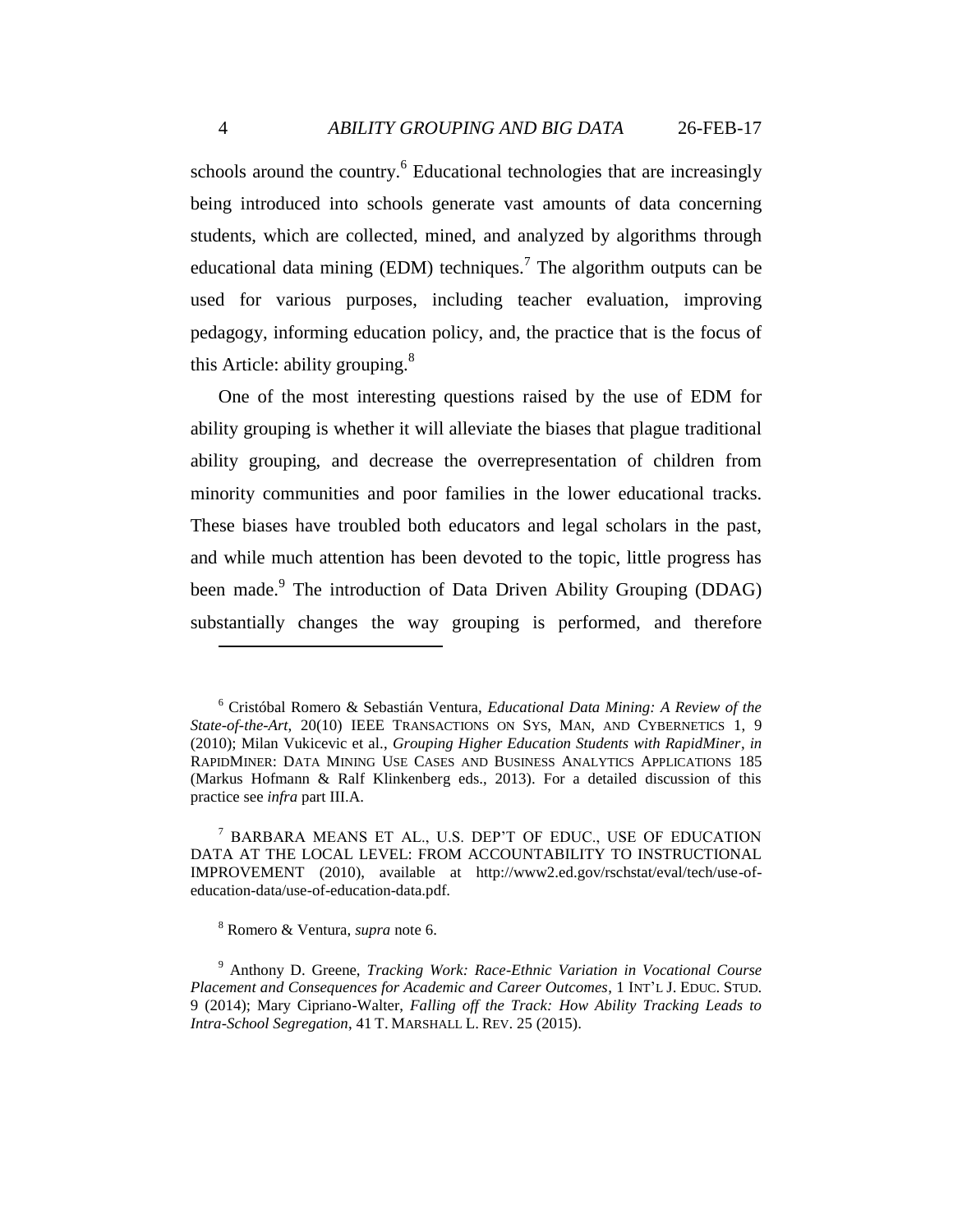schools around the country.[6] Educational technologies that are increasingly being introduced into schools generate vast amounts of data concerning students, which are collected, mined, and analyzed by algorithms through educational data mining (EDM) techniques.[7] The algorithm outputs can be used for various purposes, including teacher evaluation, improving pedagogy, informing education policy, and, the practice that is the focus of this Article: ability grouping.[8]

One of the most interesting questions raised by the use of EDM for ability grouping is whether it will alleviate the biases that plague traditional ability grouping, and decrease the overrepresentation of children from minority communities and poor families in the lower educational tracks. These biases have troubled both educators and legal scholars in the past, and while much attention has been devoted to the topic, little progress has been made.[9] The introduction of Data Driven Ability Grouping (DDAG) substantially changes the way grouping is performed, and therefore

---

[6] Cristóbal Romero & Sebastián Ventura, *Educational Data Mining: A Review of the State-of-the-Art*, 20(10) IEEE TRANSACTIONS ON SYS, MAN, AND CYBERNETICS 1, 9 (2010); Milan Vukicevic et al., *Grouping Higher Education Students with RapidMiner*, *in* RAPIDMINER: DATA MINING USE CASES AND BUSINESS ANALYTICS APPLICATIONS 185 (Markus Hofmann & Ralf Klinkenberg eds., 2013). For a detailed discussion of this practice see *infra* part III.A.

[7] BARBARA MEANS ET AL., U.S. DEP'T OF EDUC., USE OF EDUCATION DATA AT THE LOCAL LEVEL: FROM ACCOUNTABILITY TO INSTRUCTIONAL IMPROVEMENT (2010), available at http://www2.ed.gov/rschstat/eval/tech/use-of-education-data/use-of-education-data.pdf.

[8] Romero & Ventura, *supra* note 6.

[9] Anthony D. Greene, *Tracking Work: Race-Ethnic Variation in Vocational Course Placement and Consequences for Academic and Career Outcomes*, 1 INT'L J. EDUC. STUD. 9 (2014); Mary Cipriano-Walter, *Falling off the Track: How Ability Tracking Leads to Intra-School Segregation*, 41 T. MARSHALL L. REV. 25 (2015).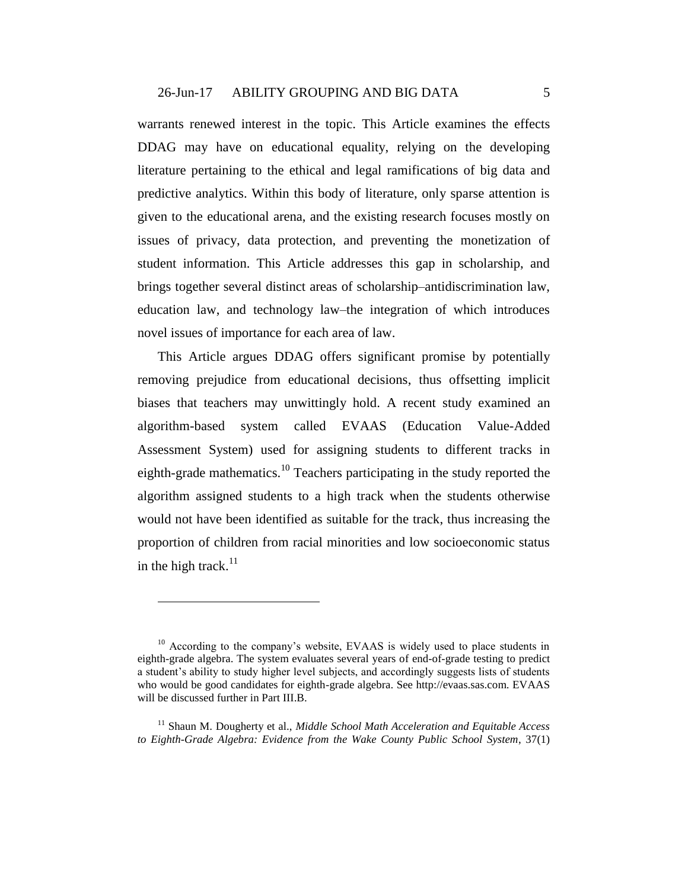warrants renewed interest in the topic. This Article examines the effects DDAG may have on educational equality, relying on the developing literature pertaining to the ethical and legal ramifications of big data and predictive analytics. Within this body of literature, only sparse attention is given to the educational arena, and the existing research focuses mostly on issues of privacy, data protection, and preventing the monetization of student information. This Article addresses this gap in scholarship, and brings together several distinct areas of scholarship–antidiscrimination law, education law, and technology law–the integration of which introduces novel issues of importance for each area of law.

This Article argues DDAG offers significant promise by potentially removing prejudice from educational decisions, thus offsetting implicit biases that teachers may unwittingly hold. A recent study examined an algorithm-based system called EVAAS (Education Value-Added Assessment System) used for assigning students to different tracks in eighth-grade mathematics.[10] Teachers participating in the study reported the algorithm assigned students to a high track when the students otherwise would not have been identified as suitable for the track, thus increasing the proportion of children from racial minorities and low socioeconomic status in the high track.[11]

---

[10] According to the company's website, EVAAS is widely used to place students in eighth-grade algebra. The system evaluates several years of end-of-grade testing to predict a student's ability to study higher level subjects, and accordingly suggests lists of students who would be good candidates for eighth-grade algebra. See http://evaas.sas.com. EVAAS will be discussed further in Part III.B.

[11] Shaun M. Dougherty et al., *Middle School Math Acceleration and Equitable Access to Eighth-Grade Algebra: Evidence from the Wake County Public School System*, 37(1)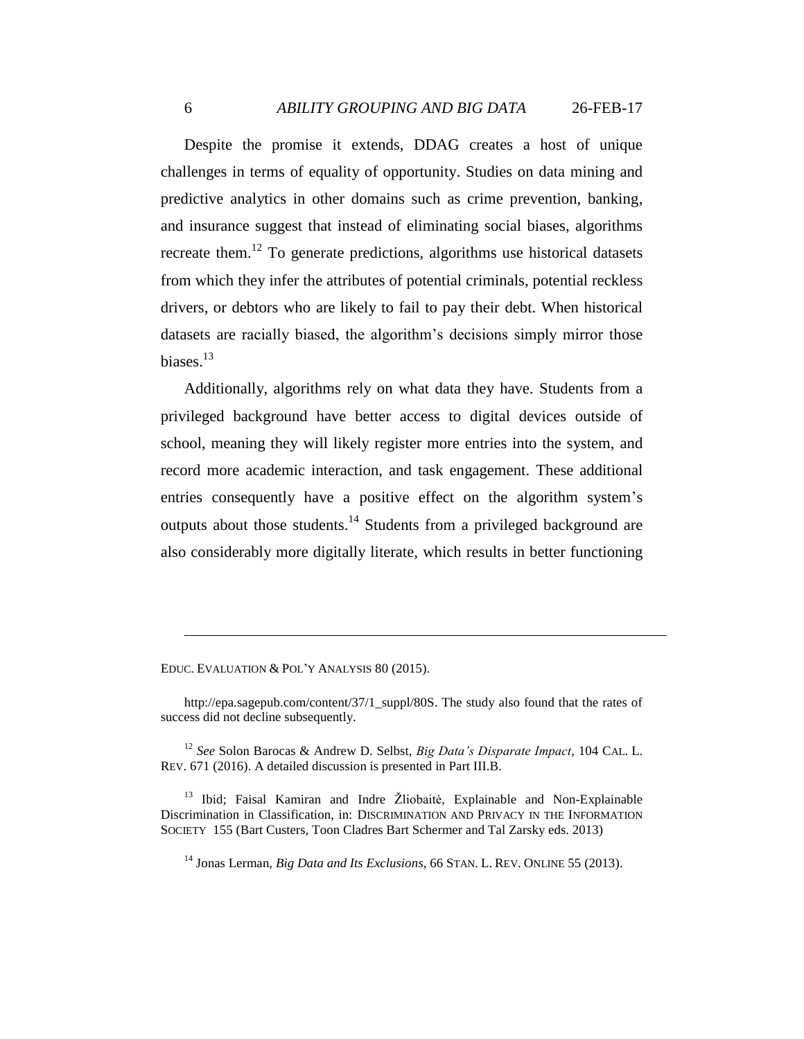Despite the promise it extends, DDAG creates a host of unique challenges in terms of equality of opportunity. Studies on data mining and predictive analytics in other domains such as crime prevention, banking, and insurance suggest that instead of eliminating social biases, algorithms recreate them.[12] To generate predictions, algorithms use historical datasets from which they infer the attributes of potential criminals, potential reckless drivers, or debtors who are likely to fail to pay their debt. When historical datasets are racially biased, the algorithm's decisions simply mirror those biases.[13]

Additionally, algorithms rely on what data they have. Students from a privileged background have better access to digital devices outside of school, meaning they will likely register more entries into the system, and record more academic interaction, and task engagement. These additional entries consequently have a positive effect on the algorithm system's outputs about those students.[14] Students from a privileged background are also considerably more digitally literate, which results in better functioning

---

EDUC. EVALUATION & POL'Y ANALYSIS 80 (2015).

http://epa.sagepub.com/content/37/1_suppl/80S. The study also found that the rates of success did not decline subsequently.

[12] *See* Solon Barocas & Andrew D. Selbst, *Big Data's Disparate Impact*, 104 CAL. L. REV. 671 (2016). A detailed discussion is presented in Part III.B.

[13] Ibid; Faisal Kamiran and Indre Žliobaitė, Explainable and Non-Explainable Discrimination in Classification, in: DISCRIMINATION AND PRIVACY IN THE INFORMATION SOCIETY 155 (Bart Custers, Toon Cladres Bart Schermer and Tal Zarsky eds. 2013)

[14] Jonas Lerman, *Big Data and Its Exclusions*, 66 STAN. L. REV. ONLINE 55 (2013).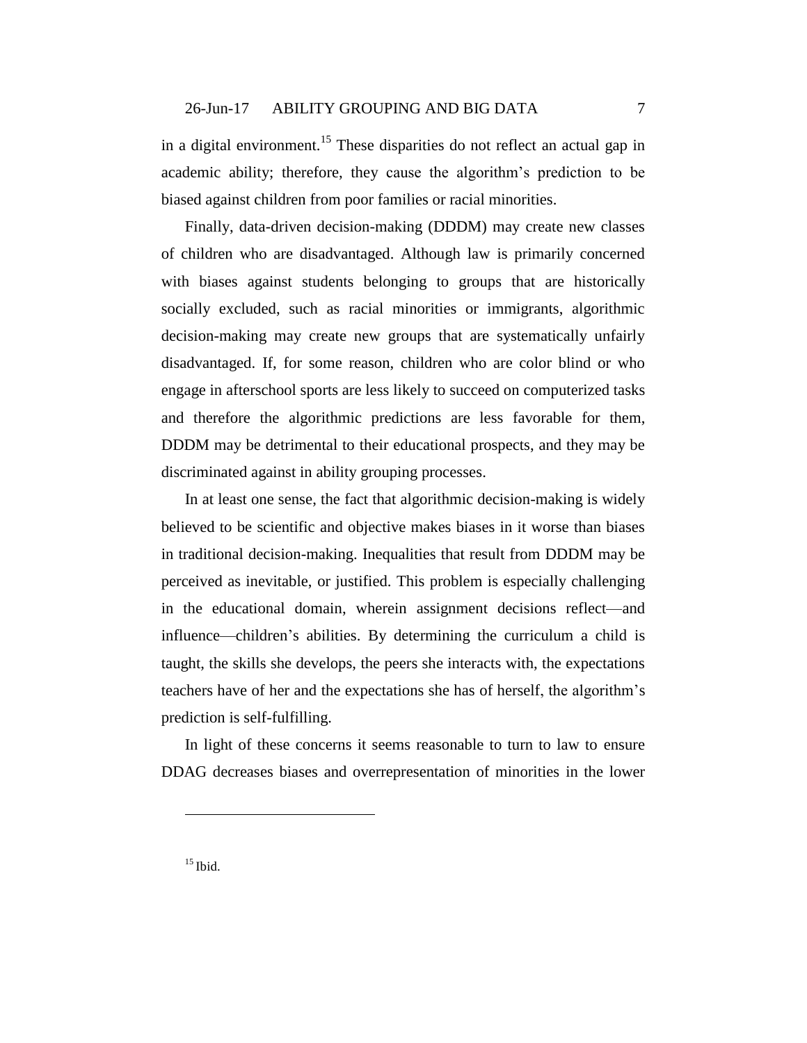in a digital environment.[15] These disparities do not reflect an actual gap in academic ability; therefore, they cause the algorithm's prediction to be biased against children from poor families or racial minorities.

Finally, data-driven decision-making (DDDM) may create new classes of children who are disadvantaged. Although law is primarily concerned with biases against students belonging to groups that are historically socially excluded, such as racial minorities or immigrants, algorithmic decision-making may create new groups that are systematically unfairly disadvantaged. If, for some reason, children who are color blind or who engage in afterschool sports are less likely to succeed on computerized tasks and therefore the algorithmic predictions are less favorable for them, DDDM may be detrimental to their educational prospects, and they may be discriminated against in ability grouping processes.

In at least one sense, the fact that algorithmic decision-making is widely believed to be scientific and objective makes biases in it worse than biases in traditional decision-making. Inequalities that result from DDDM may be perceived as inevitable, or justified. This problem is especially challenging in the educational domain, wherein assignment decisions reflect—and influence—children's abilities. By determining the curriculum a child is taught, the skills she develops, the peers she interacts with, the expectations teachers have of her and the expectations she has of herself, the algorithm's prediction is self-fulfilling.

In light of these concerns it seems reasonable to turn to law to ensure DDAG decreases biases and overrepresentation of minorities in the lower

---

[15] Ibid.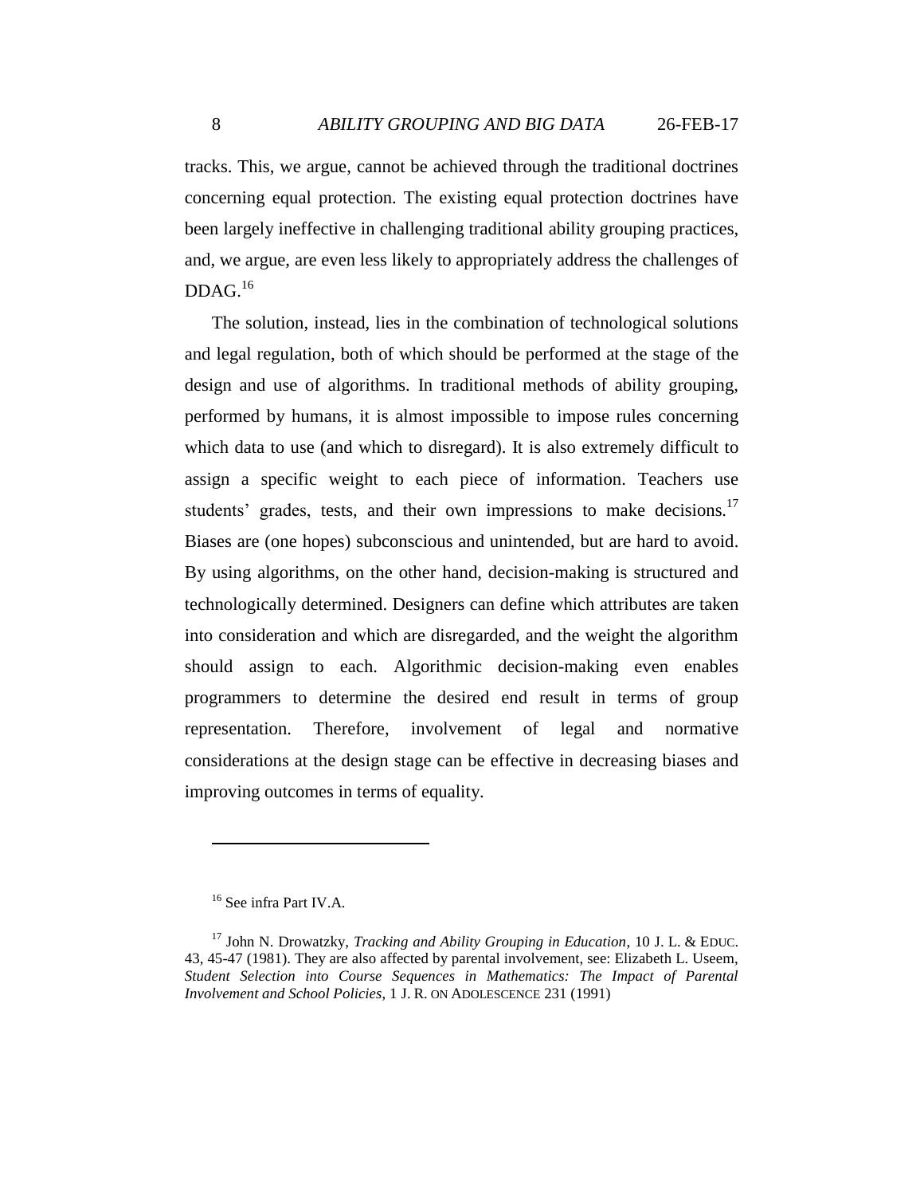tracks. This, we argue, cannot be achieved through the traditional doctrines concerning equal protection. The existing equal protection doctrines have been largely ineffective in challenging traditional ability grouping practices, and, we argue, are even less likely to appropriately address the challenges of DDAG.[16]

The solution, instead, lies in the combination of technological solutions and legal regulation, both of which should be performed at the stage of the design and use of algorithms. In traditional methods of ability grouping, performed by humans, it is almost impossible to impose rules concerning which data to use (and which to disregard). It is also extremely difficult to assign a specific weight to each piece of information. Teachers use students' grades, tests, and their own impressions to make decisions.[17] Biases are (one hopes) subconscious and unintended, but are hard to avoid. By using algorithms, on the other hand, decision-making is structured and technologically determined. Designers can define which attributes are taken into consideration and which are disregarded, and the weight the algorithm should assign to each. Algorithmic decision-making even enables programmers to determine the desired end result in terms of group representation. Therefore, involvement of legal and normative considerations at the design stage can be effective in decreasing biases and improving outcomes in terms of equality.

---

[16] See infra Part IV.A.

[17] John N. Drowatzky, *Tracking and Ability Grouping in Education*, 10 J. L. & EDUC. 43, 45-47 (1981). They are also affected by parental involvement, see: Elizabeth L. Useem, *Student Selection into Course Sequences in Mathematics: The Impact of Parental Involvement and School Policies*, 1 J. R. ON ADOLESCENCE 231 (1991)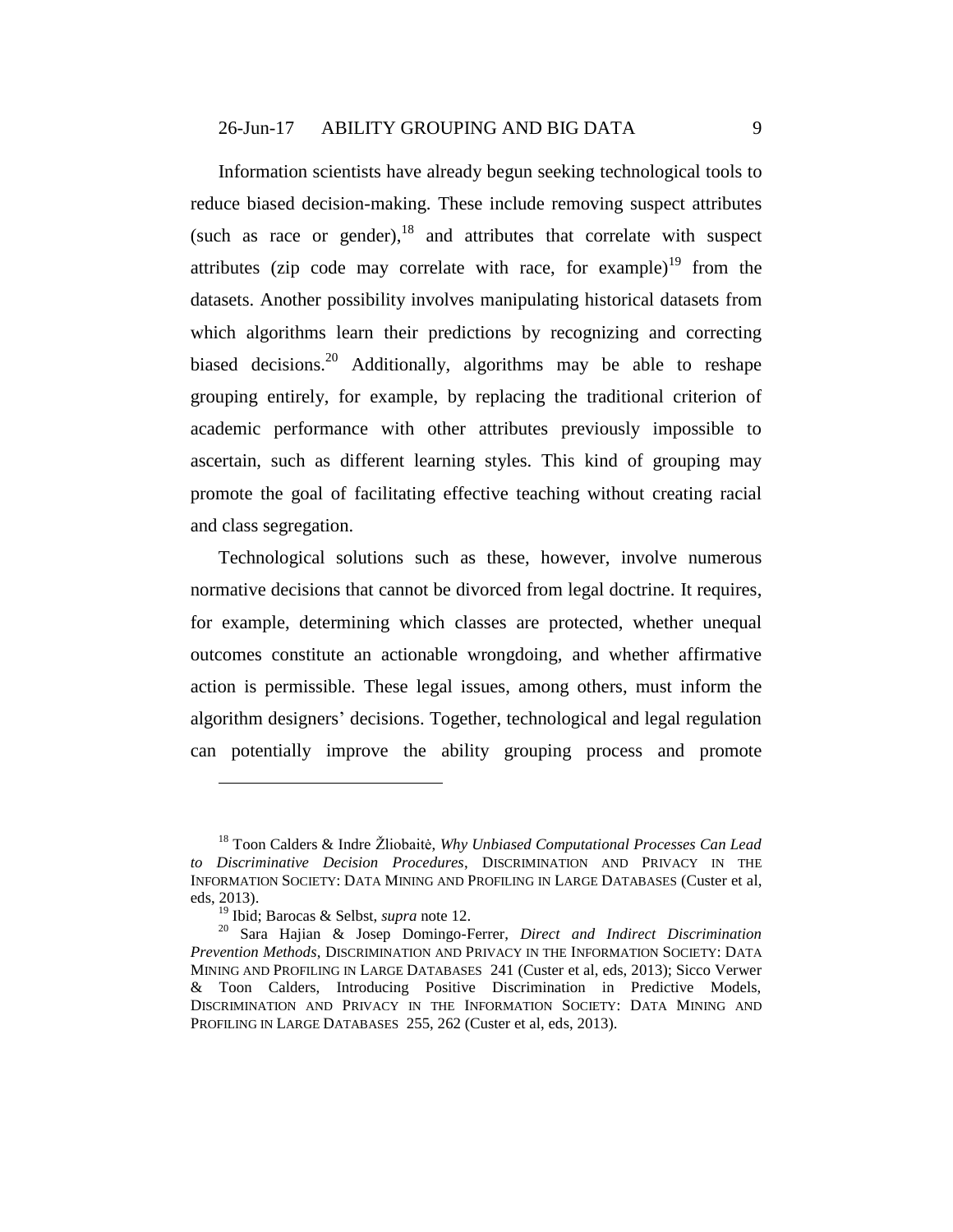Information scientists have already begun seeking technological tools to reduce biased decision-making. These include removing suspect attributes (such as race or gender),[18] and attributes that correlate with suspect attributes (zip code may correlate with race, for example)[19] from the datasets. Another possibility involves manipulating historical datasets from which algorithms learn their predictions by recognizing and correcting biased decisions.[20] Additionally, algorithms may be able to reshape grouping entirely, for example, by replacing the traditional criterion of academic performance with other attributes previously impossible to ascertain, such as different learning styles. This kind of grouping may promote the goal of facilitating effective teaching without creating racial and class segregation.

Technological solutions such as these, however, involve numerous normative decisions that cannot be divorced from legal doctrine. It requires, for example, determining which classes are protected, whether unequal outcomes constitute an actionable wrongdoing, and whether affirmative action is permissible. These legal issues, among others, must inform the algorithm designers' decisions. Together, technological and legal regulation can potentially improve the ability grouping process and promote

---

[18] Toon Calders & Indre Žliobaitė, *Why Unbiased Computational Processes Can Lead to Discriminative Decision Procedures*, DISCRIMINATION AND PRIVACY IN THE INFORMATION SOCIETY: DATA MINING AND PROFILING IN LARGE DATABASES (Custer et al, eds, 2013).

[19] Ibid; Barocas & Selbst, *supra* note 12.

[20] Sara Hajian & Josep Domingo-Ferrer, *Direct and Indirect Discrimination Prevention Methods*, DISCRIMINATION AND PRIVACY IN THE INFORMATION SOCIETY: DATA MINING AND PROFILING IN LARGE DATABASES 241 (Custer et al, eds, 2013); Sicco Verwer & Toon Calders, Introducing Positive Discrimination in Predictive Models, DISCRIMINATION AND PRIVACY IN THE INFORMATION SOCIETY: DATA MINING AND PROFILING IN LARGE DATABASES 255, 262 (Custer et al, eds, 2013).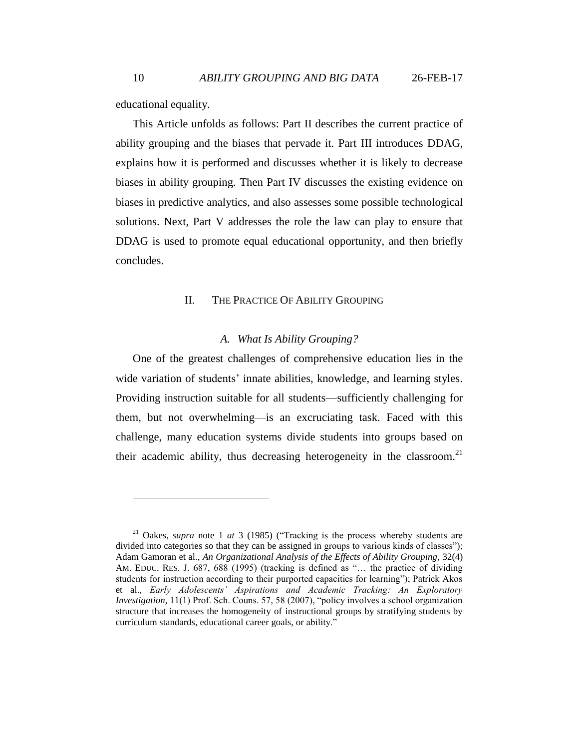educational equality.

This Article unfolds as follows: Part II describes the current practice of ability grouping and the biases that pervade it. Part III introduces DDAG, explains how it is performed and discusses whether it is likely to decrease biases in ability grouping. Then Part IV discusses the existing evidence on biases in predictive analytics, and also assesses some possible technological solutions. Next, Part V addresses the role the law can play to ensure that DDAG is used to promote equal educational opportunity, and then briefly concludes.

## II. THE PRACTICE OF ABILITY GROUPING

### *A. What Is Ability Grouping?*

One of the greatest challenges of comprehensive education lies in the wide variation of students' innate abilities, knowledge, and learning styles. Providing instruction suitable for all students—sufficiently challenging for them, but not overwhelming—is an excruciating task. Faced with this challenge, many education systems divide students into groups based on their academic ability, thus decreasing heterogeneity in the classroom.[21]

---

[21] Oakes, *supra* note 1 *at* 3 (1985) ("Tracking is the process whereby students are divided into categories so that they can be assigned in groups to various kinds of classes"); Adam Gamoran et al., *An Organizational Analysis of the Effects of Ability Grouping*, 32(4) AM. EDUC. RES. J. 687, 688 (1995) (tracking is defined as "… the practice of dividing students for instruction according to their purported capacities for learning"); Patrick Akos et al., *Early Adolescents' Aspirations and Academic Tracking: An Exploratory Investigation*, 11(1) Prof. Sch. Couns. 57, 58 (2007), "policy involves a school organization structure that increases the homogeneity of instructional groups by stratifying students by curriculum standards, educational career goals, or ability."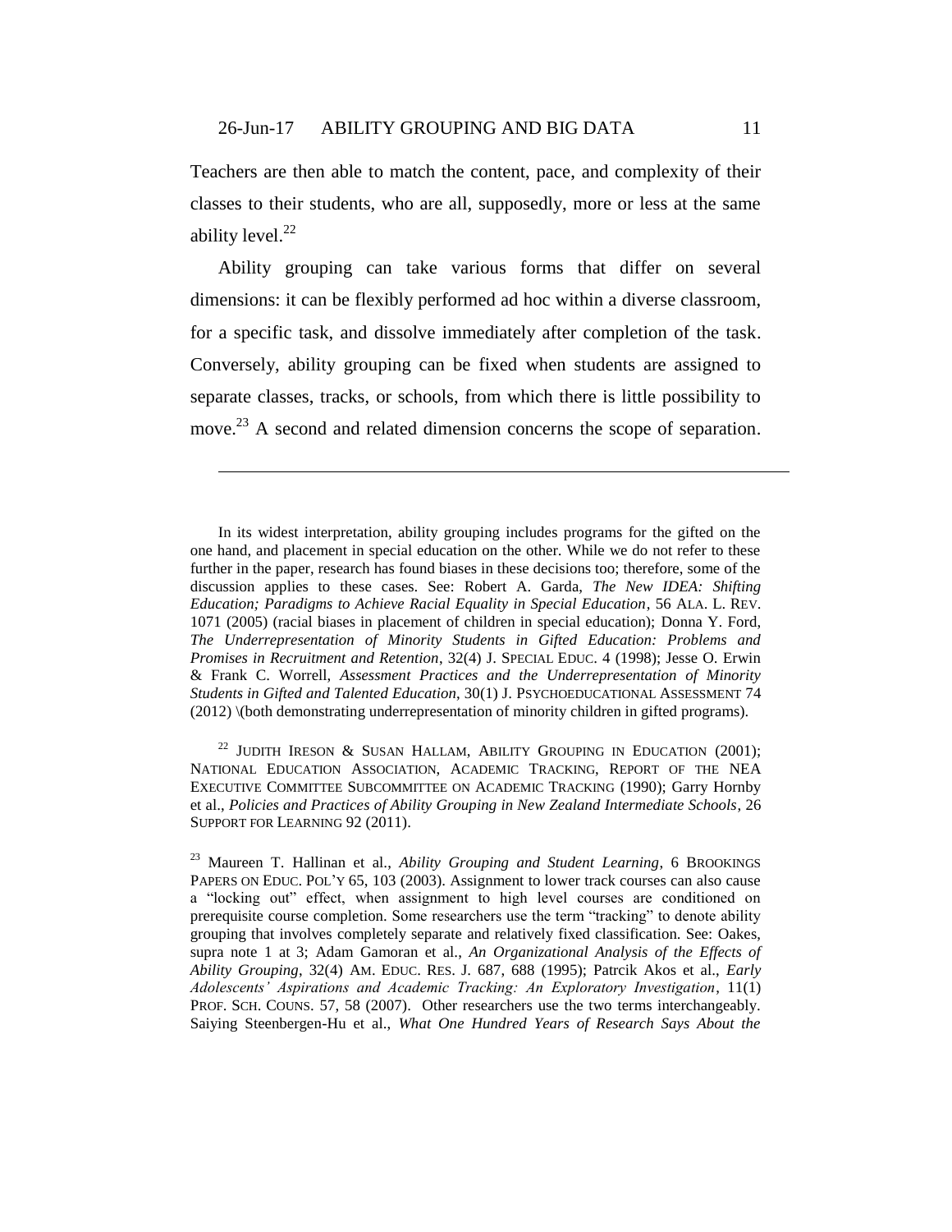Teachers are then able to match the content, pace, and complexity of their classes to their students, who are all, supposedly, more or less at the same ability level.[22]

Ability grouping can take various forms that differ on several dimensions: it can be flexibly performed ad hoc within a diverse classroom, for a specific task, and dissolve immediately after completion of the task. Conversely, ability grouping can be fixed when students are assigned to separate classes, tracks, or schools, from which there is little possibility to move.[23] A second and related dimension concerns the scope of separation.

---

In its widest interpretation, ability grouping includes programs for the gifted on the one hand, and placement in special education on the other. While we do not refer to these further in the paper, research has found biases in these decisions too; therefore, some of the discussion applies to these cases. See: Robert A. Garda, *The New IDEA: Shifting Education; Paradigms to Achieve Racial Equality in Special Education*, 56 ALA. L. REV. 1071 (2005) (racial biases in placement of children in special education); Donna Y. Ford, *The Underrepresentation of Minority Students in Gifted Education: Problems and Promises in Recruitment and Retention*, 32(4) J. SPECIAL EDUC. 4 (1998); Jesse O. Erwin & Frank C. Worrell, *Assessment Practices and the Underrepresentation of Minority Students in Gifted and Talented Education*, 30(1) J. PSYCHOEDUCATIONAL ASSESSMENT 74 (2012) \(both demonstrating underrepresentation of minority children in gifted programs).

[22] JUDITH IRESON & SUSAN HALLAM, ABILITY GROUPING IN EDUCATION (2001); NATIONAL EDUCATION ASSOCIATION, ACADEMIC TRACKING, REPORT OF THE NEA EXECUTIVE COMMITTEE SUBCOMMITTEE ON ACADEMIC TRACKING (1990); Garry Hornby et al., *Policies and Practices of Ability Grouping in New Zealand Intermediate Schools*, 26 SUPPORT FOR LEARNING 92 (2011).

[23] Maureen T. Hallinan et al., *Ability Grouping and Student Learning*, 6 BROOKINGS PAPERS ON EDUC. POL'Y 65, 103 (2003). Assignment to lower track courses can also cause a "locking out" effect, when assignment to high level courses are conditioned on prerequisite course completion. Some researchers use the term "tracking" to denote ability grouping that involves completely separate and relatively fixed classification. See: Oakes, supra note 1 at 3; Adam Gamoran et al., *An Organizational Analysis of the Effects of Ability Grouping*, 32(4) AM. EDUC. RES. J. 687, 688 (1995); Patrcik Akos et al., *Early Adolescents' Aspirations and Academic Tracking: An Exploratory Investigation*, 11(1) PROF. SCH. COUNS. 57, 58 (2007). Other researchers use the two terms interchangeably. Saiying Steenbergen-Hu et al., *What One Hundred Years of Research Says About the*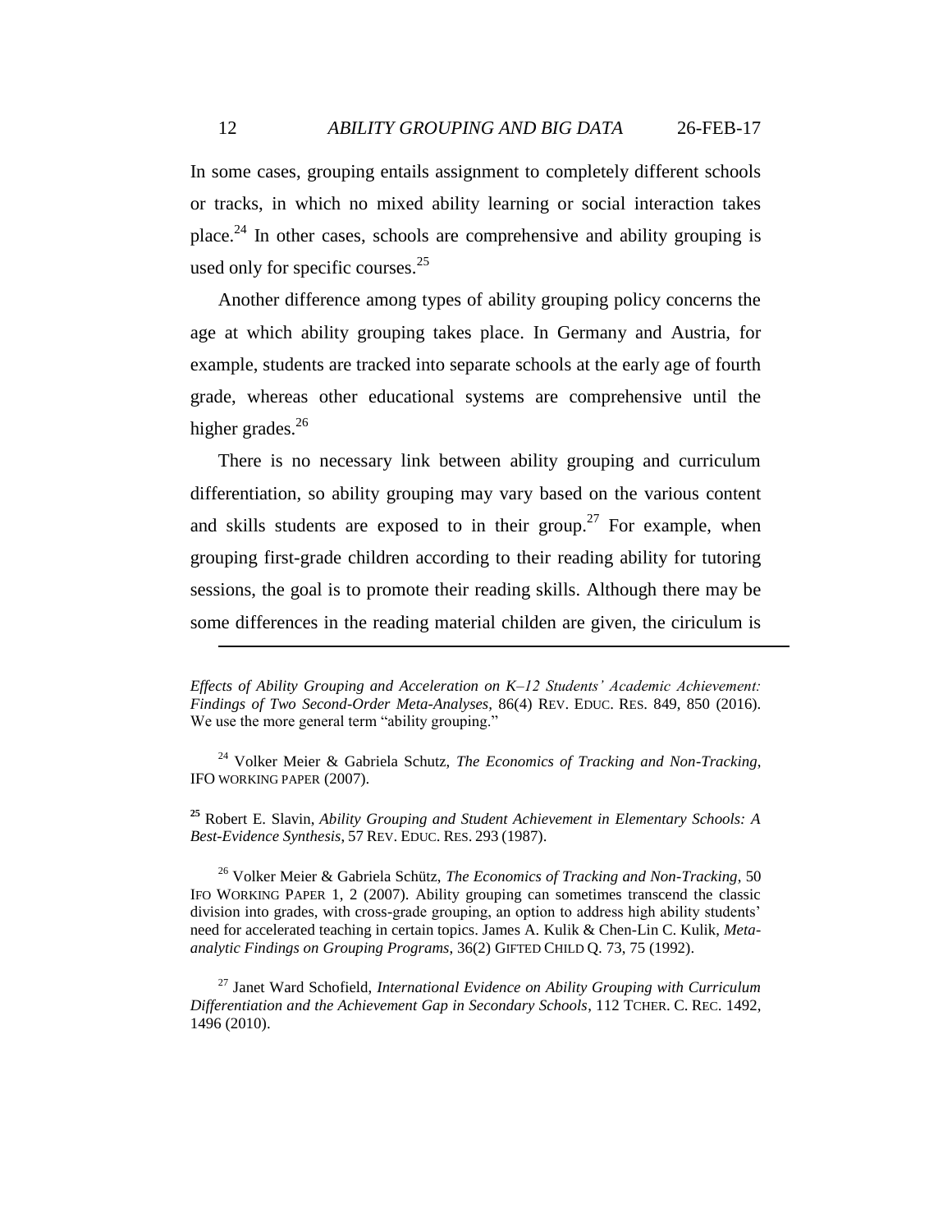In some cases, grouping entails assignment to completely different schools or tracks, in which no mixed ability learning or social interaction takes place.[24] In other cases, schools are comprehensive and ability grouping is used only for specific courses.[25]

Another difference among types of ability grouping policy concerns the age at which ability grouping takes place. In Germany and Austria, for example, students are tracked into separate schools at the early age of fourth grade, whereas other educational systems are comprehensive until the higher grades.[26]

There is no necessary link between ability grouping and curriculum differentiation, so ability grouping may vary based on the various content and skills students are exposed to in their group.[27] For example, when grouping first-grade children according to their reading ability for tutoring sessions, the goal is to promote their reading skills. Although there may be some differences in the reading material childen are given, the ciriculum is

---

*Effects of Ability Grouping and Acceleration on K–12 Students' Academic Achievement: Findings of Two Second-Order Meta-Analyses*, 86(4) REV. EDUC. RES. 849, 850 (2016). We use the more general term "ability grouping."

[24] Volker Meier & Gabriela Schutz, *The Economics of Tracking and Non-Tracking*, IFO WORKING PAPER (2007).

[25] Robert E. Slavin, *Ability Grouping and Student Achievement in Elementary Schools: A Best-Evidence Synthesis*, 57 REV. EDUC. RES. 293 (1987).

[26] Volker Meier & Gabriela Schütz, *The Economics of Tracking and Non-Tracking*, 50 IFO WORKING PAPER 1, 2 (2007). Ability grouping can sometimes transcend the classic division into grades, with cross-grade grouping, an option to address high ability students' need for accelerated teaching in certain topics. James A. Kulik & Chen-Lin C. Kulik, *Meta-analytic Findings on Grouping Programs*, 36(2) GIFTED CHILD Q. 73, 75 (1992).

[27] Janet Ward Schofield, *International Evidence on Ability Grouping with Curriculum Differentiation and the Achievement Gap in Secondary Schools*, 112 TCHER. C. REC. 1492, 1496 (2010).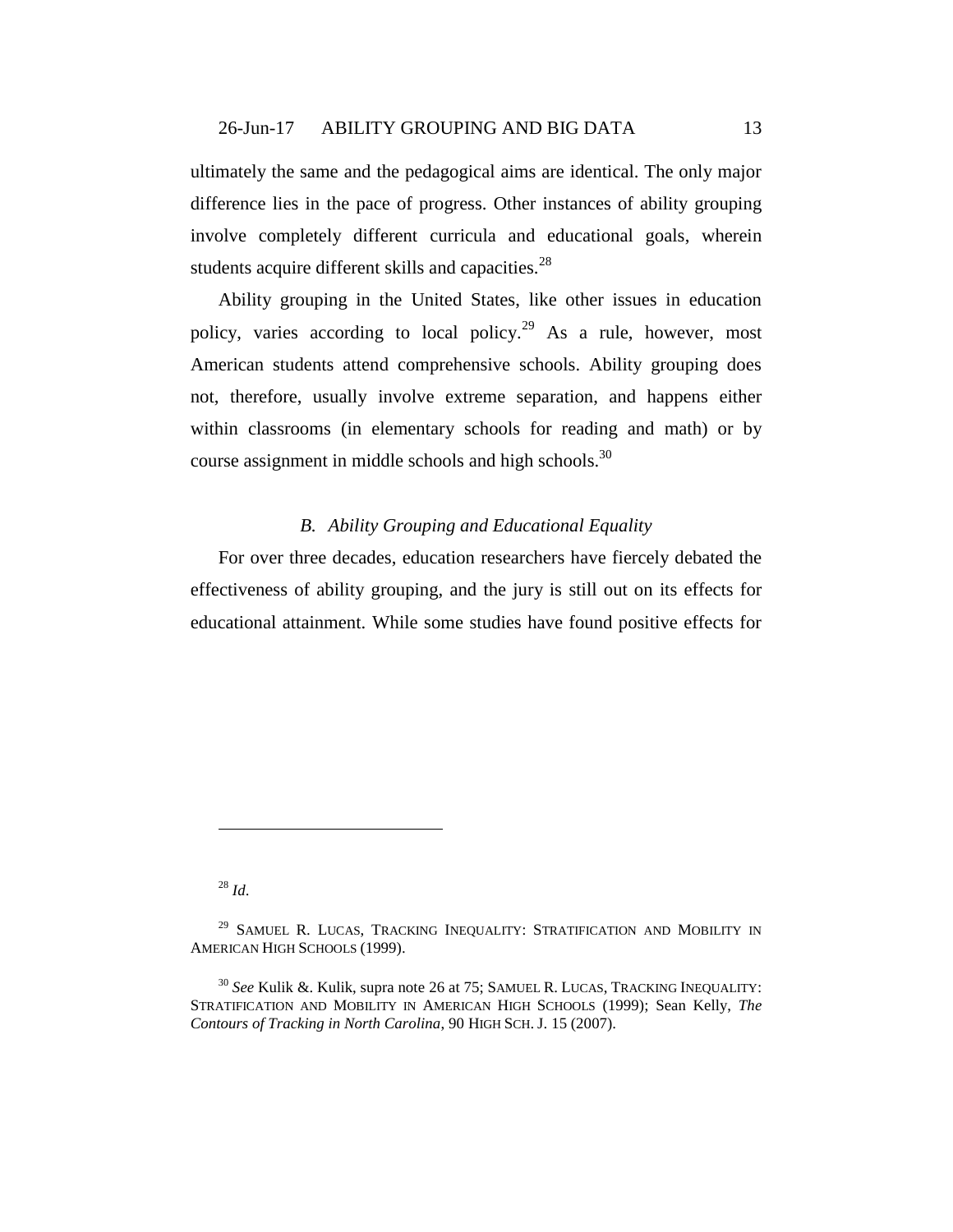ultimately the same and the pedagogical aims are identical. The only major difference lies in the pace of progress. Other instances of ability grouping involve completely different curricula and educational goals, wherein students acquire different skills and capacities.[28]

Ability grouping in the United States, like other issues in education policy, varies according to local policy.[29] As a rule, however, most American students attend comprehensive schools. Ability grouping does not, therefore, usually involve extreme separation, and happens either within classrooms (in elementary schools for reading and math) or by course assignment in middle schools and high schools.[30]

### *B. Ability Grouping and Educational Equality*

For over three decades, education researchers have fiercely debated the effectiveness of ability grouping, and the jury is still out on its effects for educational attainment. While some studies have found positive effects for

---

[28] *Id*.

[29] SAMUEL R. LUCAS, TRACKING INEQUALITY: STRATIFICATION AND MOBILITY IN AMERICAN HIGH SCHOOLS (1999).

[30] *See* Kulik &. Kulik, supra note 26 at 75; SAMUEL R. LUCAS, TRACKING INEQUALITY: STRATIFICATION AND MOBILITY IN AMERICAN HIGH SCHOOLS (1999); Sean Kelly, *The Contours of Tracking in North Carolina*, 90 HIGH SCH. J. 15 (2007).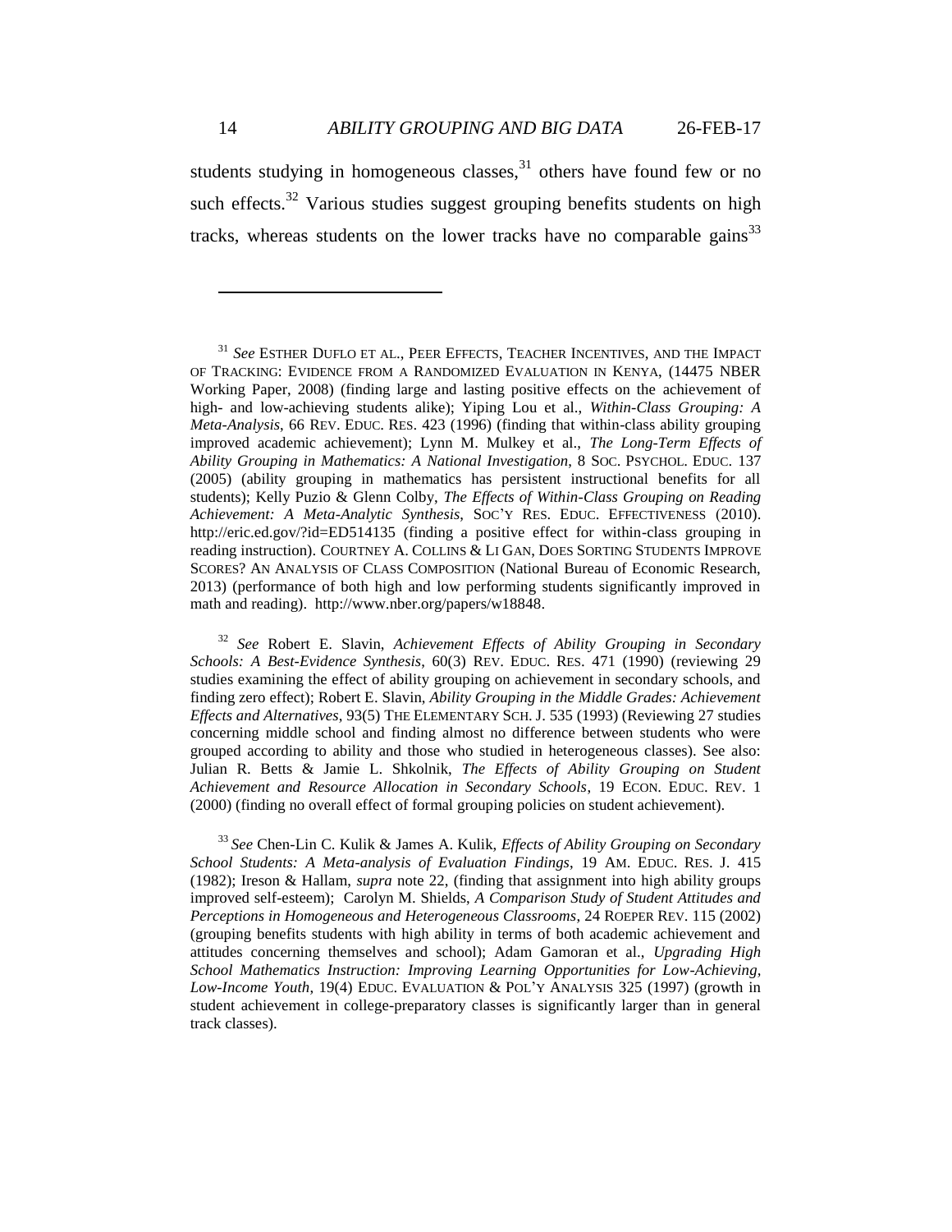students studying in homogeneous classes,[31] others have found few or no such effects.[32] Various studies suggest grouping benefits students on high tracks, whereas students on the lower tracks have no comparable gains[33]

---

[31] *See* ESTHER DUFLO ET AL., PEER EFFECTS, TEACHER INCENTIVES, AND THE IMPACT OF TRACKING: EVIDENCE FROM A RANDOMIZED EVALUATION IN KENYA, (14475 NBER Working Paper, 2008) (finding large and lasting positive effects on the achievement of high- and low-achieving students alike); Yiping Lou et al., *Within-Class Grouping: A Meta-Analysis*, 66 REV. EDUC. RES. 423 (1996) (finding that within-class ability grouping improved academic achievement); Lynn M. Mulkey et al., *The Long-Term Effects of Ability Grouping in Mathematics: A National Investigation*, 8 SOC. PSYCHOL. EDUC. 137 (2005) (ability grouping in mathematics has persistent instructional benefits for all students); Kelly Puzio & Glenn Colby, *The Effects of Within-Class Grouping on Reading Achievement: A Meta-Analytic Synthesis*, SOC'Y RES. EDUC. EFFECTIVENESS (2010). http://eric.ed.gov/?id=ED514135 (finding a positive effect for within-class grouping in reading instruction). COURTNEY A. COLLINS & LI GAN, DOES SORTING STUDENTS IMPROVE SCORES? AN ANALYSIS OF CLASS COMPOSITION (National Bureau of Economic Research, 2013) (performance of both high and low performing students significantly improved in math and reading). http://www.nber.org/papers/w18848.

[32] *See* Robert E. Slavin, *Achievement Effects of Ability Grouping in Secondary Schools: A Best-Evidence Synthesis*, 60(3) REV. EDUC. RES. 471 (1990) (reviewing 29 studies examining the effect of ability grouping on achievement in secondary schools, and finding zero effect); Robert E. Slavin, *Ability Grouping in the Middle Grades: Achievement Effects and Alternatives*, 93(5) THE ELEMENTARY SCH. J. 535 (1993) (Reviewing 27 studies concerning middle school and finding almost no difference between students who were grouped according to ability and those who studied in heterogeneous classes). See also: Julian R. Betts & Jamie L. Shkolnik, *The Effects of Ability Grouping on Student Achievement and Resource Allocation in Secondary Schools*, 19 ECON. EDUC. REV. 1 (2000) (finding no overall effect of formal grouping policies on student achievement).

[33] *See* Chen-Lin C. Kulik & James A. Kulik, *Effects of Ability Grouping on Secondary School Students: A Meta-analysis of Evaluation Findings*, 19 AM. EDUC. RES. J. 415 (1982); Ireson & Hallam, *supra* note 22, (finding that assignment into high ability groups improved self-esteem); Carolyn M. Shields, *A Comparison Study of Student Attitudes and Perceptions in Homogeneous and Heterogeneous Classrooms*, 24 ROEPER REV. 115 (2002) (grouping benefits students with high ability in terms of both academic achievement and attitudes concerning themselves and school); Adam Gamoran et al., *Upgrading High School Mathematics Instruction: Improving Learning Opportunities for Low-Achieving, Low-Income Youth*, 19(4) EDUC. EVALUATION & POL'Y ANALYSIS 325 (1997) (growth in student achievement in college-preparatory classes is significantly larger than in general track classes).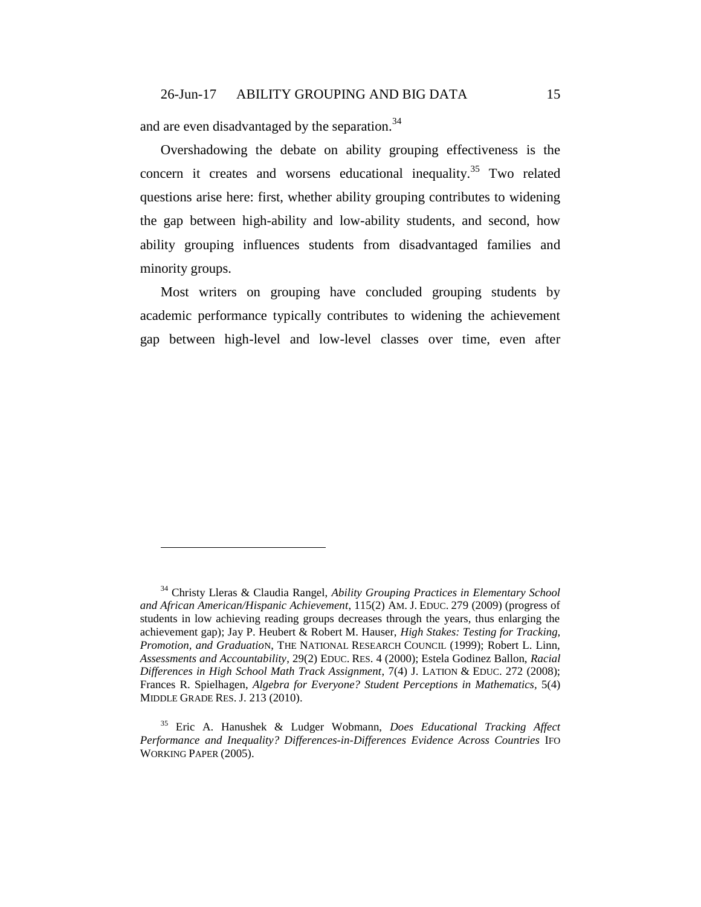and are even disadvantaged by the separation.[34]

Overshadowing the debate on ability grouping effectiveness is the concern it creates and worsens educational inequality.[35] Two related questions arise here: first, whether ability grouping contributes to widening the gap between high-ability and low-ability students, and second, how ability grouping influences students from disadvantaged families and minority groups.

Most writers on grouping have concluded grouping students by academic performance typically contributes to widening the achievement gap between high-level and low-level classes over time, even after

---

[34] Christy Lleras & Claudia Rangel, *Ability Grouping Practices in Elementary School and African American/Hispanic Achievement*, 115(2) AM. J. EDUC. 279 (2009) (progress of students in low achieving reading groups decreases through the years, thus enlarging the achievement gap); Jay P. Heubert & Robert M. Hauser, *High Stakes: Testing for Tracking, Promotion, and Graduation*, THE NATIONAL RESEARCH COUNCIL (1999); Robert L. Linn, *Assessments and Accountability*, 29(2) EDUC. RES. 4 (2000); Estela Godinez Ballon, *Racial Differences in High School Math Track Assignment*, 7(4) J. LATION & EDUC. 272 (2008); Frances R. Spielhagen, *Algebra for Everyone? Student Perceptions in Mathematics*, 5(4) MIDDLE GRADE RES. J. 213 (2010).

[35] Eric A. Hanushek & Ludger Wobmann, *Does Educational Tracking Affect Performance and Inequality? Differences-in-Differences Evidence Across Countries* IFO WORKING PAPER (2005).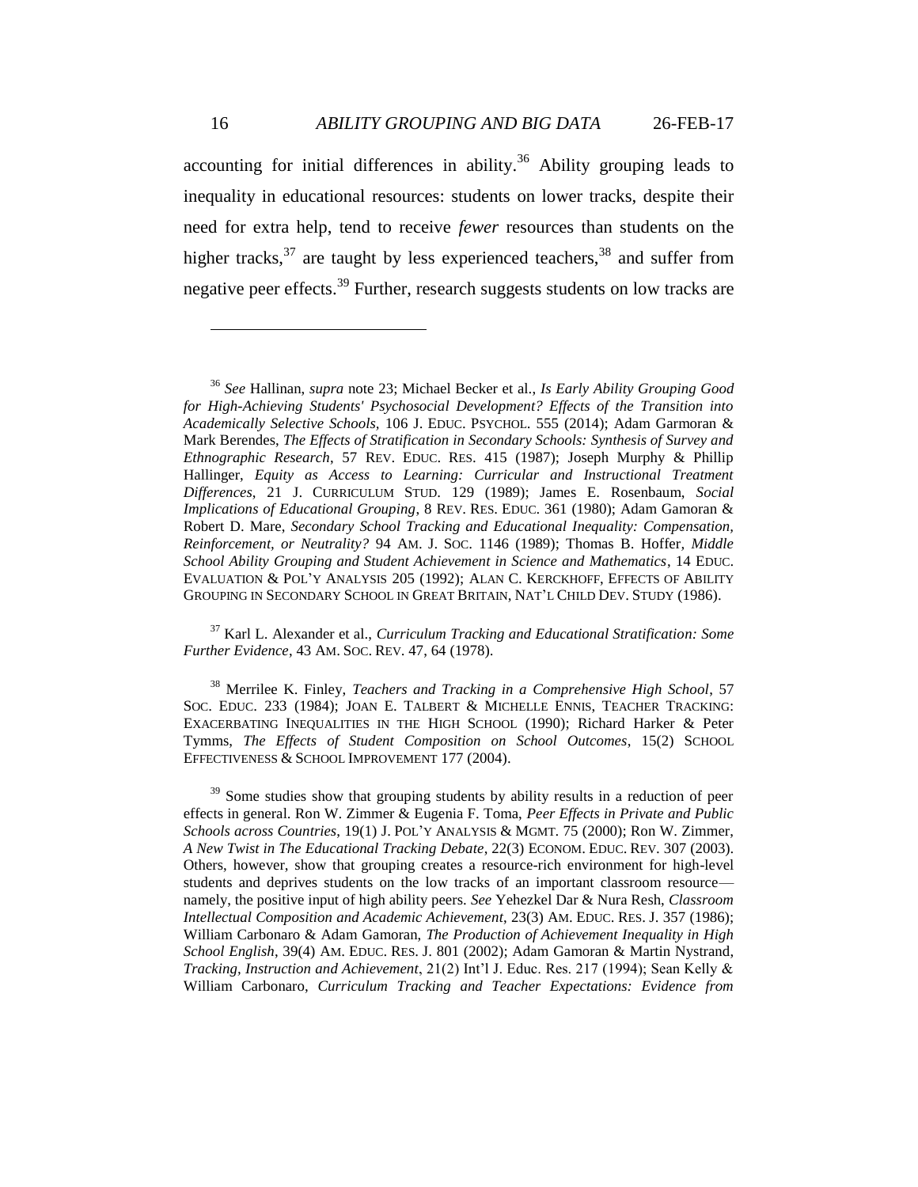accounting for initial differences in ability.[36] Ability grouping leads to inequality in educational resources: students on lower tracks, despite their need for extra help, tend to receive *fewer* resources than students on the higher tracks,[37] are taught by less experienced teachers,[38] and suffer from negative peer effects.[39] Further, research suggests students on low tracks are

---

[36] *See* Hallinan, *supra* note 23; Michael Becker et al., *Is Early Ability Grouping Good for High-Achieving Students' Psychosocial Development? Effects of the Transition into Academically Selective Schools*, 106 J. EDUC. PSYCHOL. 555 (2014); Adam Garmoran & Mark Berendes, *The Effects of Stratification in Secondary Schools: Synthesis of Survey and Ethnographic Research*, 57 REV. EDUC. RES. 415 (1987); Joseph Murphy & Phillip Hallinger, *Equity as Access to Learning: Curricular and Instructional Treatment Differences*, 21 J. CURRICULUM STUD. 129 (1989); James E. Rosenbaum, *Social Implications of Educational Grouping*, 8 REV. RES. EDUC. 361 (1980); Adam Gamoran & Robert D. Mare, *Secondary School Tracking and Educational Inequality: Compensation, Reinforcement, or Neutrality?* 94 AM. J. SOC. 1146 (1989); Thomas B. Hoffer, *Middle School Ability Grouping and Student Achievement in Science and Mathematics*, 14 EDUC. EVALUATION & POL'Y ANALYSIS 205 (1992); ALAN C. KERCKHOFF, EFFECTS OF ABILITY GROUPING IN SECONDARY SCHOOL IN GREAT BRITAIN, NAT'L CHILD DEV. STUDY (1986).

[37] Karl L. Alexander et al., *Curriculum Tracking and Educational Stratification: Some Further Evidence*, 43 AM. SOC. REV. 47, 64 (1978).

[38] Merrilee K. Finley, *Teachers and Tracking in a Comprehensive High School*, 57 SOC. EDUC. 233 (1984); JOAN E. TALBERT & MICHELLE ENNIS, TEACHER TRACKING: EXACERBATING INEQUALITIES IN THE HIGH SCHOOL (1990); Richard Harker & Peter Tymms, *The Effects of Student Composition on School Outcomes*, 15(2) SCHOOL EFFECTIVENESS & SCHOOL IMPROVEMENT 177 (2004).

[39] Some studies show that grouping students by ability results in a reduction of peer effects in general. Ron W. Zimmer & Eugenia F. Toma, *Peer Effects in Private and Public Schools across Countries*, 19(1) J. POL'Y ANALYSIS & MGMT. 75 (2000); Ron W. Zimmer, *A New Twist in The Educational Tracking Debate*, 22(3) ECONOM. EDUC. REV. 307 (2003). Others, however, show that grouping creates a resource-rich environment for high-level students and deprives students on the low tracks of an important classroom resource—namely, the positive input of high ability peers. *See* Yehezkel Dar & Nura Resh, *Classroom Intellectual Composition and Academic Achievement*, 23(3) AM. EDUC. RES. J. 357 (1986); William Carbonaro & Adam Gamoran, *The Production of Achievement Inequality in High School English*, 39(4) AM. EDUC. RES. J. 801 (2002); Adam Gamoran & Martin Nystrand, *Tracking, Instruction and Achievement*, 21(2) Int'l J. Educ. Res. 217 (1994); Sean Kelly & William Carbonaro, *Curriculum Tracking and Teacher Expectations: Evidence from*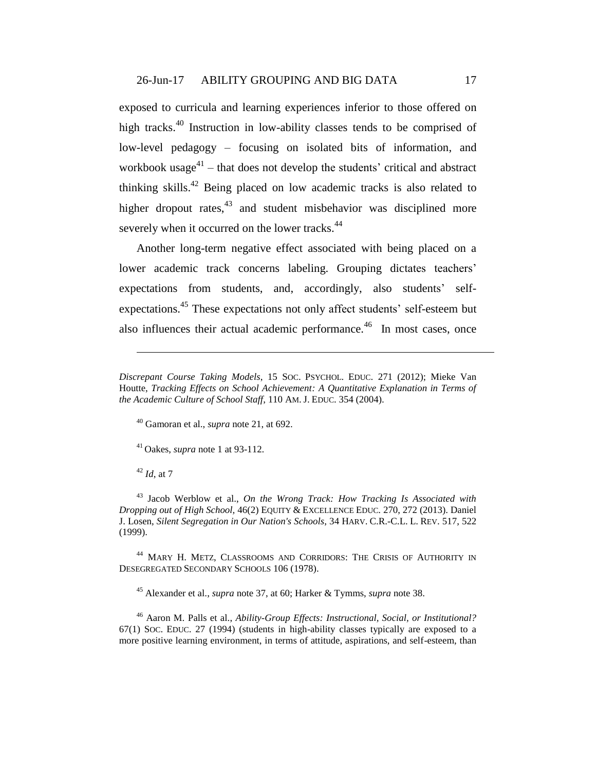exposed to curricula and learning experiences inferior to those offered on high tracks.[40] Instruction in low-ability classes tends to be comprised of low-level pedagogy – focusing on isolated bits of information, and workbook usage[41] – that does not develop the students' critical and abstract thinking skills.[42] Being placed on low academic tracks is also related to higher dropout rates,[43] and student misbehavior was disciplined more severely when it occurred on the lower tracks.[44]

Another long-term negative effect associated with being placed on a lower academic track concerns labeling. Grouping dictates teachers' expectations from students, and, accordingly, also students' self-expectations.[45] These expectations not only affect students' self-esteem but also influences their actual academic performance.[46] In most cases, once

---

*Discrepant Course Taking Models*, 15 SOC. PSYCHOL. EDUC. 271 (2012); Mieke Van Houtte, *Tracking Effects on School Achievement: A Quantitative Explanation in Terms of the Academic Culture of School Staff*, 110 AM. J. EDUC. 354 (2004).

[40] Gamoran et al., *supra* note 21, at 692.

[41] Oakes, *supra* note 1 at 93-112.

[42] *Id*, at 7

[43] Jacob Werblow et al., *On the Wrong Track: How Tracking Is Associated with Dropping out of High School,* 46(2) EQUITY & EXCELLENCE EDUC. 270, 272 (2013). Daniel J. Losen, *Silent Segregation in Our Nation's Schools*, 34 HARV. C.R.-C.L. L. REV. 517, 522 (1999).

[44] MARY H. METZ, CLASSROOMS AND CORRIDORS: THE CRISIS OF AUTHORITY IN DESEGREGATED SECONDARY SCHOOLS 106 (1978).

[45] Alexander et al., *supra* note 37, at 60; Harker & Tymms, *supra* note 38.

[46] Aaron M. Palls et al., *Ability-Group Effects: Instructional, Social, or Institutional?* 67(1) SOC. EDUC. 27 (1994) (students in high-ability classes typically are exposed to a more positive learning environment, in terms of attitude, aspirations, and self-esteem, than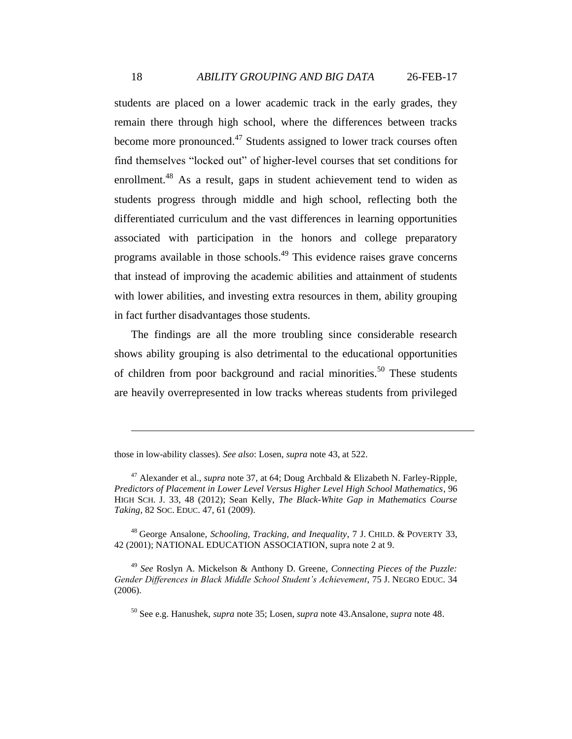students are placed on a lower academic track in the early grades, they remain there through high school, where the differences between tracks become more pronounced.[47] Students assigned to lower track courses often find themselves "locked out" of higher-level courses that set conditions for enrollment.[48] As a result, gaps in student achievement tend to widen as students progress through middle and high school, reflecting both the differentiated curriculum and the vast differences in learning opportunities associated with participation in the honors and college preparatory programs available in those schools.[49] This evidence raises grave concerns that instead of improving the academic abilities and attainment of students with lower abilities, and investing extra resources in them, ability grouping in fact further disadvantages those students.

The findings are all the more troubling since considerable research shows ability grouping is also detrimental to the educational opportunities of children from poor background and racial minorities.[50] These students are heavily overrepresented in low tracks whereas students from privileged

---

those in low-ability classes). *See also*: Losen, *supra* note 43, at 522.

[47] Alexander et al., *supra* note 37, at 64; Doug Archbald & Elizabeth N. Farley-Ripple, *Predictors of Placement in Lower Level Versus Higher Level High School Mathematics*, 96 HIGH SCH. J. 33, 48 (2012); Sean Kelly, *The Black-White Gap in Mathematics Course Taking*, 82 SOC. EDUC. 47, 61 (2009).

[48] George Ansalone, *Schooling, Tracking, and Inequality*, 7 J. CHILD. & POVERTY 33, 42 (2001); NATIONAL EDUCATION ASSOCIATION, supra note 2 at 9.

[49] *See* Roslyn A. Mickelson & Anthony D. Greene, *Connecting Pieces of the Puzzle: Gender Differences in Black Middle School Student's Achievement*, 75 J. NEGRO EDUC. 34 (2006).

[50] See e.g. Hanushek, *supra* note 35; Losen, *supra* note 43.Ansalone, *supra* note 48.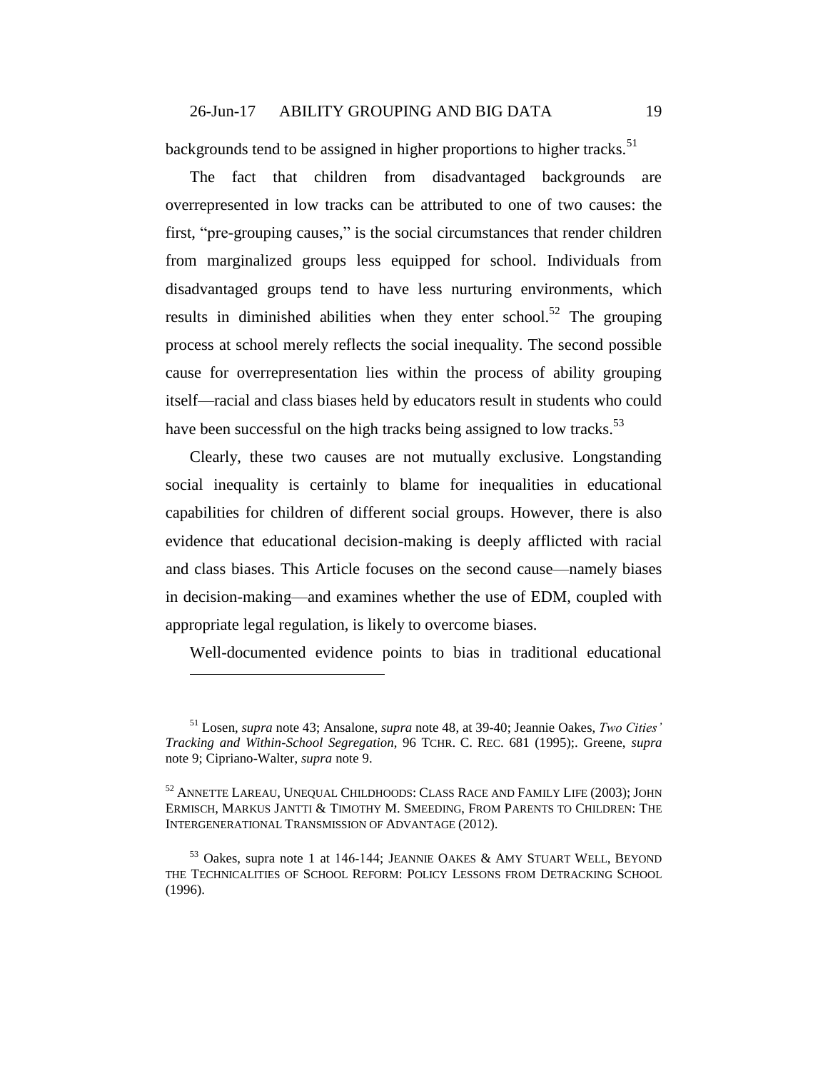backgrounds tend to be assigned in higher proportions to higher tracks.[51]

The fact that children from disadvantaged backgrounds are overrepresented in low tracks can be attributed to one of two causes: the first, "pre-grouping causes," is the social circumstances that render children from marginalized groups less equipped for school. Individuals from disadvantaged groups tend to have less nurturing environments, which results in diminished abilities when they enter school.[52] The grouping process at school merely reflects the social inequality. The second possible cause for overrepresentation lies within the process of ability grouping itself—racial and class biases held by educators result in students who could have been successful on the high tracks being assigned to low tracks.[53]

Clearly, these two causes are not mutually exclusive. Longstanding social inequality is certainly to blame for inequalities in educational capabilities for children of different social groups. However, there is also evidence that educational decision-making is deeply afflicted with racial and class biases. This Article focuses on the second cause—namely biases in decision-making—and examines whether the use of EDM, coupled with appropriate legal regulation, is likely to overcome biases.

Well-documented evidence points to bias in traditional educational

---

[51] Losen, *supra* note 43; Ansalone, *supra* note 48, at 39-40; Jeannie Oakes, *Two Cities' Tracking and Within-School Segregation*, 96 TCHR. C. REC. 681 (1995);. Greene, *supra* note 9; Cipriano-Walter, *supra* note 9.

[52] ANNETTE LAREAU, UNEQUAL CHILDHOODS: CLASS RACE AND FAMILY LIFE (2003); JOHN ERMISCH, MARKUS JANTTI & TIMOTHY M. SMEEDING, FROM PARENTS TO CHILDREN: THE INTERGENERATIONAL TRANSMISSION OF ADVANTAGE (2012).

[53] Oakes, supra note 1 at 146-144; JEANNIE OAKES & AMY STUART WELL, BEYOND THE TECHNICALITIES OF SCHOOL REFORM: POLICY LESSONS FROM DETRACKING SCHOOL (1996).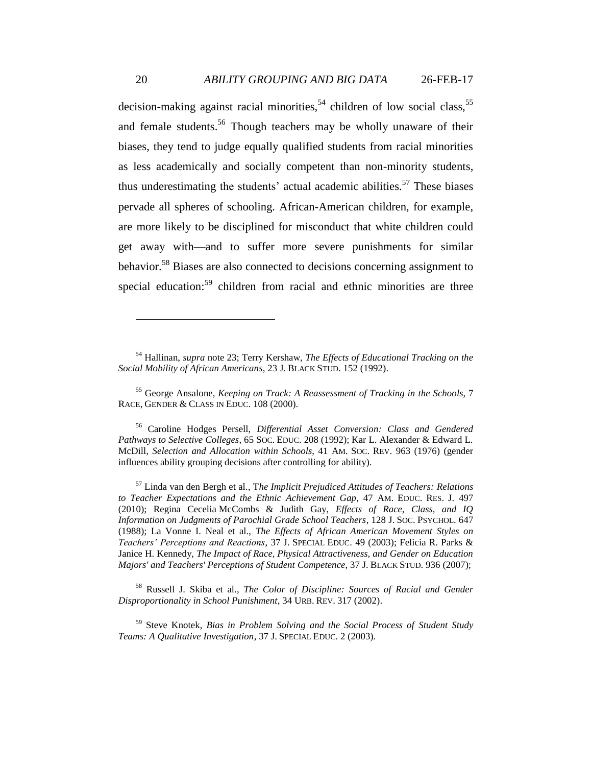decision-making against racial minorities,[54] children of low social class,[55] and female students.[56] Though teachers may be wholly unaware of their biases, they tend to judge equally qualified students from racial minorities as less academically and socially competent than non-minority students, thus underestimating the students' actual academic abilities.[57] These biases pervade all spheres of schooling. African-American children, for example, are more likely to be disciplined for misconduct that white children could get away with—and to suffer more severe punishments for similar behavior.[58] Biases are also connected to decisions concerning assignment to special education:[59] children from racial and ethnic minorities are three

---

[54] Hallinan, *supra* note 23; Terry Kershaw, *The Effects of Educational Tracking on the Social Mobility of African Americans*, 23 J. BLACK STUD. 152 (1992).

[55] George Ansalone, *Keeping on Track: A Reassessment of Tracking in the Schools*, 7 RACE, GENDER & CLASS IN EDUC. 108 (2000).

[56] Caroline Hodges Persell, *Differential Asset Conversion: Class and Gendered Pathways to Selective Colleges*, 65 SOC. EDUC. 208 (1992); Kar L. Alexander & Edward L. McDill, *Selection and Allocation within Schools*, 41 AM. SOC. REV. 963 (1976) (gender influences ability grouping decisions after controlling for ability).

[57] Linda van den Bergh et al., T*he Implicit Prejudiced Attitudes of Teachers: Relations to Teacher Expectations and the Ethnic Achievement Gap*, 47 AM. EDUC. RES. J. 497 (2010); Regina Cecelia McCombs & Judith Gay, *Effects of Race, Class, and IQ Information on Judgments of Parochial Grade School Teachers*, 128 J. SOC. PSYCHOL. 647 (1988); La Vonne I. Neal et al., *The Effects of African American Movement Styles on Teachers' Perceptions and Reactions*, 37 J. SPECIAL EDUC. 49 (2003); Felicia R. Parks & Janice H. Kennedy, *The Impact of Race, Physical Attractiveness, and Gender on Education Majors' and Teachers' Perceptions of Student Competence*, 37 J. BLACK STUD. 936 (2007);

[58] Russell J. Skiba et al., *The Color of Discipline: Sources of Racial and Gender Disproportionality in School Punishment*, 34 URB. REV. 317 (2002).

[59] Steve Knotek, *Bias in Problem Solving and the Social Process of Student Study Teams: A Qualitative Investigation*, 37 J. SPECIAL EDUC. 2 (2003).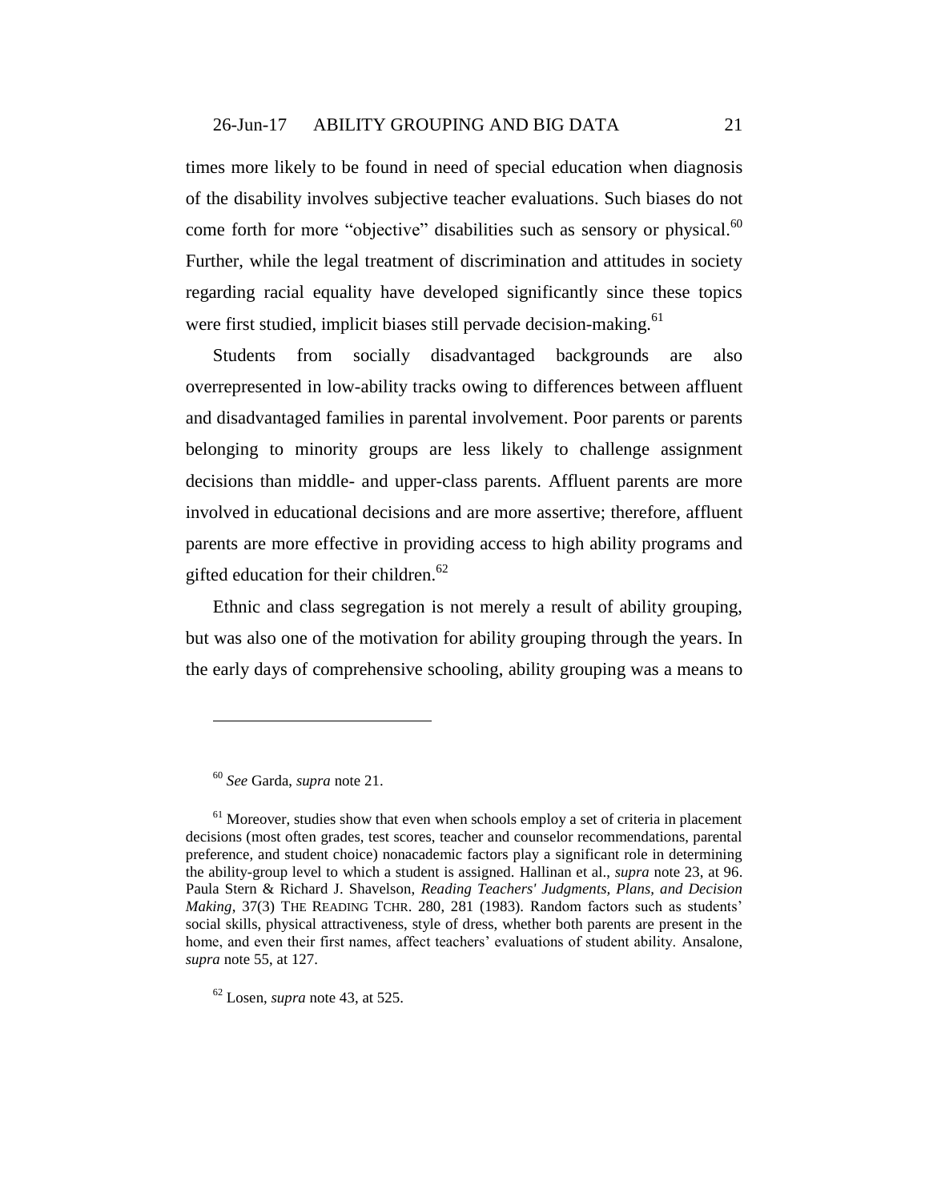times more likely to be found in need of special education when diagnosis of the disability involves subjective teacher evaluations. Such biases do not come forth for more "objective" disabilities such as sensory or physical.[60] Further, while the legal treatment of discrimination and attitudes in society regarding racial equality have developed significantly since these topics were first studied, implicit biases still pervade decision-making.[61]

Students from socially disadvantaged backgrounds are also overrepresented in low-ability tracks owing to differences between affluent and disadvantaged families in parental involvement. Poor parents or parents belonging to minority groups are less likely to challenge assignment decisions than middle- and upper-class parents. Affluent parents are more involved in educational decisions and are more assertive; therefore, affluent parents are more effective in providing access to high ability programs and gifted education for their children.[62]

Ethnic and class segregation is not merely a result of ability grouping, but was also one of the motivation for ability grouping through the years. In the early days of comprehensive schooling, ability grouping was a means to

---

[60] *See* Garda, *supra* note 21.

[61] Moreover, studies show that even when schools employ a set of criteria in placement decisions (most often grades, test scores, teacher and counselor recommendations, parental preference, and student choice) nonacademic factors play a significant role in determining the ability-group level to which a student is assigned. Hallinan et al., *supra* note 23, at 96. Paula Stern & Richard J. Shavelson, *Reading Teachers' Judgments, Plans, and Decision Making*, 37(3) THE READING TCHR. 280, 281 (1983). Random factors such as students' social skills, physical attractiveness, style of dress, whether both parents are present in the home, and even their first names, affect teachers' evaluations of student ability. Ansalone, *supra* note 55, at 127.

[62] Losen, *supra* note 43, at 525.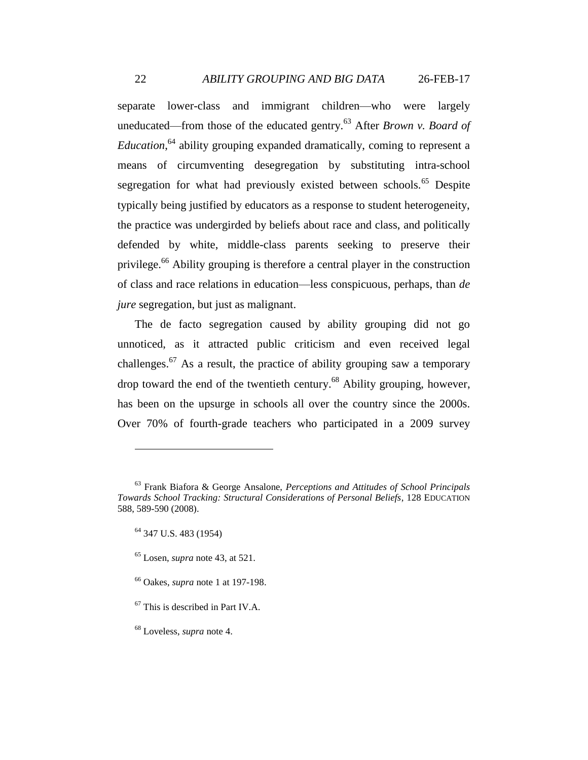separate lower-class and immigrant children—who were largely uneducated—from those of the educated gentry.[63] After *Brown v. Board of Education*,[64] ability grouping expanded dramatically, coming to represent a means of circumventing desegregation by substituting intra-school segregation for what had previously existed between schools.[65] Despite typically being justified by educators as a response to student heterogeneity, the practice was undergirded by beliefs about race and class, and politically defended by white, middle-class parents seeking to preserve their privilege.[66] Ability grouping is therefore a central player in the construction of class and race relations in education—less conspicuous, perhaps, than *de jure* segregation, but just as malignant.

The de facto segregation caused by ability grouping did not go unnoticed, as it attracted public criticism and even received legal challenges.[67] As a result, the practice of ability grouping saw a temporary drop toward the end of the twentieth century.[68] Ability grouping, however, has been on the upsurge in schools all over the country since the 2000s. Over 70% of fourth-grade teachers who participated in a 2009 survey

---

[63] Frank Biafora & George Ansalone, *Perceptions and Attitudes of School Principals Towards School Tracking: Structural Considerations of Personal Beliefs*, 128 EDUCATION 588, 589-590 (2008).

[64] 347 U.S. 483 (1954)

[65] Losen, *supra* note 43, at 521.

[66] Oakes, *supra* note 1 at 197-198.

[67] This is described in Part IV.A.

[68] Loveless, *supra* note 4.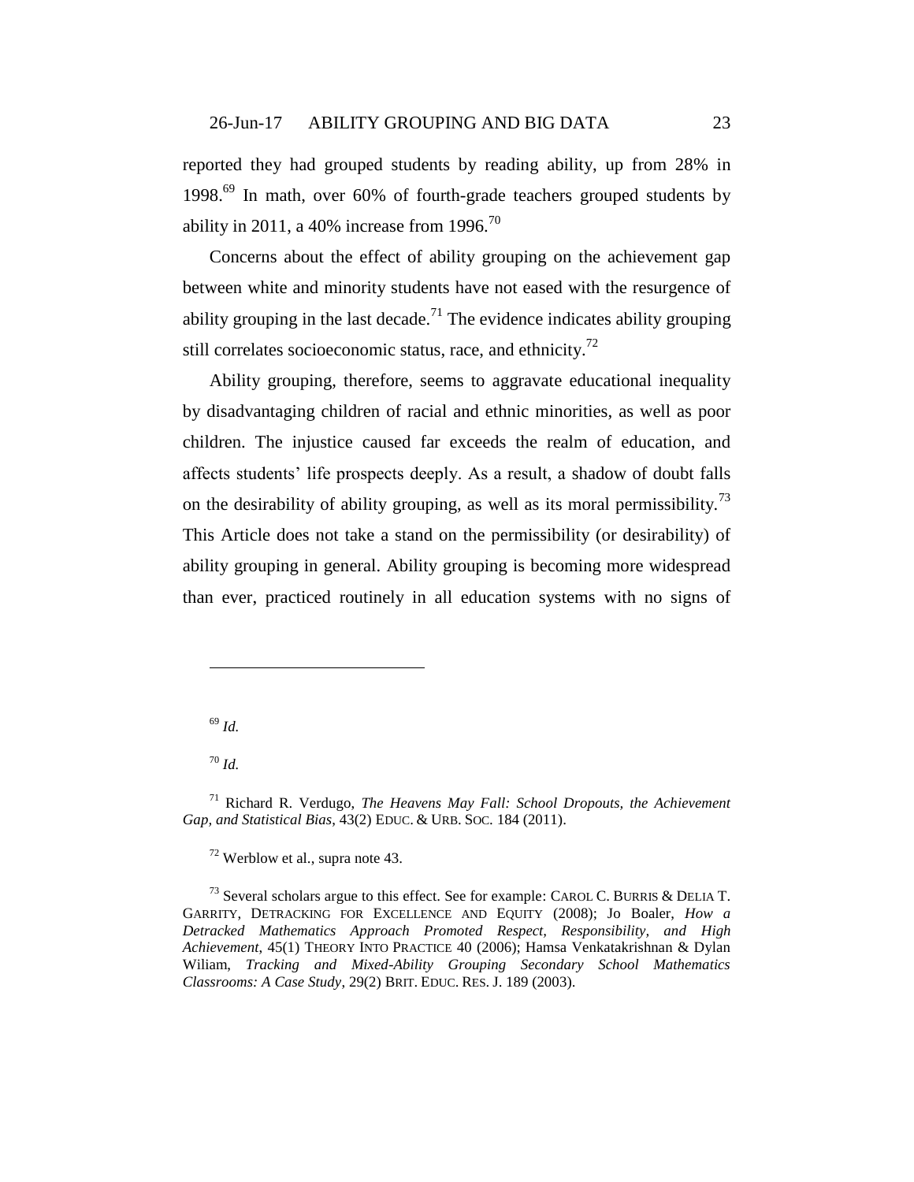reported they had grouped students by reading ability, up from 28% in 1998.[69] In math, over 60% of fourth-grade teachers grouped students by ability in 2011, a 40% increase from 1996.[70]

Concerns about the effect of ability grouping on the achievement gap between white and minority students have not eased with the resurgence of ability grouping in the last decade.[71] The evidence indicates ability grouping still correlates socioeconomic status, race, and ethnicity.[72]

Ability grouping, therefore, seems to aggravate educational inequality by disadvantaging children of racial and ethnic minorities, as well as poor children. The injustice caused far exceeds the realm of education, and affects students' life prospects deeply. As a result, a shadow of doubt falls on the desirability of ability grouping, as well as its moral permissibility.[73] This Article does not take a stand on the permissibility (or desirability) of ability grouping in general. Ability grouping is becoming more widespread than ever, practiced routinely in all education systems with no signs of

---

[69] *Id.*

[70] *Id.*

[71] Richard R. Verdugo, *The Heavens May Fall: School Dropouts, the Achievement Gap, and Statistical Bias*, 43(2) EDUC. & URB. SOC. 184 (2011).

[72] Werblow et al., supra note 43.

[73] Several scholars argue to this effect. See for example: CAROL C. BURRIS & DELIA T. GARRITY, DETRACKING FOR EXCELLENCE AND EQUITY (2008); Jo Boaler, *How a Detracked Mathematics Approach Promoted Respect, Responsibility, and High Achievement*, 45(1) THEORY INTO PRACTICE 40 (2006); Hamsa Venkatakrishnan & Dylan Wiliam, *Tracking and Mixed-Ability Grouping Secondary School Mathematics Classrooms: A Case Study*, 29(2) BRIT. EDUC. RES. J. 189 (2003).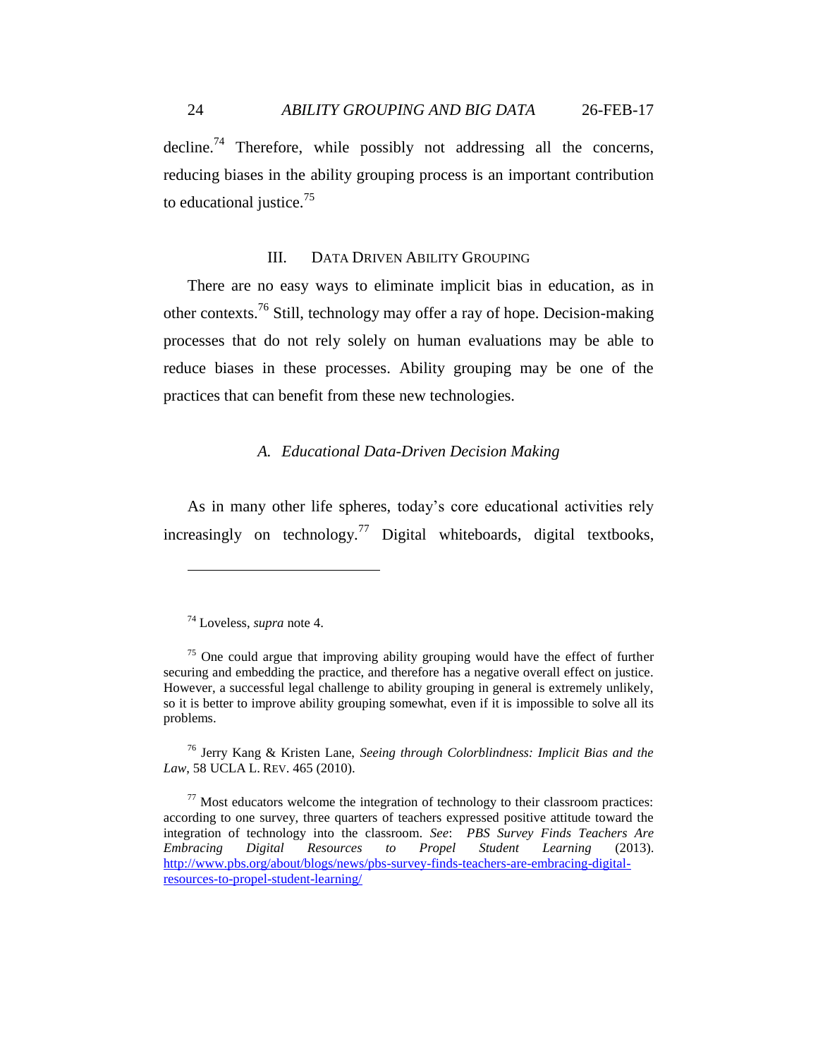decline.[74] Therefore, while possibly not addressing all the concerns, reducing biases in the ability grouping process is an important contribution to educational justice.[75]

## III. Data Driven Ability Grouping

There are no easy ways to eliminate implicit bias in education, as in other contexts.[76] Still, technology may offer a ray of hope. Decision-making processes that do not rely solely on human evaluations may be able to reduce biases in these processes. Ability grouping may be one of the practices that can benefit from these new technologies.

### *A. Educational Data-Driven Decision Making*

As in many other life spheres, today's core educational activities rely increasingly on technology.[77] Digital whiteboards, digital textbooks,

---

[74] Loveless, *supra* note 4.

[75] One could argue that improving ability grouping would have the effect of further securing and embedding the practice, and therefore has a negative overall effect on justice. However, a successful legal challenge to ability grouping in general is extremely unlikely, so it is better to improve ability grouping somewhat, even if it is impossible to solve all its problems.

[76] Jerry Kang & Kristen Lane, *Seeing through Colorblindness: Implicit Bias and the Law*, 58 UCLA L. REV. 465 (2010).

[77] Most educators welcome the integration of technology to their classroom practices: according to one survey, three quarters of teachers expressed positive attitude toward the integration of technology into the classroom. *See*: *PBS Survey Finds Teachers Are Embracing Digital Resources to Propel Student Learning* (2013). http://www.pbs.org/about/blogs/news/pbs-survey-finds-teachers-are-embracing-digital-resources-to-propel-student-learning/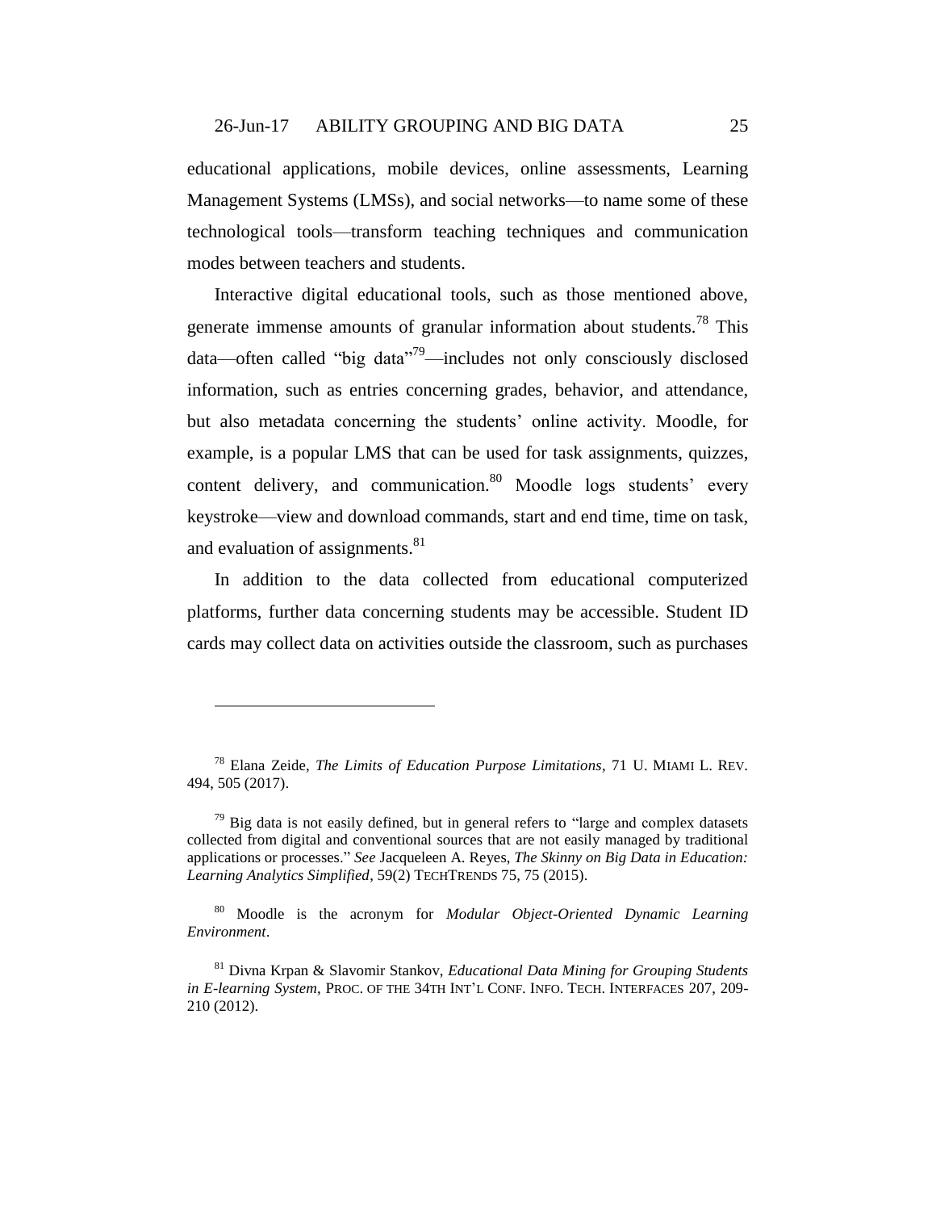educational applications, mobile devices, online assessments, Learning Management Systems (LMSs), and social networks—to name some of these technological tools—transform teaching techniques and communication modes between teachers and students.

Interactive digital educational tools, such as those mentioned above, generate immense amounts of granular information about students.[78] This data—often called "big data"[79]—includes not only consciously disclosed information, such as entries concerning grades, behavior, and attendance, but also metadata concerning the students' online activity. Moodle, for example, is a popular LMS that can be used for task assignments, quizzes, content delivery, and communication.[80] Moodle logs students' every keystroke—view and download commands, start and end time, time on task, and evaluation of assignments.[81]

In addition to the data collected from educational computerized platforms, further data concerning students may be accessible. Student ID cards may collect data on activities outside the classroom, such as purchases

---

[78] Elana Zeide, *The Limits of Education Purpose Limitations*, 71 U. MIAMI L. REV. 494, 505 (2017).

[79] Big data is not easily defined, but in general refers to "large and complex datasets collected from digital and conventional sources that are not easily managed by traditional applications or processes." *See* Jacqueleen A. Reyes, *The Skinny on Big Data in Education: Learning Analytics Simplified*, 59(2) TECHTRENDS 75, 75 (2015).

[80] Moodle is the acronym for *Modular Object-Oriented Dynamic Learning Environment*.

[81] Divna Krpan & Slavomir Stankov, *Educational Data Mining for Grouping Students in E-learning System*, PROC. OF THE 34TH INT'L CONF. INFO. TECH. INTERFACES 207, 209-210 (2012).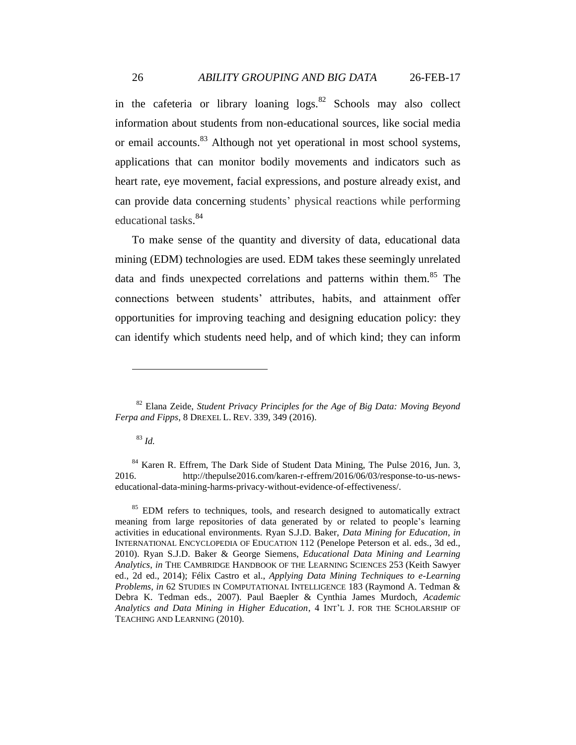in the cafeteria or library loaning logs.[82] Schools may also collect information about students from non-educational sources, like social media or email accounts.[83] Although not yet operational in most school systems, applications that can monitor bodily movements and indicators such as heart rate, eye movement, facial expressions, and posture already exist, and can provide data concerning students' physical reactions while performing educational tasks.[84]

To make sense of the quantity and diversity of data, educational data mining (EDM) technologies are used. EDM takes these seemingly unrelated data and finds unexpected correlations and patterns within them.[85] The connections between students' attributes, habits, and attainment offer opportunities for improving teaching and designing education policy: they can identify which students need help, and of which kind; they can inform

---

[82] Elana Zeide, *Student Privacy Principles for the Age of Big Data: Moving Beyond Ferpa and Fipps*, 8 DREXEL L. REV. 339, 349 (2016).

[83] *Id.*

[84] Karen R. Effrem, The Dark Side of Student Data Mining, The Pulse 2016, Jun. 3, 2016. http://thepulse2016.com/karen-r-effrem/2016/06/03/response-to-us-news-educational-data-mining-harms-privacy-without-evidence-of-effectiveness/.

[85] EDM refers to techniques, tools, and research designed to automatically extract meaning from large repositories of data generated by or related to people's learning activities in educational environments. Ryan S.J.D. Baker, *Data Mining for Education*, *in* INTERNATIONAL ENCYCLOPEDIA OF EDUCATION 112 (Penelope Peterson et al. eds., 3d ed., 2010). Ryan S.J.D. Baker & George Siemens, *Educational Data Mining and Learning Analytics*, *in* THE CAMBRIDGE HANDBOOK OF THE LEARNING SCIENCES 253 (Keith Sawyer ed., 2d ed., 2014); Félix Castro et al., *Applying Data Mining Techniques to e-Learning Problems*, *in* 62 STUDIES IN COMPUTATIONAL INTELLIGENCE 183 (Raymond A. Tedman & Debra K. Tedman eds., 2007). Paul Baepler & Cynthia James Murdoch, *Academic Analytics and Data Mining in Higher Education*, 4 INT'L J. FOR THE SCHOLARSHIP OF TEACHING AND LEARNING (2010).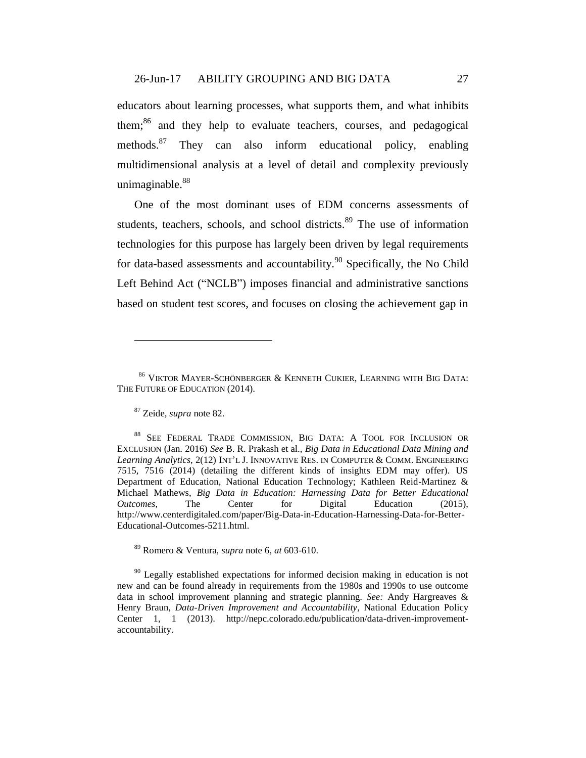educators about learning processes, what supports them, and what inhibits them;[86] and they help to evaluate teachers, courses, and pedagogical methods.[87] They can also inform educational policy, enabling multidimensional analysis at a level of detail and complexity previously unimaginable.[88]

One of the most dominant uses of EDM concerns assessments of students, teachers, schools, and school districts.[89] The use of information technologies for this purpose has largely been driven by legal requirements for data-based assessments and accountability.[90] Specifically, the No Child Left Behind Act ("NCLB") imposes financial and administrative sanctions based on student test scores, and focuses on closing the achievement gap in

---

[86] VIKTOR MAYER-SCHÖNBERGER & KENNETH CUKIER, LEARNING WITH BIG DATA: THE FUTURE OF EDUCATION (2014).

[87] Zeide, *supra* note 82.

[88] SEE FEDERAL TRADE COMMISSION, BIG DATA: A TOOL FOR INCLUSION OR EXCLUSION (Jan. 2016) *See* B. R. Prakash et al., *Big Data in Educational Data Mining and Learning Analytics*, 2(12) INT'L J. INNOVATIVE RES. IN COMPUTER & COMM. ENGINEERING 7515, 7516 (2014) (detailing the different kinds of insights EDM may offer). US Department of Education, National Education Technology; Kathleen Reid-Martinez & Michael Mathews, *Big Data in Education: Harnessing Data for Better Educational Outcomes*, The Center for Digital Education (2015), http://www.centerdigitaled.com/paper/Big-Data-in-Education-Harnessing-Data-for-Better-Educational-Outcomes-5211.html.

[89] Romero & Ventura, *supra* note 6, *at* 603-610.

[90] Legally established expectations for informed decision making in education is not new and can be found already in requirements from the 1980s and 1990s to use outcome data in school improvement planning and strategic planning. *See:* Andy Hargreaves & Henry Braun, *Data-Driven Improvement and Accountability*, National Education Policy Center 1, 1 (2013). http://nepc.colorado.edu/publication/data-driven-improvement-accountability.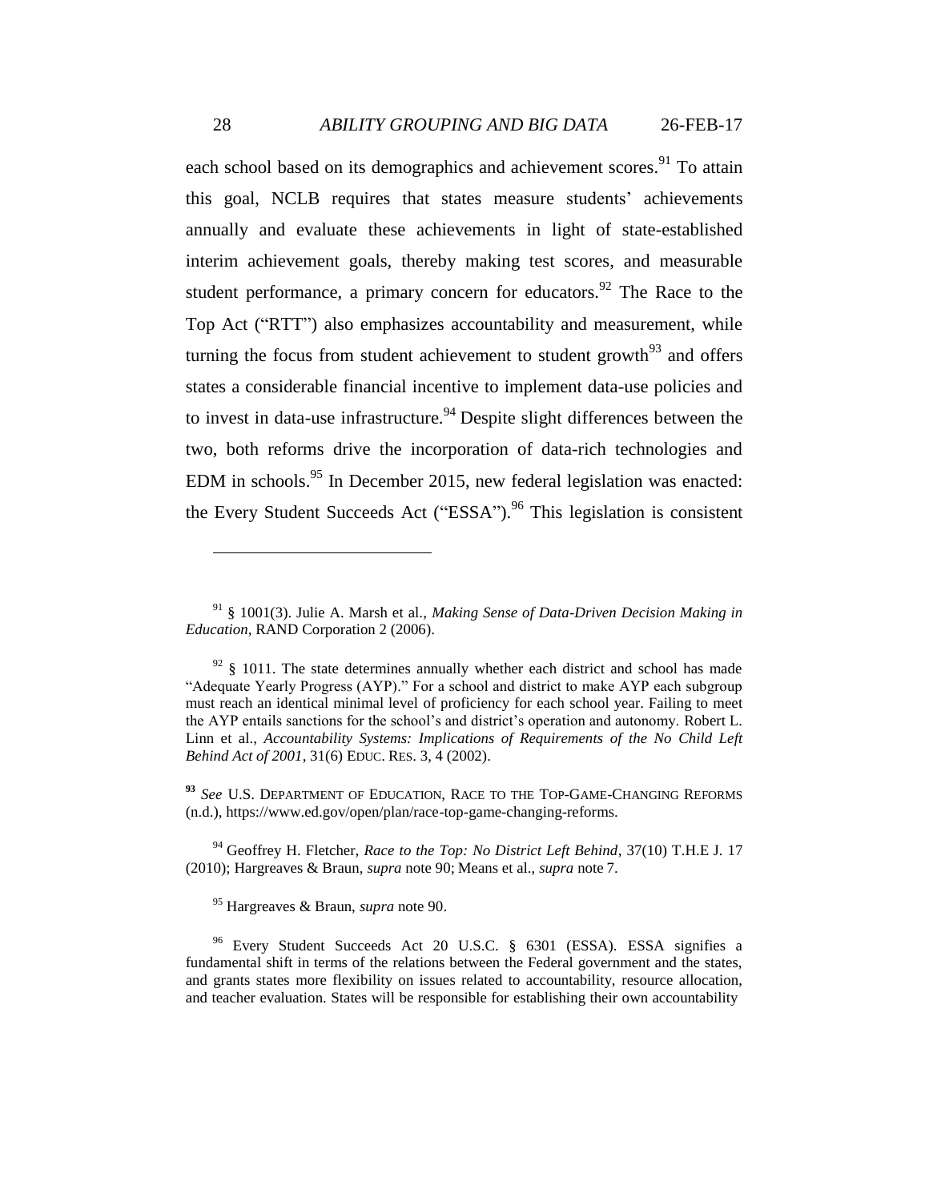each school based on its demographics and achievement scores.[91] To attain this goal, NCLB requires that states measure students' achievements annually and evaluate these achievements in light of state-established interim achievement goals, thereby making test scores, and measurable student performance, a primary concern for educators.[92] The Race to the Top Act ("RTT") also emphasizes accountability and measurement, while turning the focus from student achievement to student growth[93] and offers states a considerable financial incentive to implement data-use policies and to invest in data-use infrastructure.[94] Despite slight differences between the two, both reforms drive the incorporation of data-rich technologies and EDM in schools.[95] In December 2015, new federal legislation was enacted: the Every Student Succeeds Act ("ESSA").[96] This legislation is consistent

---

[91] § 1001(3). Julie A. Marsh et al., *Making Sense of Data-Driven Decision Making in Education*, RAND Corporation 2 (2006).

[92] § 1011. The state determines annually whether each district and school has made "Adequate Yearly Progress (AYP)." For a school and district to make AYP each subgroup must reach an identical minimal level of proficiency for each school year. Failing to meet the AYP entails sanctions for the school's and district's operation and autonomy. Robert L. Linn et al., *Accountability Systems: Implications of Requirements of the No Child Left Behind Act of 2001*, 31(6) EDUC. RES. 3, 4 (2002).

[93] *See* U.S. DEPARTMENT OF EDUCATION, RACE TO THE TOP-GAME-CHANGING REFORMS (n.d.), https://www.ed.gov/open/plan/race-top-game-changing-reforms.

[94] Geoffrey H. Fletcher, *Race to the Top: No District Left Behind*, 37(10) T.H.E J. 17 (2010); Hargreaves & Braun, *supra* note 90; Means et al., *supra* note 7.

[95] Hargreaves & Braun, *supra* note 90.

[96] Every Student Succeeds Act 20 U.S.C. § 6301 (ESSA). ESSA signifies a fundamental shift in terms of the relations between the Federal government and the states, and grants states more flexibility on issues related to accountability, resource allocation, and teacher evaluation. States will be responsible for establishing their own accountability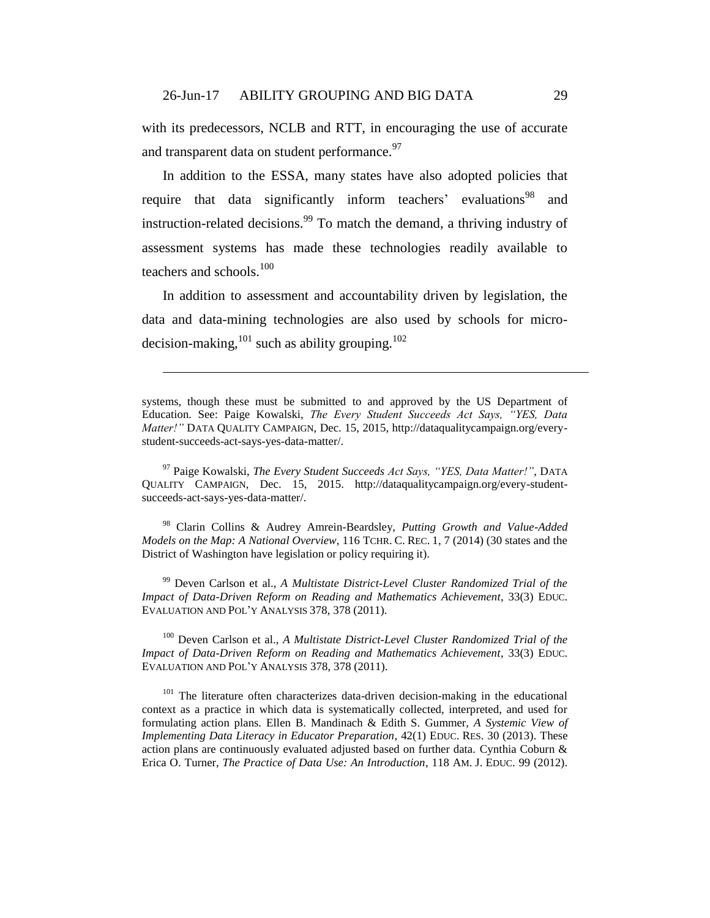with its predecessors, NCLB and RTT, in encouraging the use of accurate and transparent data on student performance.[97]

In addition to the ESSA, many states have also adopted policies that require that data significantly inform teachers' evaluations[98] and instruction-related decisions.[99] To match the demand, a thriving industry of assessment systems has made these technologies readily available to teachers and schools.[100]

In addition to assessment and accountability driven by legislation, the data and data-mining technologies are also used by schools for micro-decision-making,[101] such as ability grouping.[102]

---

systems, though these must be submitted to and approved by the US Department of Education. See: Paige Kowalski, *The Every Student Succeeds Act Says, "YES, Data Matter!"* DATA QUALITY CAMPAIGN, Dec. 15, 2015, http://dataqualitycampaign.org/every-student-succeeds-act-says-yes-data-matter/.

[97] Paige Kowalski, *The Every Student Succeeds Act Says, "YES, Data Matter!"*, DATA QUALITY CAMPAIGN, Dec. 15, 2015. http://dataqualitycampaign.org/every-student-succeeds-act-says-yes-data-matter/.

[98] Clarin Collins & Audrey Amrein-Beardsley, *Putting Growth and Value-Added Models on the Map: A National Overview*, 116 TCHR. C. REC. 1, 7 (2014) (30 states and the District of Washington have legislation or policy requiring it).

[99] Deven Carlson et al., *A Multistate District-Level Cluster Randomized Trial of the Impact of Data-Driven Reform on Reading and Mathematics Achievement*, 33(3) EDUC. EVALUATION AND POL'Y ANALYSIS 378, 378 (2011).

[100] Deven Carlson et al., *A Multistate District-Level Cluster Randomized Trial of the Impact of Data-Driven Reform on Reading and Mathematics Achievement*, 33(3) EDUC. EVALUATION AND POL'Y ANALYSIS 378, 378 (2011).

[101] The literature often characterizes data-driven decision-making in the educational context as a practice in which data is systematically collected, interpreted, and used for formulating action plans. Ellen B. Mandinach & Edith S. Gummer, *A Systemic View of Implementing Data Literacy in Educator Preparation*, 42(1) EDUC. RES. 30 (2013). These action plans are continuously evaluated adjusted based on further data. Cynthia Coburn & Erica O. Turner, *The Practice of Data Use: An Introduction*, 118 AM. J. EDUC. 99 (2012).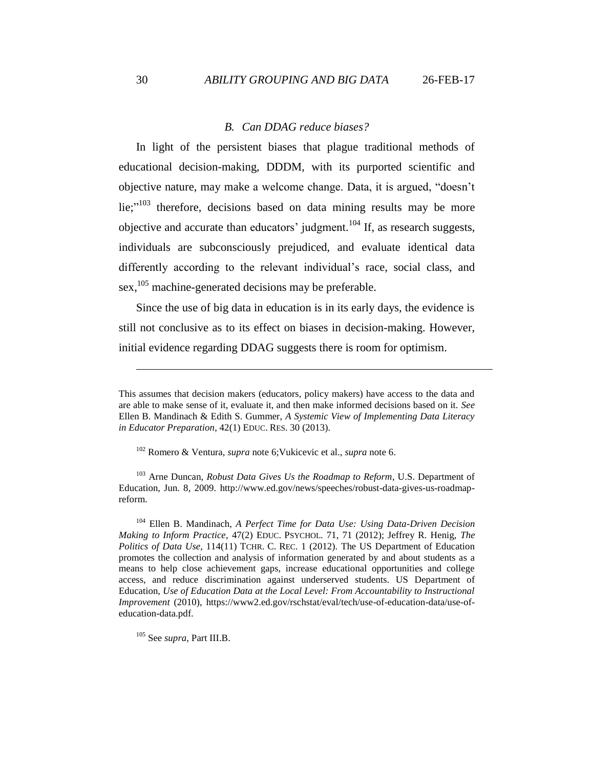### *B. Can DDAG reduce biases?*

In light of the persistent biases that plague traditional methods of educational decision-making, DDDM, with its purported scientific and objective nature, may make a welcome change. Data, it is argued, "doesn't lie;"[103] therefore, decisions based on data mining results may be more objective and accurate than educators' judgment.[104] If, as research suggests, individuals are subconsciously prejudiced, and evaluate identical data differently according to the relevant individual's race, social class, and sex,[105] machine-generated decisions may be preferable.

Since the use of big data in education is in its early days, the evidence is still not conclusive as to its effect on biases in decision-making. However, initial evidence regarding DDAG suggests there is room for optimism.

---

This assumes that decision makers (educators, policy makers) have access to the data and are able to make sense of it, evaluate it, and then make informed decisions based on it. *See* Ellen B. Mandinach & Edith S. Gummer, *A Systemic View of Implementing Data Literacy in Educator Preparation*, 42(1) EDUC. RES. 30 (2013).

[102] Romero & Ventura, *supra* note 6;Vukicevic et al., *supra* note 6.

[103] Arne Duncan, *Robust Data Gives Us the Roadmap to Reform*, U.S. Department of Education, Jun. 8, 2009. http://www.ed.gov/news/speeches/robust-data-gives-us-roadmap-reform.

[104] Ellen B. Mandinach, *A Perfect Time for Data Use: Using Data-Driven Decision Making to Inform Practice*, 47(2) EDUC. PSYCHOL. 71, 71 (2012); Jeffrey R. Henig, *The Politics of Data Use*, 114(11) TCHR. C. REC. 1 (2012). The US Department of Education promotes the collection and analysis of information generated by and about students as a means to help close achievement gaps, increase educational opportunities and college access, and reduce discrimination against underserved students. US Department of Education, *Use of Education Data at the Local Level: From Accountability to Instructional Improvement* (2010), https://www2.ed.gov/rschstat/eval/tech/use-of-education-data/use-of-education-data.pdf.

[105] See *supra*, Part III.B.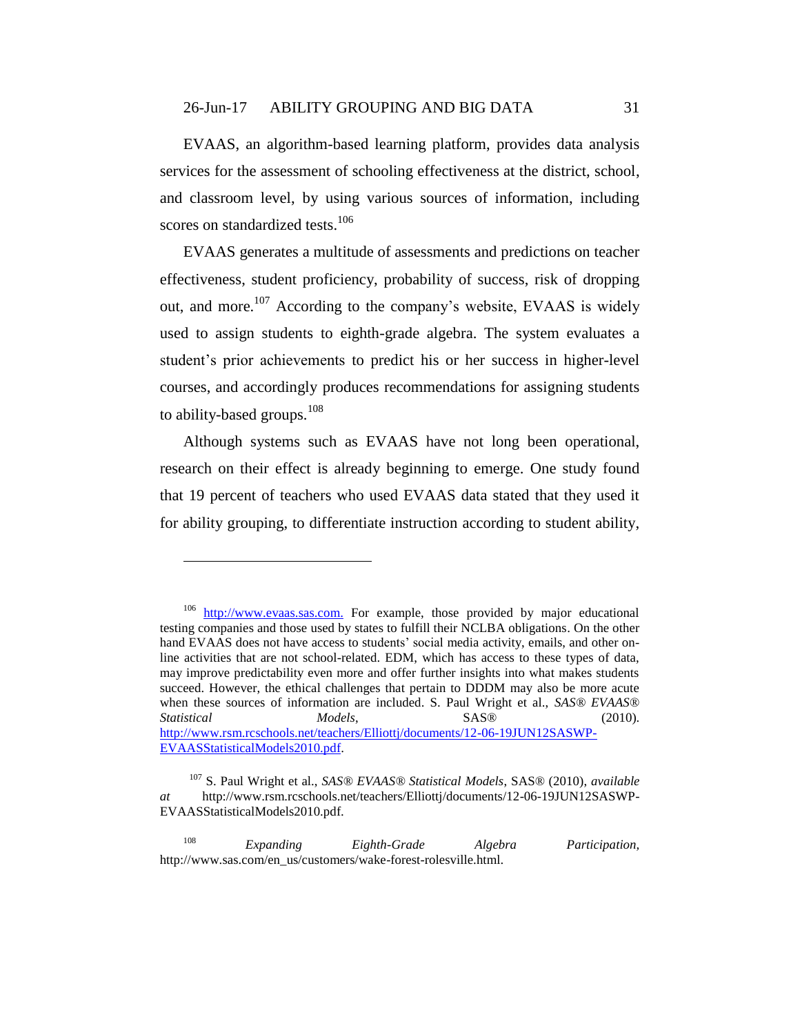EVAAS, an algorithm-based learning platform, provides data analysis services for the assessment of schooling effectiveness at the district, school, and classroom level, by using various sources of information, including scores on standardized tests.[106]

EVAAS generates a multitude of assessments and predictions on teacher effectiveness, student proficiency, probability of success, risk of dropping out, and more.[107] According to the company's website, EVAAS is widely used to assign students to eighth-grade algebra. The system evaluates a student's prior achievements to predict his or her success in higher-level courses, and accordingly produces recommendations for assigning students to ability-based groups.[108]

Although systems such as EVAAS have not long been operational, research on their effect is already beginning to emerge. One study found that 19 percent of teachers who used EVAAS data stated that they used it for ability grouping, to differentiate instruction according to student ability,

---

[106] http://www.evaas.sas.com. For example, those provided by major educational testing companies and those used by states to fulfill their NCLBA obligations. On the other hand EVAAS does not have access to students' social media activity, emails, and other on-line activities that are not school-related. EDM, which has access to these types of data, may improve predictability even more and offer further insights into what makes students succeed. However, the ethical challenges that pertain to DDDM may also be more acute when these sources of information are included. S. Paul Wright et al., *SAS® EVAAS® Statistical Models*, SAS® (2010). http://www.rsm.rcschools.net/teachers/Elliottj/documents/12-06-19JUN12SASWP-EVAASStatisticalModels2010.pdf.

[107] S. Paul Wright et al., *SAS® EVAAS® Statistical Models*, SAS® (2010), *available at* http://www.rsm.rcschools.net/teachers/Elliottj/documents/12-06-19JUN12SASWP-EVAASStatisticalModels2010.pdf.

[108] *Expanding Eighth-Grade Algebra Participation*, http://www.sas.com/en_us/customers/wake-forest-rolesville.html.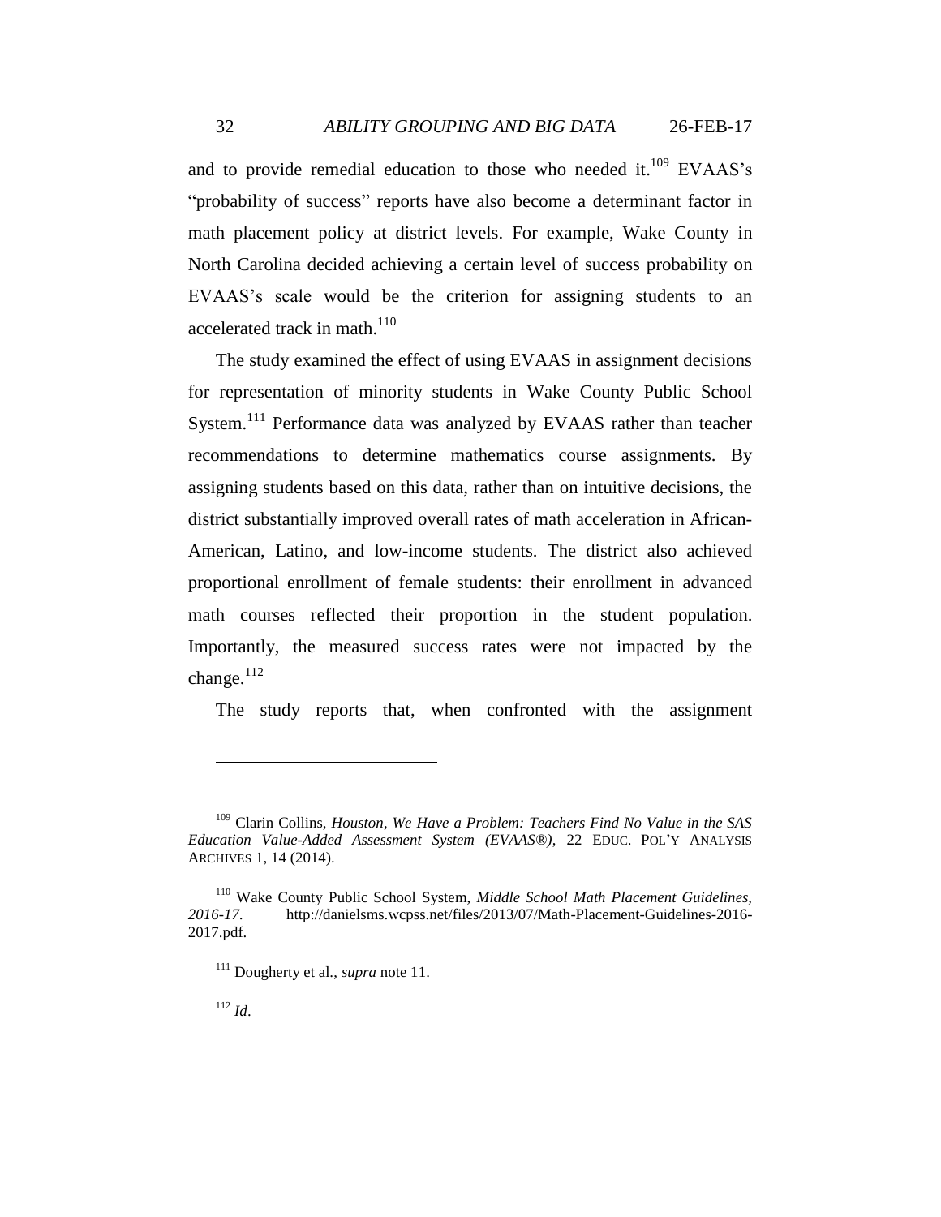and to provide remedial education to those who needed it.[109] EVAAS's "probability of success" reports have also become a determinant factor in math placement policy at district levels. For example, Wake County in North Carolina decided achieving a certain level of success probability on EVAAS's scale would be the criterion for assigning students to an accelerated track in math.[110]

The study examined the effect of using EVAAS in assignment decisions for representation of minority students in Wake County Public School System.[111] Performance data was analyzed by EVAAS rather than teacher recommendations to determine mathematics course assignments. By assigning students based on this data, rather than on intuitive decisions, the district substantially improved overall rates of math acceleration in African-American, Latino, and low-income students. The district also achieved proportional enrollment of female students: their enrollment in advanced math courses reflected their proportion in the student population. Importantly, the measured success rates were not impacted by the change.[112]

The study reports that, when confronted with the assignment

---

[109] Clarin Collins, *Houston, We Have a Problem: Teachers Find No Value in the SAS Education Value-Added Assessment System (EVAAS®)*, 22 EDUC. POL'Y ANALYSIS ARCHIVES 1, 14 (2014).

[110] Wake County Public School System, *Middle School Math Placement Guidelines, 2016-17*. http://danielsms.wcpss.net/files/2013/07/Math-Placement-Guidelines-2016-2017.pdf.

[111] Dougherty et al., *supra* note 11.

[112] *Id*.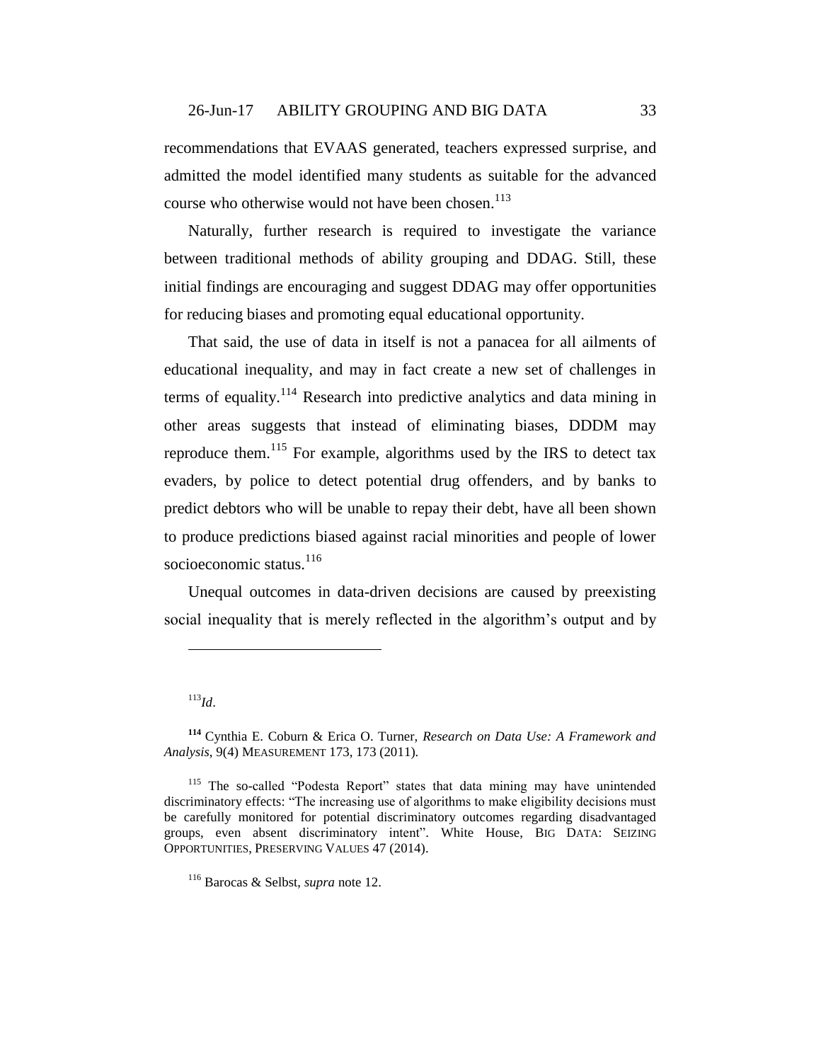recommendations that EVAAS generated, teachers expressed surprise, and admitted the model identified many students as suitable for the advanced course who otherwise would not have been chosen.[113]

Naturally, further research is required to investigate the variance between traditional methods of ability grouping and DDAG. Still, these initial findings are encouraging and suggest DDAG may offer opportunities for reducing biases and promoting equal educational opportunity.

That said, the use of data in itself is not a panacea for all ailments of educational inequality, and may in fact create a new set of challenges in terms of equality.[114] Research into predictive analytics and data mining in other areas suggests that instead of eliminating biases, DDDM may reproduce them.[115] For example, algorithms used by the IRS to detect tax evaders, by police to detect potential drug offenders, and by banks to predict debtors who will be unable to repay their debt, have all been shown to produce predictions biased against racial minorities and people of lower socioeconomic status.[116]

Unequal outcomes in data-driven decisions are caused by preexisting social inequality that is merely reflected in the algorithm's output and by

---

[113] *Id*.

[114] Cynthia E. Coburn & Erica O. Turner, *Research on Data Use: A Framework and Analysis*, 9(4) MEASUREMENT 173, 173 (2011).

[115] The so-called "Podesta Report" states that data mining may have unintended discriminatory effects: "The increasing use of algorithms to make eligibility decisions must be carefully monitored for potential discriminatory outcomes regarding disadvantaged groups, even absent discriminatory intent". White House, BIG DATA: SEIZING OPPORTUNITIES, PRESERVING VALUES 47 (2014).

[116] Barocas & Selbst, *supra* note 12.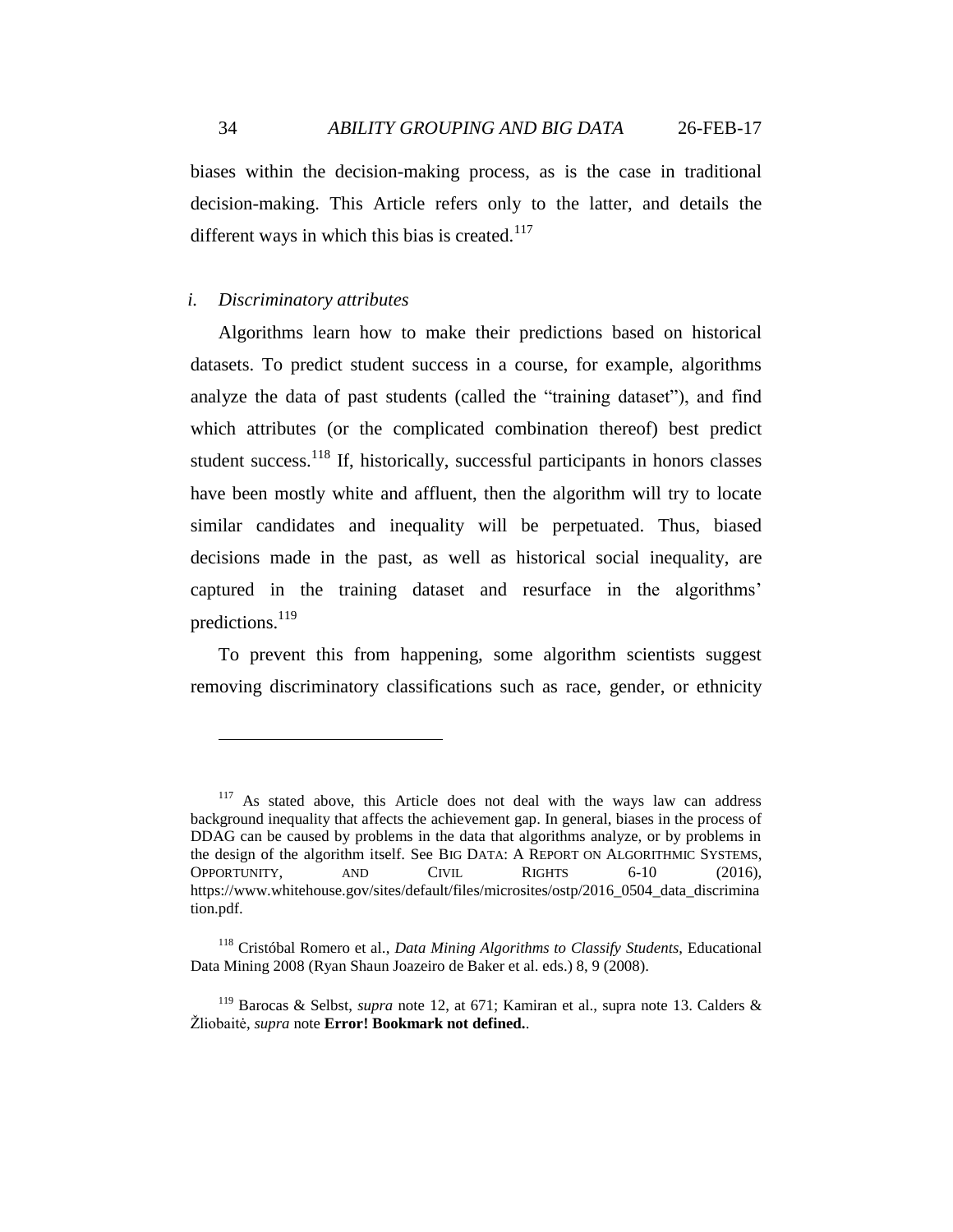biases within the decision-making process, as is the case in traditional decision-making. This Article refers only to the latter, and details the different ways in which this bias is created.[117]

### *i. Discriminatory attributes*

Algorithms learn how to make their predictions based on historical datasets. To predict student success in a course, for example, algorithms analyze the data of past students (called the "training dataset"), and find which attributes (or the complicated combination thereof) best predict student success.[118] If, historically, successful participants in honors classes have been mostly white and affluent, then the algorithm will try to locate similar candidates and inequality will be perpetuated. Thus, biased decisions made in the past, as well as historical social inequality, are captured in the training dataset and resurface in the algorithms' predictions.[119]

To prevent this from happening, some algorithm scientists suggest removing discriminatory classifications such as race, gender, or ethnicity

---

[117] As stated above, this Article does not deal with the ways law can address background inequality that affects the achievement gap. In general, biases in the process of DDAG can be caused by problems in the data that algorithms analyze, or by problems in the design of the algorithm itself. See BIG DATA: A REPORT ON ALGORITHMIC SYSTEMS, OPPORTUNITY, AND CIVIL RIGHTS 6-10 (2016), https://www.whitehouse.gov/sites/default/files/microsites/ostp/2016_0504_data_discrimination.pdf.

[118] Cristóbal Romero et al., *Data Mining Algorithms to Classify Students*, Educational Data Mining 2008 (Ryan Shaun Joazeiro de Baker et al. eds.) 8, 9 (2008).

[119] Barocas & Selbst, *supra* note 12, at 671; Kamiran et al., supra note 13. Calders & Žliobaitė, *supra* note **Error! Bookmark not defined.**.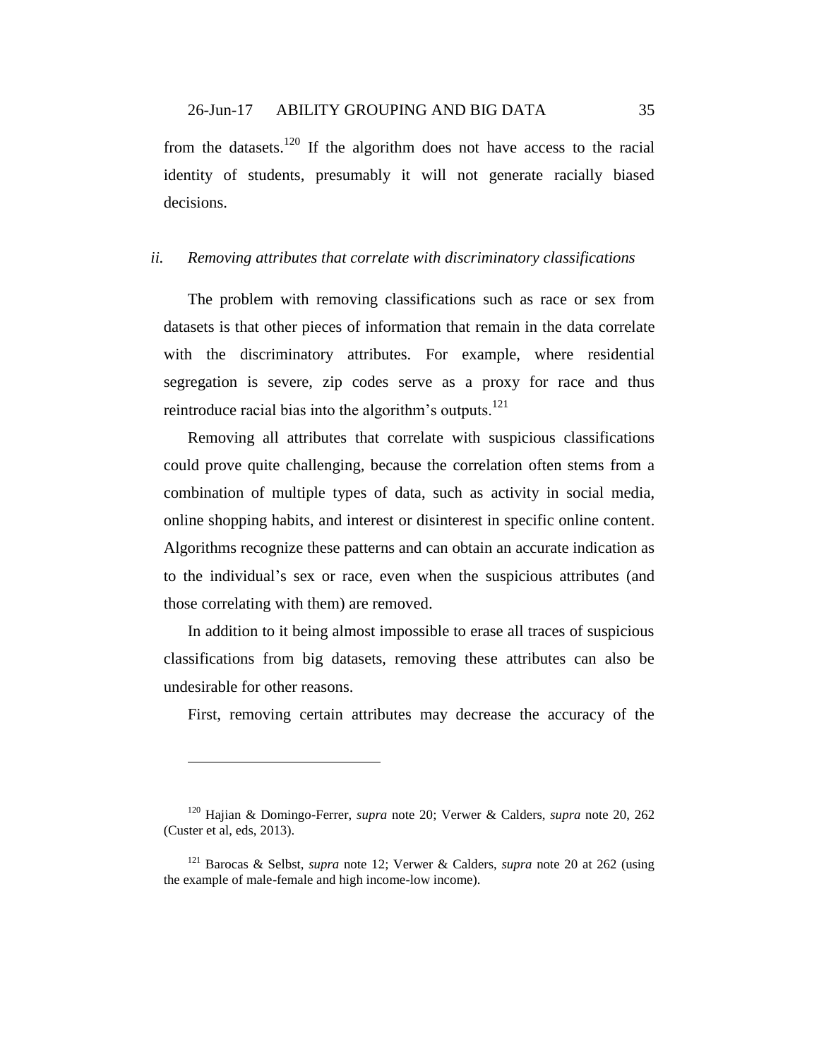from the datasets.[120] If the algorithm does not have access to the racial identity of students, presumably it will not generate racially biased decisions.

*ii. Removing attributes that correlate with discriminatory classifications*

The problem with removing classifications such as race or sex from datasets is that other pieces of information that remain in the data correlate with the discriminatory attributes. For example, where residential segregation is severe, zip codes serve as a proxy for race and thus reintroduce racial bias into the algorithm's outputs.[121]

Removing all attributes that correlate with suspicious classifications could prove quite challenging, because the correlation often stems from a combination of multiple types of data, such as activity in social media, online shopping habits, and interest or disinterest in specific online content. Algorithms recognize these patterns and can obtain an accurate indication as to the individual's sex or race, even when the suspicious attributes (and those correlating with them) are removed.

In addition to it being almost impossible to erase all traces of suspicious classifications from big datasets, removing these attributes can also be undesirable for other reasons.

First, removing certain attributes may decrease the accuracy of the

---

[120] Hajian & Domingo-Ferrer, *supra* note 20; Verwer & Calders, *supra* note 20, 262 (Custer et al, eds, 2013).

[121] Barocas & Selbst, *supra* note 12; Verwer & Calders, *supra* note 20 at 262 (using the example of male-female and high income-low income).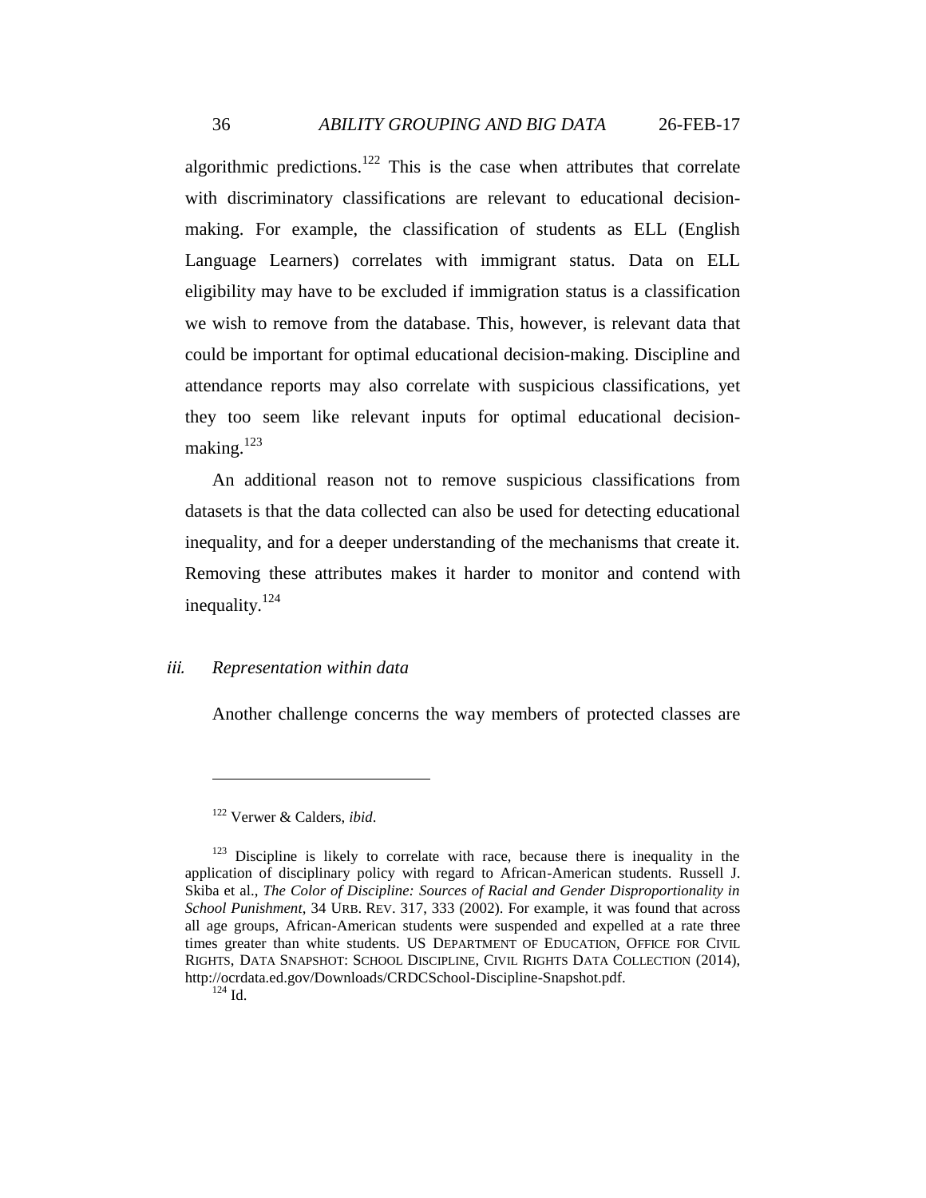algorithmic predictions.[122] This is the case when attributes that correlate with discriminatory classifications are relevant to educational decision-making. For example, the classification of students as ELL (English Language Learners) correlates with immigrant status. Data on ELL eligibility may have to be excluded if immigration status is a classification we wish to remove from the database. This, however, is relevant data that could be important for optimal educational decision-making. Discipline and attendance reports may also correlate with suspicious classifications, yet they too seem like relevant inputs for optimal educational decision-making.[123]

An additional reason not to remove suspicious classifications from datasets is that the data collected can also be used for detecting educational inequality, and for a deeper understanding of the mechanisms that create it. Removing these attributes makes it harder to monitor and contend with inequality.[124]

### *iii. Representation within data*

Another challenge concerns the way members of protected classes are

---

[122] Verwer & Calders, *ibid*.

[123] Discipline is likely to correlate with race, because there is inequality in the application of disciplinary policy with regard to African-American students. Russell J. Skiba et al., *The Color of Discipline: Sources of Racial and Gender Disproportionality in School Punishment*, 34 URB. REV. 317, 333 (2002). For example, it was found that across all age groups, African-American students were suspended and expelled at a rate three times greater than white students. US DEPARTMENT OF EDUCATION, OFFICE FOR CIVIL RIGHTS, DATA SNAPSHOT: SCHOOL DISCIPLINE, CIVIL RIGHTS DATA COLLECTION (2014), http://ocrdata.ed.gov/Downloads/CRDCSchool-Discipline-Snapshot.pdf.

[124] Id.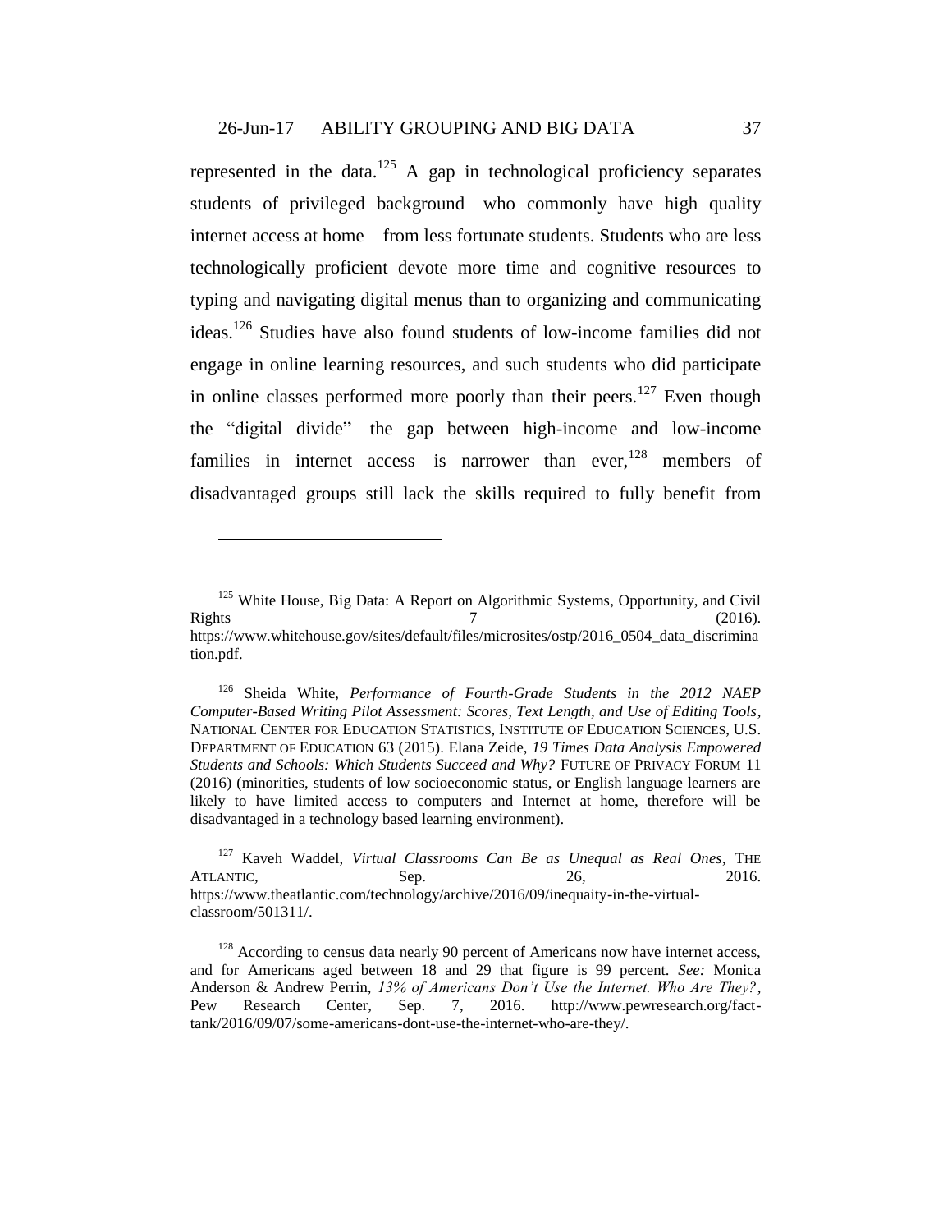represented in the data.[125] A gap in technological proficiency separates students of privileged background—who commonly have high quality internet access at home—from less fortunate students. Students who are less technologically proficient devote more time and cognitive resources to typing and navigating digital menus than to organizing and communicating ideas.[126] Studies have also found students of low-income families did not engage in online learning resources, and such students who did participate in online classes performed more poorly than their peers.[127] Even though the "digital divide"—the gap between high-income and low-income families in internet access—is narrower than ever,[128] members of disadvantaged groups still lack the skills required to fully benefit from

---

[125] White House, Big Data: A Report on Algorithmic Systems, Opportunity, and Civil Rights 7 (2016). https://www.whitehouse.gov/sites/default/files/microsites/ostp/2016_0504_data_discrimination.pdf.

[126] Sheida White, *Performance of Fourth-Grade Students in the 2012 NAEP Computer-Based Writing Pilot Assessment: Scores, Text Length, and Use of Editing Tools*, NATIONAL CENTER FOR EDUCATION STATISTICS, INSTITUTE OF EDUCATION SCIENCES, U.S. DEPARTMENT OF EDUCATION 63 (2015). Elana Zeide, *19 Times Data Analysis Empowered Students and Schools: Which Students Succeed and Why?* FUTURE OF PRIVACY FORUM 11 (2016) (minorities, students of low socioeconomic status, or English language learners are likely to have limited access to computers and Internet at home, therefore will be disadvantaged in a technology based learning environment).

[127] Kaveh Waddel, *Virtual Classrooms Can Be as Unequal as Real Ones*, THE ATLANTIC, Sep. 26, 2016. https://www.theatlantic.com/technology/archive/2016/09/inequaity-in-the-virtual-classroom/501311/.

[128] According to census data nearly 90 percent of Americans now have internet access, and for Americans aged between 18 and 29 that figure is 99 percent. *See:* Monica Anderson & Andrew Perrin, *13% of Americans Don't Use the Internet. Who Are They?*, Pew Research Center, Sep. 7, 2016. http://www.pewresearch.org/fact-tank/2016/09/07/some-americans-dont-use-the-internet-who-are-they/.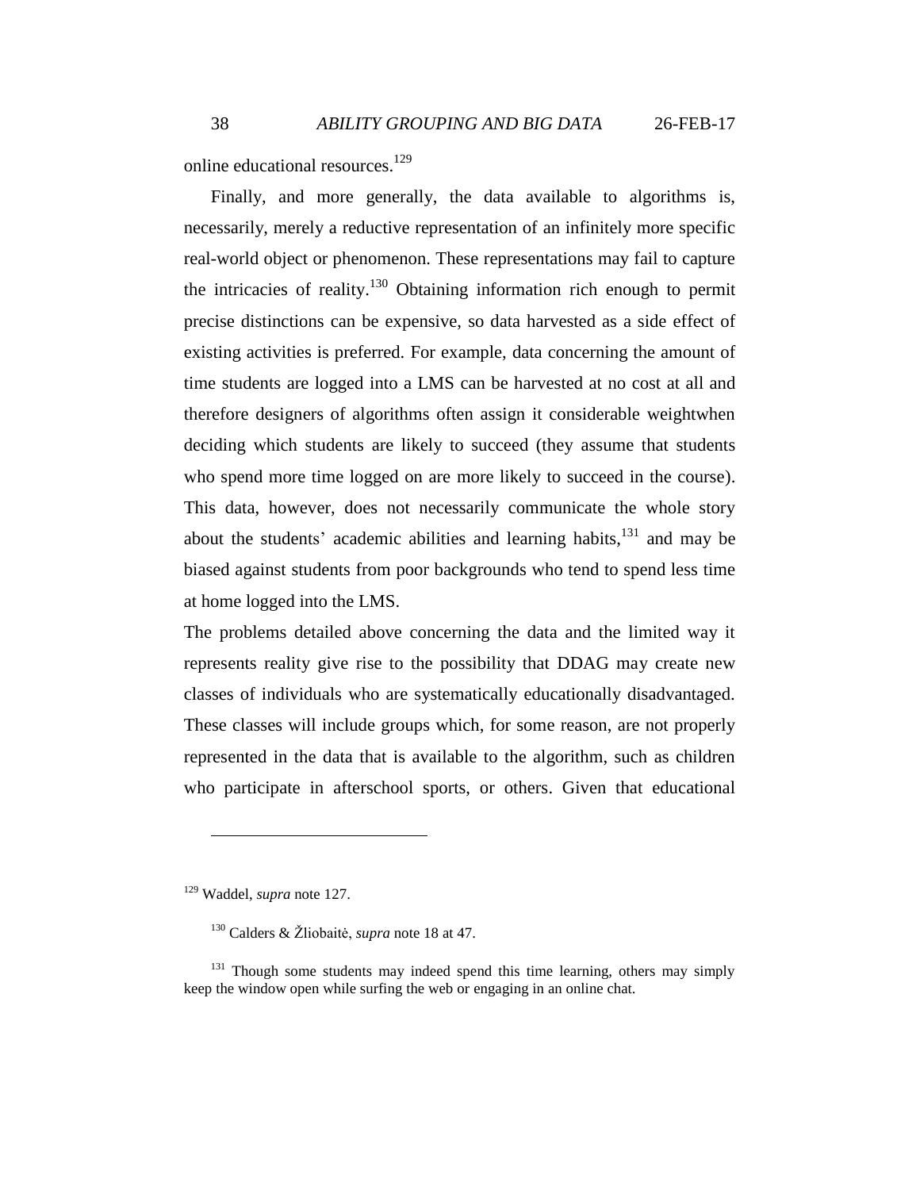online educational resources.[129]

Finally, and more generally, the data available to algorithms is, necessarily, merely a reductive representation of an infinitely more specific real-world object or phenomenon. These representations may fail to capture the intricacies of reality.[130] Obtaining information rich enough to permit precise distinctions can be expensive, so data harvested as a side effect of existing activities is preferred. For example, data concerning the amount of time students are logged into a LMS can be harvested at no cost at all and therefore designers of algorithms often assign it considerable weightwhen deciding which students are likely to succeed (they assume that students who spend more time logged on are more likely to succeed in the course). This data, however, does not necessarily communicate the whole story about the students' academic abilities and learning habits,[131] and may be biased against students from poor backgrounds who tend to spend less time at home logged into the LMS.

The problems detailed above concerning the data and the limited way it represents reality give rise to the possibility that DDAG may create new classes of individuals who are systematically educationally disadvantaged. These classes will include groups which, for some reason, are not properly represented in the data that is available to the algorithm, such as children who participate in afterschool sports, or others. Given that educational

---

[129] Waddel, *supra* note 127.

[130] Calders & Žliobaitė, *supra* note 18 at 47.

[131] Though some students may indeed spend this time learning, others may simply keep the window open while surfing the web or engaging in an online chat.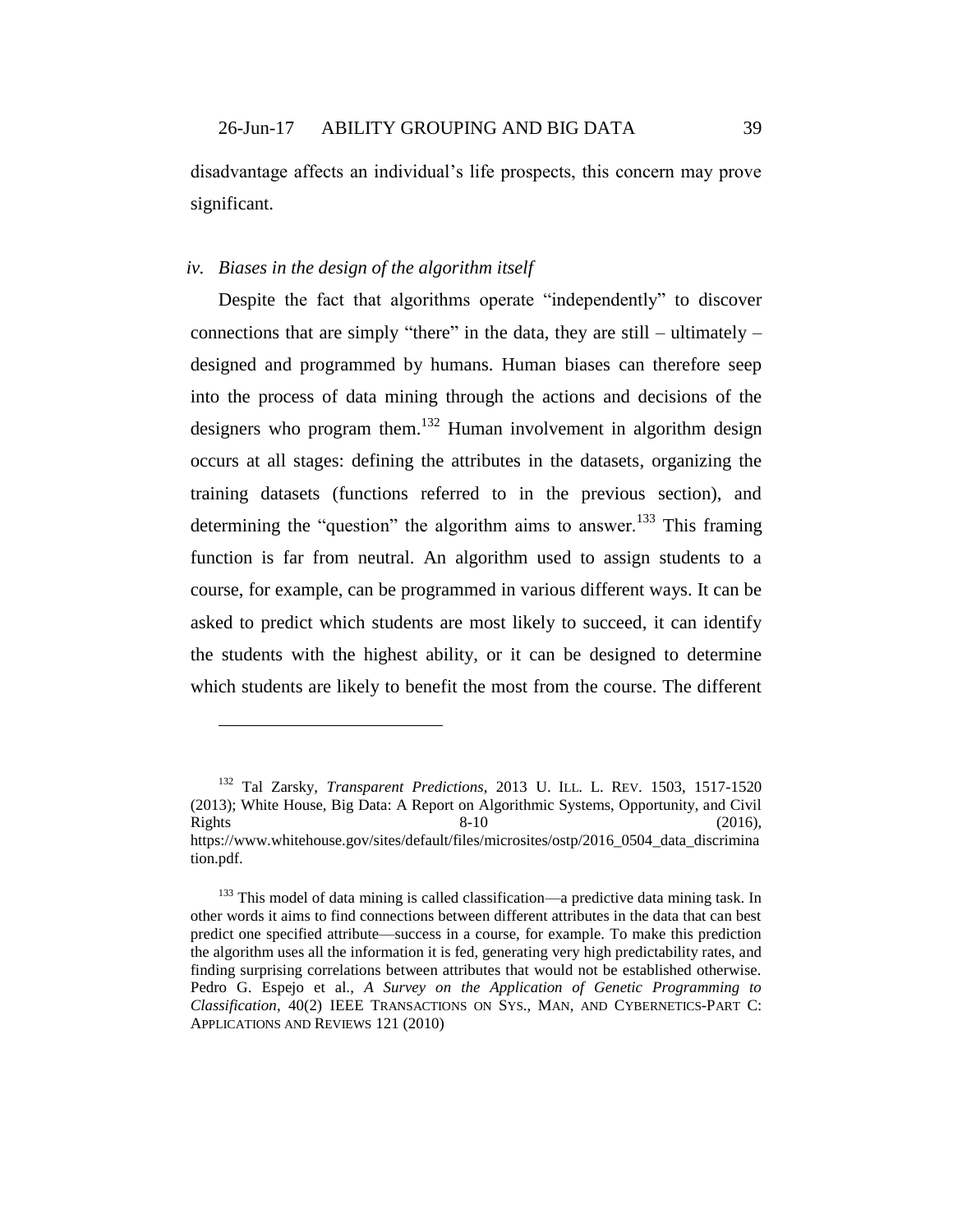disadvantage affects an individual's life prospects, this concern may prove significant.

### *iv. Biases in the design of the algorithm itself*

Despite the fact that algorithms operate "independently" to discover connections that are simply "there" in the data, they are still – ultimately – designed and programmed by humans. Human biases can therefore seep into the process of data mining through the actions and decisions of the designers who program them.[132] Human involvement in algorithm design occurs at all stages: defining the attributes in the datasets, organizing the training datasets (functions referred to in the previous section), and determining the "question" the algorithm aims to answer.[133] This framing function is far from neutral. An algorithm used to assign students to a course, for example, can be programmed in various different ways. It can be asked to predict which students are most likely to succeed, it can identify the students with the highest ability, or it can be designed to determine which students are likely to benefit the most from the course. The different

---

[132] Tal Zarsky, *Transparent Predictions*, 2013 U. ILL. L. REV. 1503, 1517-1520 (2013); White House, Big Data: A Report on Algorithmic Systems, Opportunity, and Civil Rights 8-10 (2016), https://www.whitehouse.gov/sites/default/files/microsites/ostp/2016_0504_data_discrimination.pdf.

[133] This model of data mining is called classification—a predictive data mining task. In other words it aims to find connections between different attributes in the data that can best predict one specified attribute—success in a course, for example. To make this prediction the algorithm uses all the information it is fed, generating very high predictability rates, and finding surprising correlations between attributes that would not be established otherwise. Pedro G. Espejo et al., *A Survey on the Application of Genetic Programming to Classification*, 40(2) IEEE TRANSACTIONS ON SYS., MAN, AND CYBERNETICS-PART C: APPLICATIONS AND REVIEWS 121 (2010)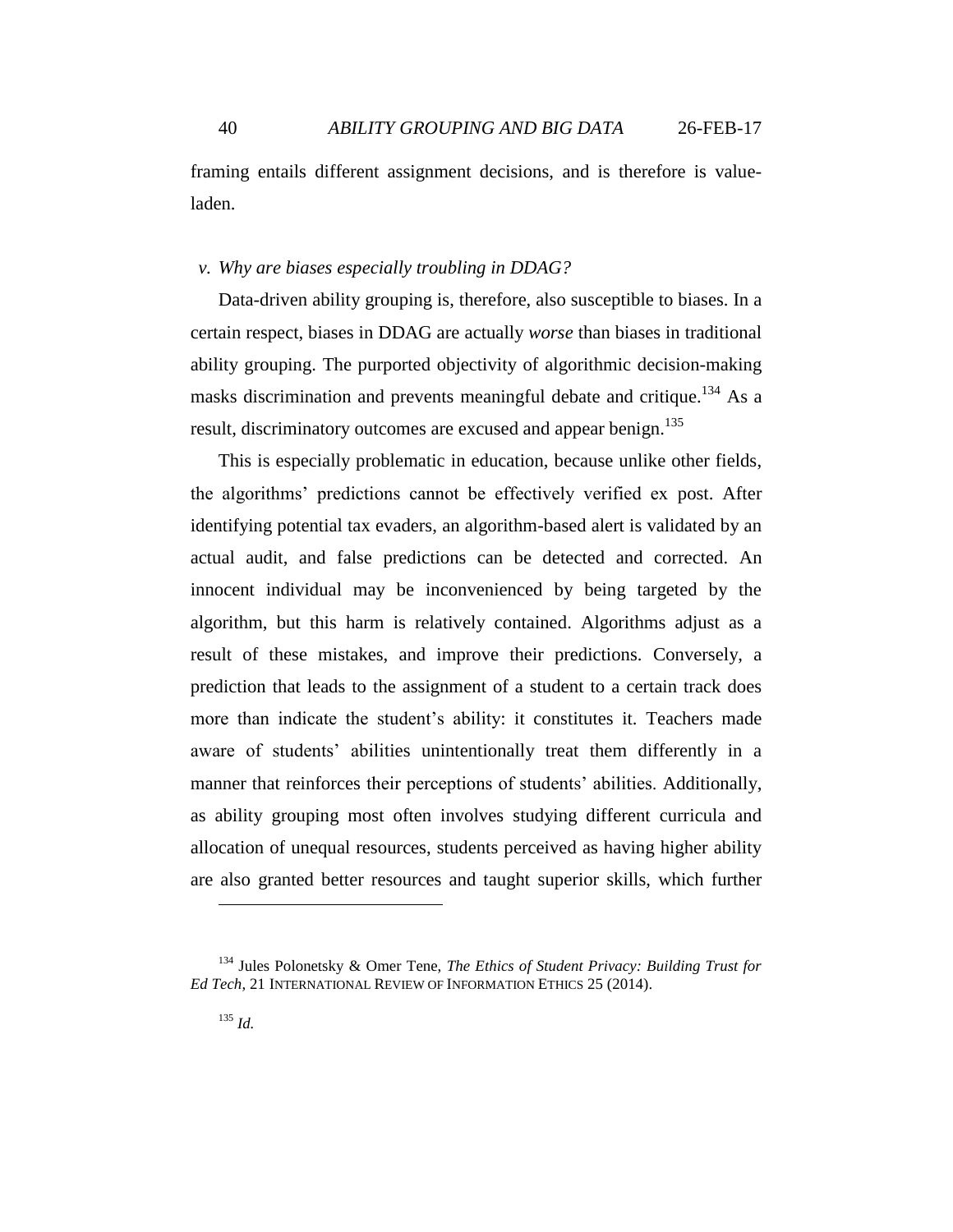framing entails different assignment decisions, and is therefore is value-laden.

### *v. Why are biases especially troubling in DDAG?*

Data-driven ability grouping is, therefore, also susceptible to biases. In a certain respect, biases in DDAG are actually *worse* than biases in traditional ability grouping. The purported objectivity of algorithmic decision-making masks discrimination and prevents meaningful debate and critique.[134] As a result, discriminatory outcomes are excused and appear benign.[135]

This is especially problematic in education, because unlike other fields, the algorithms' predictions cannot be effectively verified ex post. After identifying potential tax evaders, an algorithm-based alert is validated by an actual audit, and false predictions can be detected and corrected. An innocent individual may be inconvenienced by being targeted by the algorithm, but this harm is relatively contained. Algorithms adjust as a result of these mistakes, and improve their predictions. Conversely, a prediction that leads to the assignment of a student to a certain track does more than indicate the student's ability: it constitutes it. Teachers made aware of students' abilities unintentionally treat them differently in a manner that reinforces their perceptions of students' abilities. Additionally, as ability grouping most often involves studying different curricula and allocation of unequal resources, students perceived as having higher ability are also granted better resources and taught superior skills, which further

---

[134] Jules Polonetsky & Omer Tene, *The Ethics of Student Privacy: Building Trust for Ed Tech*, 21 INTERNATIONAL REVIEW OF INFORMATION ETHICS 25 (2014).

[135] *Id.*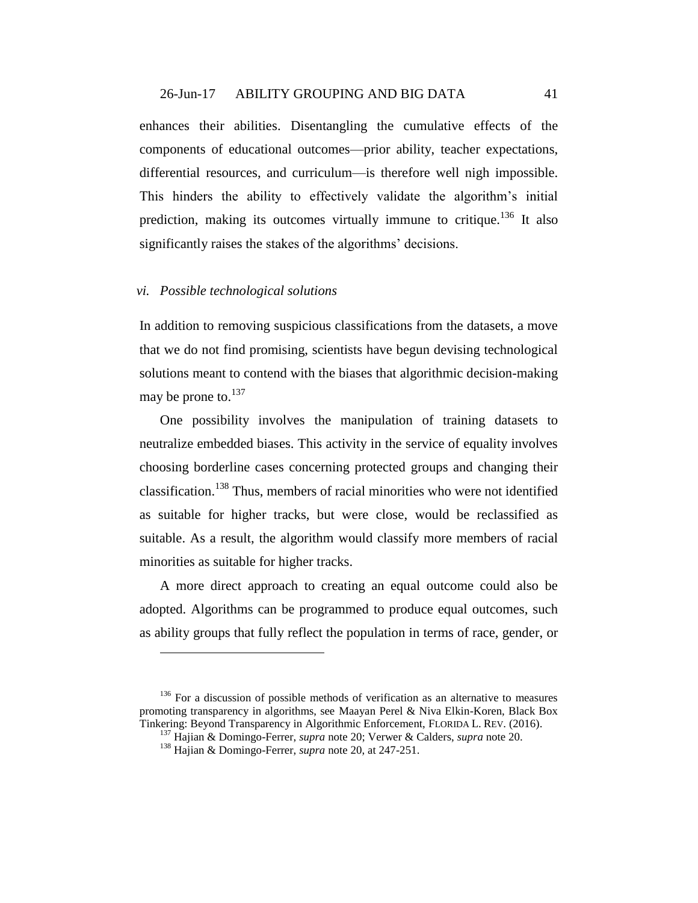enhances their abilities. Disentangling the cumulative effects of the components of educational outcomes—prior ability, teacher expectations, differential resources, and curriculum—is therefore well nigh impossible. This hinders the ability to effectively validate the algorithm's initial prediction, making its outcomes virtually immune to critique.[136] It also significantly raises the stakes of the algorithms' decisions.

### *vi. Possible technological solutions*

In addition to removing suspicious classifications from the datasets, a move that we do not find promising, scientists have begun devising technological solutions meant to contend with the biases that algorithmic decision-making may be prone to.[137]

One possibility involves the manipulation of training datasets to neutralize embedded biases. This activity in the service of equality involves choosing borderline cases concerning protected groups and changing their classification.[138] Thus, members of racial minorities who were not identified as suitable for higher tracks, but were close, would be reclassified as suitable. As a result, the algorithm would classify more members of racial minorities as suitable for higher tracks.

A more direct approach to creating an equal outcome could also be adopted. Algorithms can be programmed to produce equal outcomes, such as ability groups that fully reflect the population in terms of race, gender, or

---

[136] For a discussion of possible methods of verification as an alternative to measures promoting transparency in algorithms, see Maayan Perel & Niva Elkin-Koren, Black Box Tinkering: Beyond Transparency in Algorithmic Enforcement, FLORIDA L. REV. (2016).

[137] Hajian & Domingo-Ferrer, *supra* note 20; Verwer & Calders, *supra* note 20.

[138] Hajian & Domingo-Ferrer, *supra* note 20, at 247-251.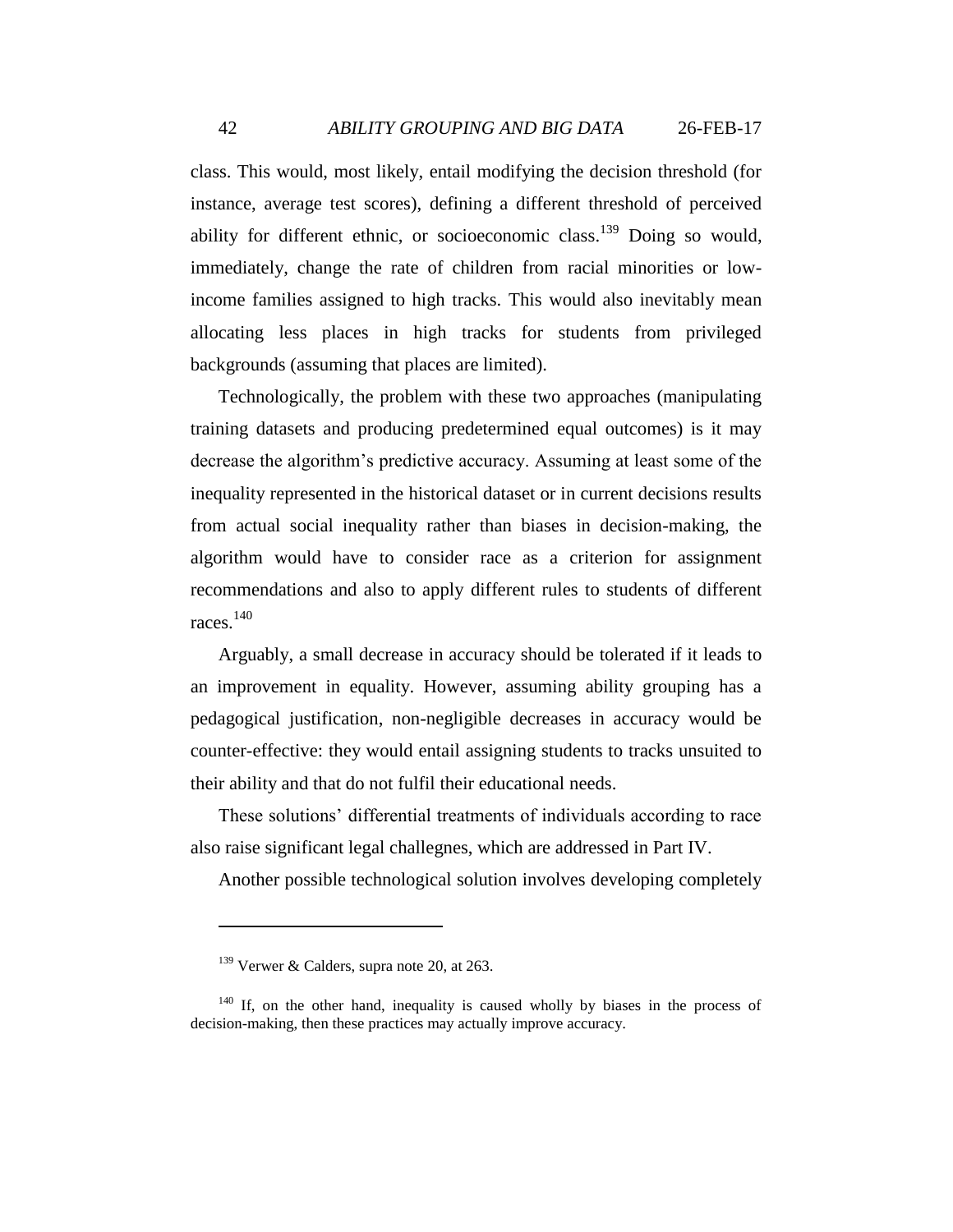class. This would, most likely, entail modifying the decision threshold (for instance, average test scores), defining a different threshold of perceived ability for different ethnic, or socioeconomic class.[139] Doing so would, immediately, change the rate of children from racial minorities or low-income families assigned to high tracks. This would also inevitably mean allocating less places in high tracks for students from privileged backgrounds (assuming that places are limited).

Technologically, the problem with these two approaches (manipulating training datasets and producing predetermined equal outcomes) is it may decrease the algorithm's predictive accuracy. Assuming at least some of the inequality represented in the historical dataset or in current decisions results from actual social inequality rather than biases in decision-making, the algorithm would have to consider race as a criterion for assignment recommendations and also to apply different rules to students of different races.[140]

Arguably, a small decrease in accuracy should be tolerated if it leads to an improvement in equality. However, assuming ability grouping has a pedagogical justification, non-negligible decreases in accuracy would be counter-effective: they would entail assigning students to tracks unsuited to their ability and that do not fulfil their educational needs.

These solutions' differential treatments of individuals according to race also raise significant legal challegnes, which are addressed in Part IV.

Another possible technological solution involves developing completely

---

[139] Verwer & Calders, supra note 20, at 263.

[140] If, on the other hand, inequality is caused wholly by biases in the process of decision-making, then these practices may actually improve accuracy.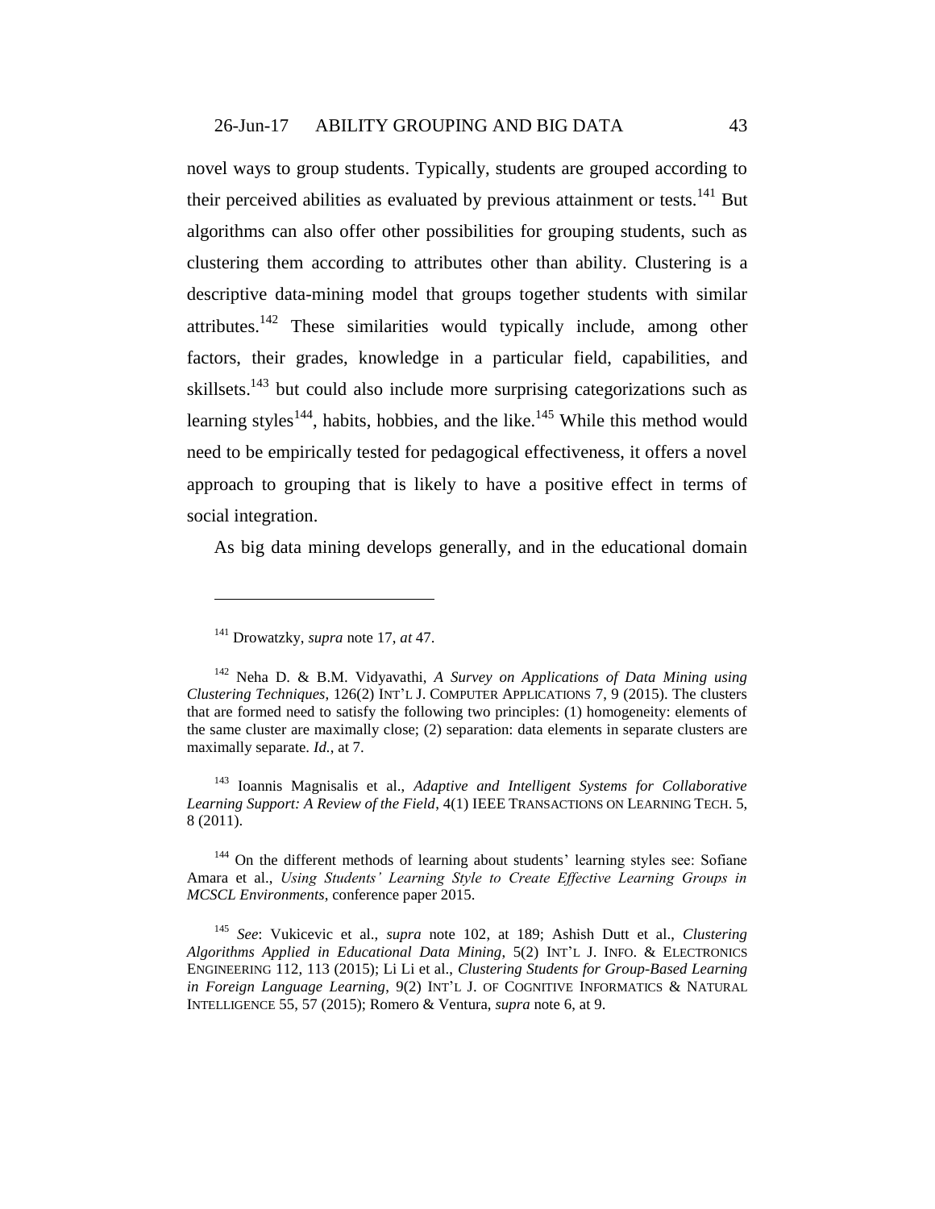novel ways to group students. Typically, students are grouped according to their perceived abilities as evaluated by previous attainment or tests.[141] But algorithms can also offer other possibilities for grouping students, such as clustering them according to attributes other than ability. Clustering is a descriptive data-mining model that groups together students with similar attributes.[142] These similarities would typically include, among other factors, their grades, knowledge in a particular field, capabilities, and skillsets.[143] but could also include more surprising categorizations such as learning styles[144], habits, hobbies, and the like.[145] While this method would need to be empirically tested for pedagogical effectiveness, it offers a novel approach to grouping that is likely to have a positive effect in terms of social integration.

As big data mining develops generally, and in the educational domain

---

[141] Drowatzky, *supra* note 17, *at* 47.

[142] Neha D. & B.M. Vidyavathi, *A Survey on Applications of Data Mining using Clustering Techniques*, 126(2) INT'L J. COMPUTER APPLICATIONS 7, 9 (2015). The clusters that are formed need to satisfy the following two principles: (1) homogeneity: elements of the same cluster are maximally close; (2) separation: data elements in separate clusters are maximally separate. *Id.*, at 7.

[143] Ioannis Magnisalis et al., *Adaptive and Intelligent Systems for Collaborative Learning Support: A Review of the Field*, 4(1) IEEE TRANSACTIONS ON LEARNING TECH. 5, 8 (2011).

[144] On the different methods of learning about students' learning styles see: Sofiane Amara et al., *Using Students' Learning Style to Create Effective Learning Groups in MCSCL Environments*, conference paper 2015.

[145] *See*: Vukicevic et al., *supra* note 102, at 189; Ashish Dutt et al., *Clustering Algorithms Applied in Educational Data Mining*, 5(2) INT'L J. INFO. & ELECTRONICS ENGINEERING 112, 113 (2015); Li Li et al., *Clustering Students for Group-Based Learning in Foreign Language Learning*, 9(2) INT'L J. OF COGNITIVE INFORMATICS & NATURAL INTELLIGENCE 55, 57 (2015); Romero & Ventura, *supra* note 6, at 9.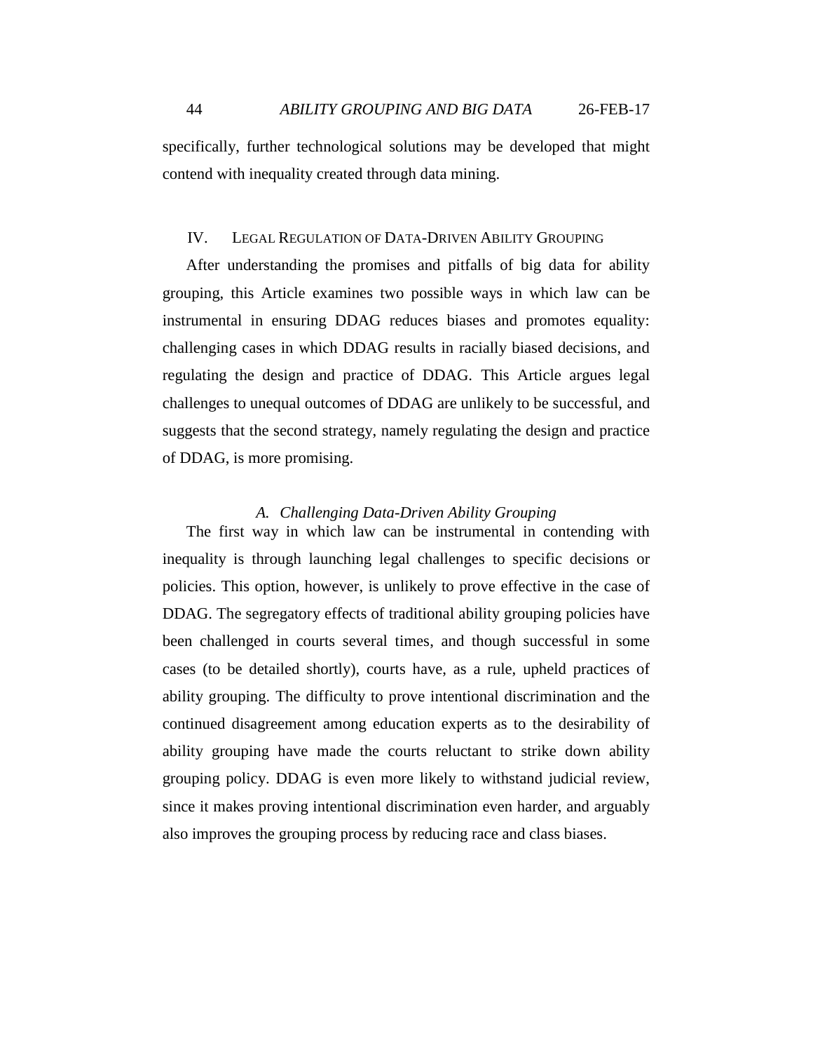specifically, further technological solutions may be developed that might contend with inequality created through data mining.

## IV. Legal Regulation of Data-Driven Ability Grouping

After understanding the promises and pitfalls of big data for ability grouping, this Article examines two possible ways in which law can be instrumental in ensuring DDAG reduces biases and promotes equality: challenging cases in which DDAG results in racially biased decisions, and regulating the design and practice of DDAG. This Article argues legal challenges to unequal outcomes of DDAG are unlikely to be successful, and suggests that the second strategy, namely regulating the design and practice of DDAG, is more promising.

### *A. Challenging Data-Driven Ability Grouping*

The first way in which law can be instrumental in contending with inequality is through launching legal challenges to specific decisions or policies. This option, however, is unlikely to prove effective in the case of DDAG. The segregatory effects of traditional ability grouping policies have been challenged in courts several times, and though successful in some cases (to be detailed shortly), courts have, as a rule, upheld practices of ability grouping. The difficulty to prove intentional discrimination and the continued disagreement among education experts as to the desirability of ability grouping have made the courts reluctant to strike down ability grouping policy. DDAG is even more likely to withstand judicial review, since it makes proving intentional discrimination even harder, and arguably also improves the grouping process by reducing race and class biases.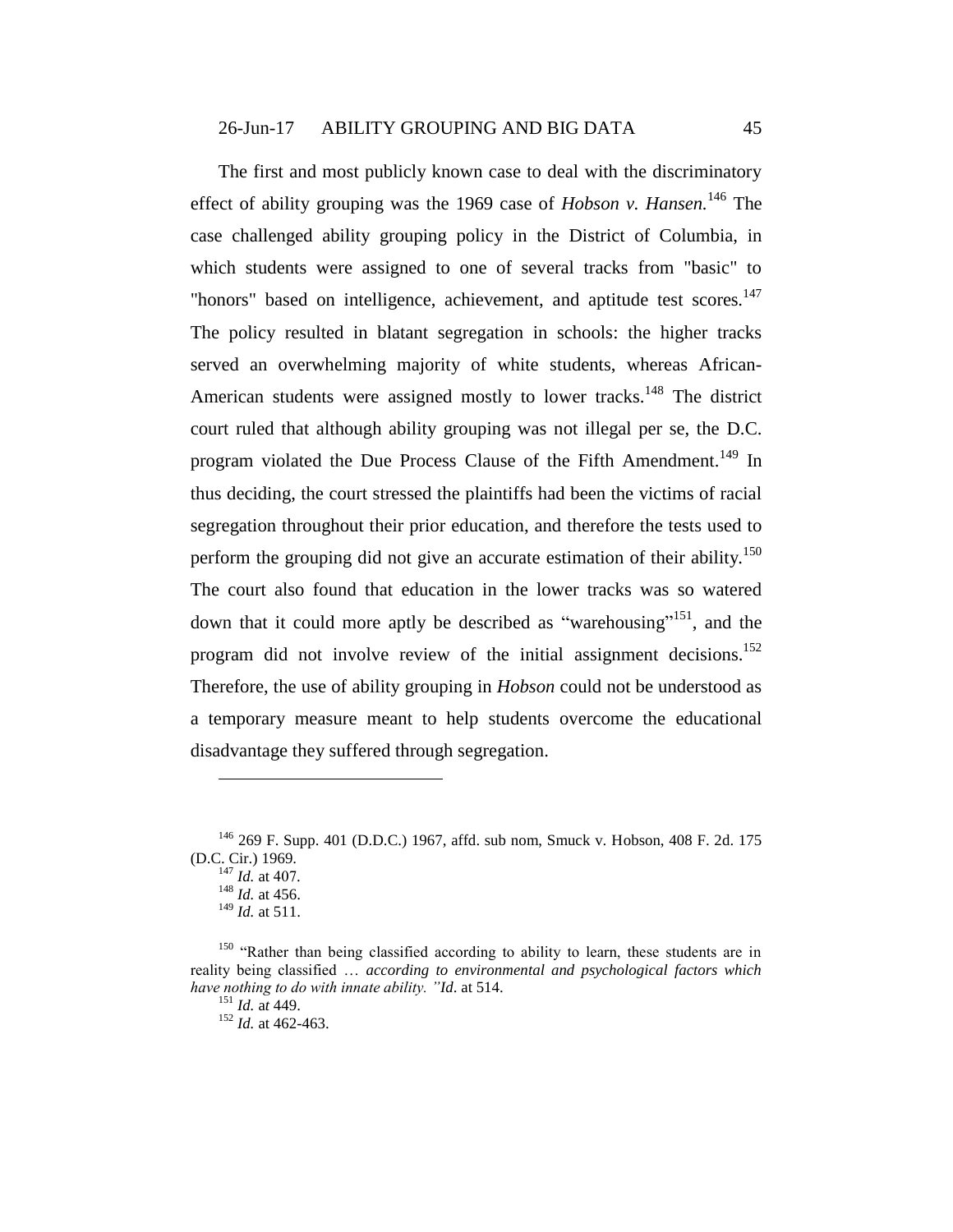The first and most publicly known case to deal with the discriminatory effect of ability grouping was the 1969 case of *Hobson v. Hansen.*[146] The case challenged ability grouping policy in the District of Columbia, in which students were assigned to one of several tracks from "basic" to "honors" based on intelligence, achievement, and aptitude test scores.[147] The policy resulted in blatant segregation in schools: the higher tracks served an overwhelming majority of white students, whereas African-American students were assigned mostly to lower tracks.[148] The district court ruled that although ability grouping was not illegal per se, the D.C. program violated the Due Process Clause of the Fifth Amendment.[149] In thus deciding, the court stressed the plaintiffs had been the victims of racial segregation throughout their prior education, and therefore the tests used to perform the grouping did not give an accurate estimation of their ability.[150] The court also found that education in the lower tracks was so watered down that it could more aptly be described as "warehousing"[151], and the program did not involve review of the initial assignment decisions.[152] Therefore, the use of ability grouping in *Hobson* could not be understood as a temporary measure meant to help students overcome the educational disadvantage they suffered through segregation.

---

[146] 269 F. Supp. 401 (D.D.C.) 1967, affd. sub nom, Smuck v. Hobson, 408 F. 2d. 175 (D.C. Cir.) 1969.

[147] *Id.* at 407.

[148] *Id.* at 456.

[149] *Id.* at 511.

[150] "Rather than being classified according to ability to learn, these students are in reality being classified … *according to environmental and psychological factors which have nothing to do with innate ability."* *Id*. at 514.

[151] *Id.* at 449.

[152] *Id.* at 462-463.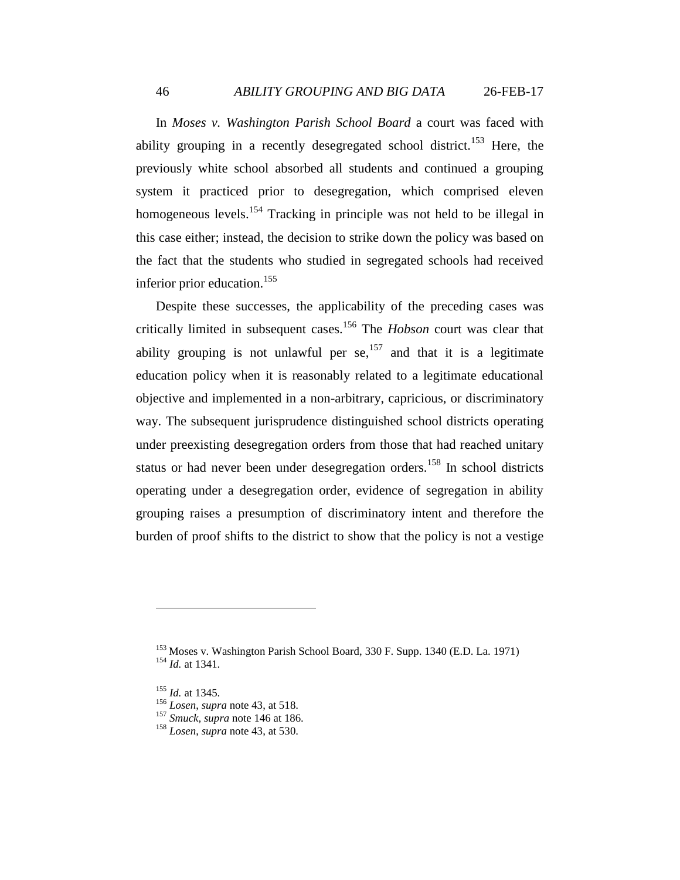In *Moses v. Washington Parish School Board* a court was faced with ability grouping in a recently desegregated school district.[153] Here, the previously white school absorbed all students and continued a grouping system it practiced prior to desegregation, which comprised eleven homogeneous levels.[154] Tracking in principle was not held to be illegal in this case either; instead, the decision to strike down the policy was based on the fact that the students who studied in segregated schools had received inferior prior education.[155]

Despite these successes, the applicability of the preceding cases was critically limited in subsequent cases.[156] The *Hobson* court was clear that ability grouping is not unlawful per se,[157] and that it is a legitimate education policy when it is reasonably related to a legitimate educational objective and implemented in a non-arbitrary, capricious, or discriminatory way. The subsequent jurisprudence distinguished school districts operating under preexisting desegregation orders from those that had reached unitary status or had never been under desegregation orders.[158] In school districts operating under a desegregation order, evidence of segregation in ability grouping raises a presumption of discriminatory intent and therefore the burden of proof shifts to the district to show that the policy is not a vestige

---

[153] Moses v. Washington Parish School Board, 330 F. Supp. 1340 (E.D. La. 1971)
[154] *Id.* at 1341.

[155] *Id.* at 1345.
[156] *Losen*, *supra* note 43, at 518.
[157] *Smuck*, *supra* note 146 at 186.
[158] *Losen*, *supra* note 43, at 530.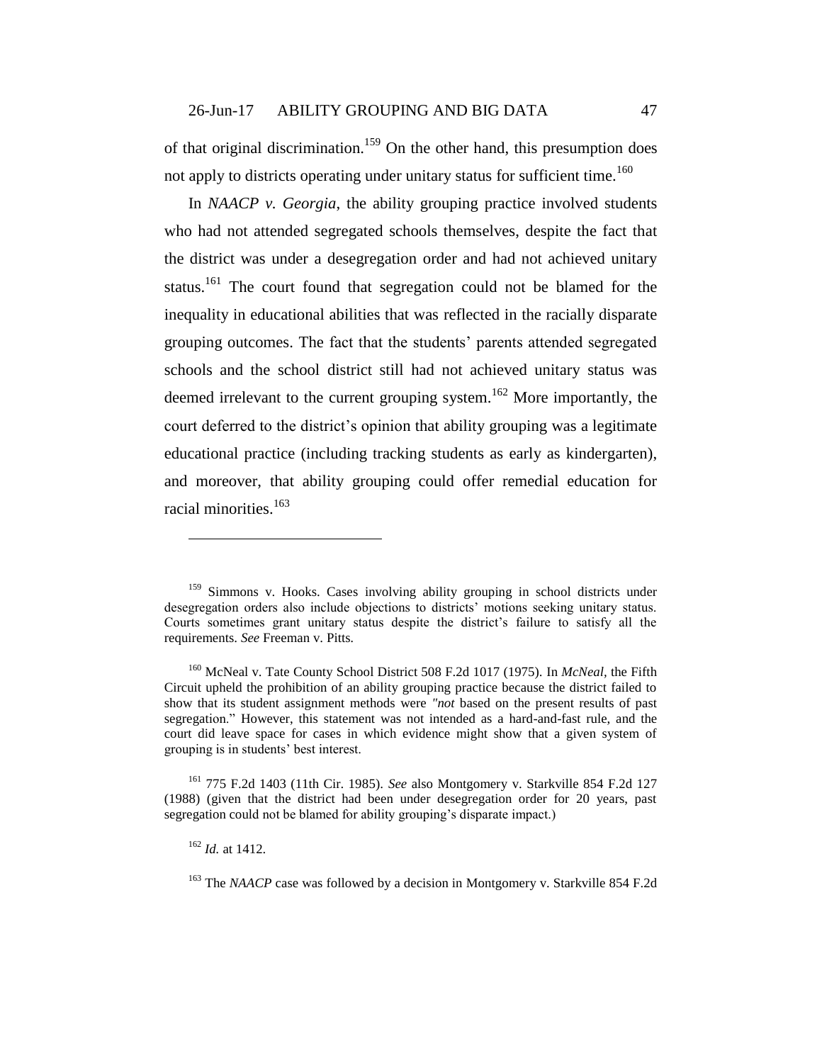of that original discrimination.[159] On the other hand, this presumption does not apply to districts operating under unitary status for sufficient time.[160]

In *NAACP v. Georgia*, the ability grouping practice involved students who had not attended segregated schools themselves, despite the fact that the district was under a desegregation order and had not achieved unitary status.[161] The court found that segregation could not be blamed for the inequality in educational abilities that was reflected in the racially disparate grouping outcomes. The fact that the students' parents attended segregated schools and the school district still had not achieved unitary status was deemed irrelevant to the current grouping system.[162] More importantly, the court deferred to the district's opinion that ability grouping was a legitimate educational practice (including tracking students as early as kindergarten), and moreover, that ability grouping could offer remedial education for racial minorities.[163]

---

[159] Simmons v. Hooks. Cases involving ability grouping in school districts under desegregation orders also include objections to districts' motions seeking unitary status. Courts sometimes grant unitary status despite the district's failure to satisfy all the requirements. *See* Freeman v. Pitts.

[160] McNeal v. Tate County School District 508 F.2d 1017 (1975). In *McNeal*, the Fifth Circuit upheld the prohibition of an ability grouping practice because the district failed to show that its student assignment methods were *"not* based on the present results of past segregation." However, this statement was not intended as a hard-and-fast rule, and the court did leave space for cases in which evidence might show that a given system of grouping is in students' best interest.

[161] 775 F.2d 1403 (11th Cir. 1985). *See* also Montgomery v. Starkville 854 F.2d 127 (1988) (given that the district had been under desegregation order for 20 years, past segregation could not be blamed for ability grouping's disparate impact.)

[162] *Id.* at 1412.

[163] The *NAACP* case was followed by a decision in Montgomery v. Starkville 854 F.2d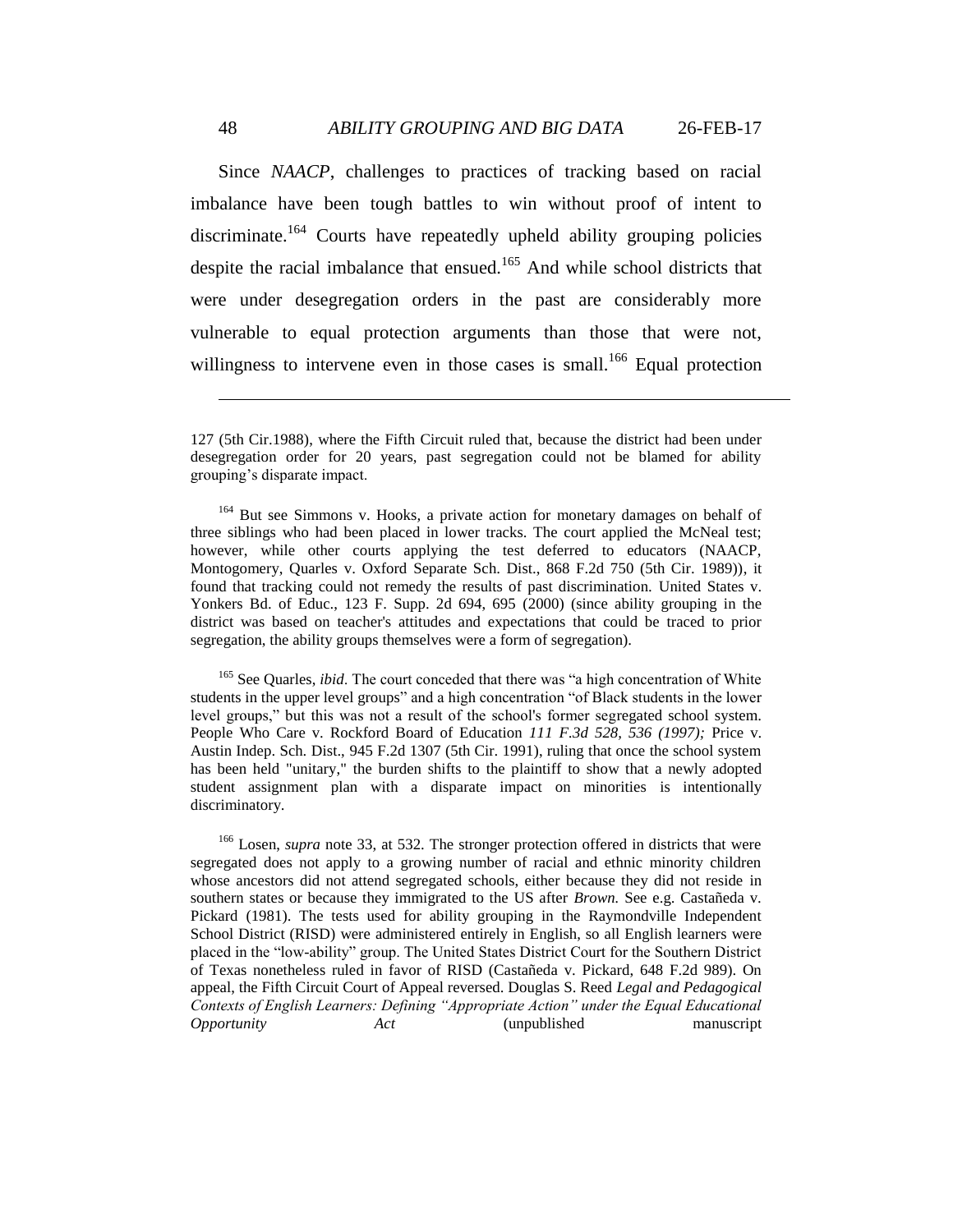Since *NAACP*, challenges to practices of tracking based on racial imbalance have been tough battles to win without proof of intent to discriminate.[164] Courts have repeatedly upheld ability grouping policies despite the racial imbalance that ensued.[165] And while school districts that were under desegregation orders in the past are considerably more vulnerable to equal protection arguments than those that were not, willingness to intervene even in those cases is small.[166] Equal protection

---

127 (5th Cir.1988), where the Fifth Circuit ruled that, because the district had been under desegregation order for 20 years, past segregation could not be blamed for ability grouping's disparate impact.

[164] But see Simmons v. Hooks, a private action for monetary damages on behalf of three siblings who had been placed in lower tracks. The court applied the McNeal test; however, while other courts applying the test deferred to educators (NAACP, Montogomery, Quarles v. Oxford Separate Sch. Dist., 868 F.2d 750 (5th Cir. 1989)), it found that tracking could not remedy the results of past discrimination. United States v. Yonkers Bd. of Educ., 123 F. Supp. 2d 694, 695 (2000) (since ability grouping in the district was based on teacher's attitudes and expectations that could be traced to prior segregation, the ability groups themselves were a form of segregation).

[165] See Quarles, *ibid*. The court conceded that there was "a high concentration of White students in the upper level groups" and a high concentration "of Black students in the lower level groups," but this was not a result of the school's former segregated school system. People Who Care v. Rockford Board of Education *111 F.3d 528, 536 (1997);* Price v. Austin Indep. Sch. Dist., 945 F.2d 1307 (5th Cir. 1991), ruling that once the school system has been held "unitary," the burden shifts to the plaintiff to show that a newly adopted student assignment plan with a disparate impact on minorities is intentionally discriminatory.

[166] Losen, *supra* note 33, at 532. The stronger protection offered in districts that were segregated does not apply to a growing number of racial and ethnic minority children whose ancestors did not attend segregated schools, either because they did not reside in southern states or because they immigrated to the US after *Brown.* See e.g. Castañeda v. Pickard (1981). The tests used for ability grouping in the Raymondville Independent School District (RISD) were administered entirely in English, so all English learners were placed in the "low-ability" group. The United States District Court for the Southern District of Texas nonetheless ruled in favor of RISD (Castañeda v. Pickard, 648 F.2d 989). On appeal, the Fifth Circuit Court of Appeal reversed. Douglas S. Reed *Legal and Pedagogical Contexts of English Learners: Defining "Appropriate Action" under the Equal Educational Opportunity Act* (unpublished manuscript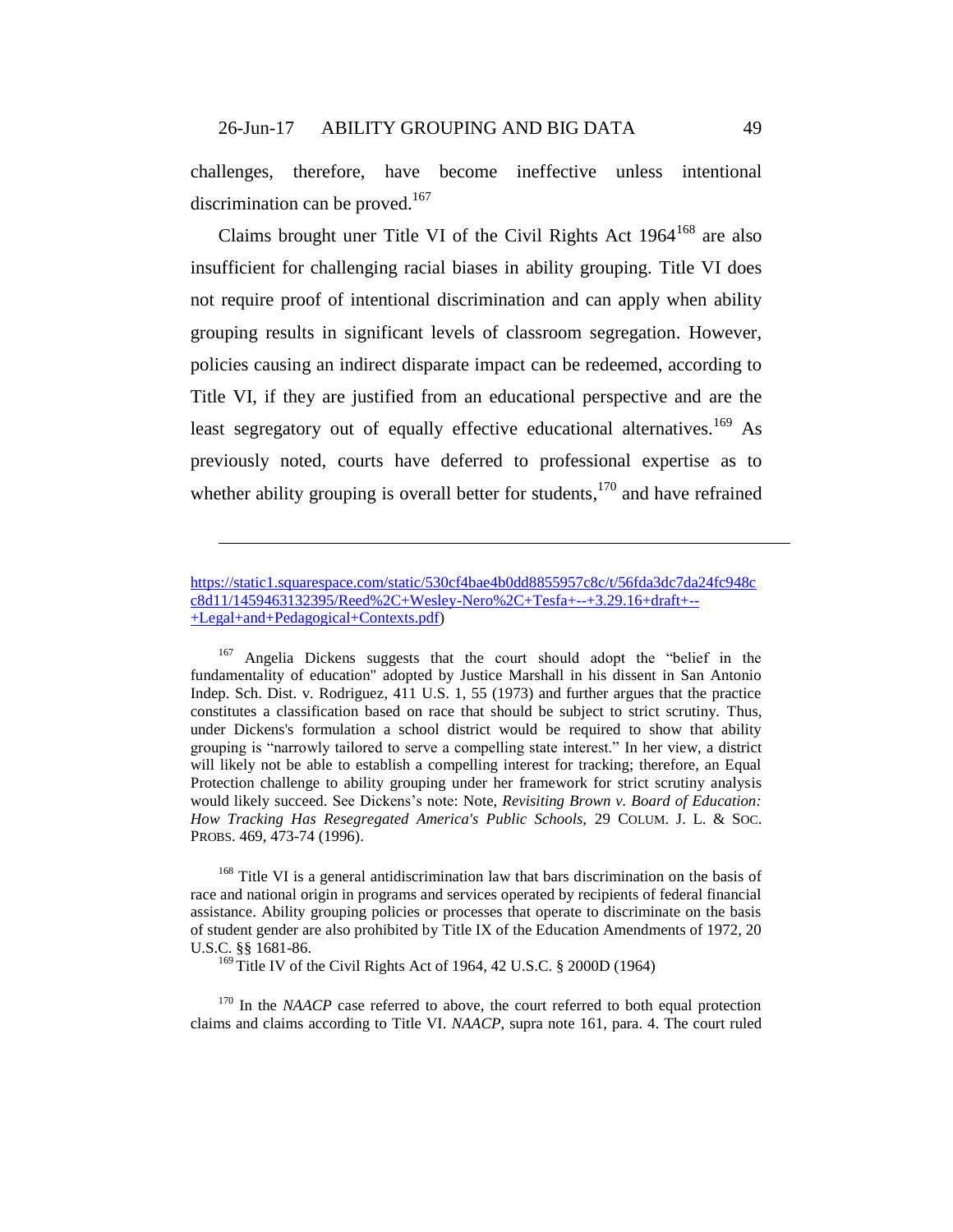challenges, therefore, have become ineffective unless intentional discrimination can be proved.[167]

Claims brought uner Title VI of the Civil Rights Act 1964[168] are also insufficient for challenging racial biases in ability grouping. Title VI does not require proof of intentional discrimination and can apply when ability grouping results in significant levels of classroom segregation. However, policies causing an indirect disparate impact can be redeemed, according to Title VI, if they are justified from an educational perspective and are the least segregatory out of equally effective educational alternatives.[169] As previously noted, courts have deferred to professional expertise as to whether ability grouping is overall better for students,[170] and have refrained

---

https://static1.squarespace.com/static/530cf4bae4b0dd8855957c8c/t/56fda3dc7da24fc948cc8d11/1459463132395/Reed%2C+Wesley-Nero%2C+Tesfa+--+3.29.16+draft+--+Legal+and+Pedagogical+Contexts.pdf)

[167] Angelia Dickens suggests that the court should adopt the "belief in the fundamentality of education" adopted by Justice Marshall in his dissent in San Antonio Indep. Sch. Dist. v. Rodriguez, 411 U.S. 1, 55 (1973) and further argues that the practice constitutes a classification based on race that should be subject to strict scrutiny. Thus, under Dickens's formulation a school district would be required to show that ability grouping is "narrowly tailored to serve a compelling state interest." In her view, a district will likely not be able to establish a compelling interest for tracking; therefore, an Equal Protection challenge to ability grouping under her framework for strict scrutiny analysis would likely succeed. See Dickens's note: Note, *Revisiting Brown v. Board of Education: How Tracking Has Resegregated America's Public Schools,* 29 COLUM. J. L. & SOC. PROBS. 469, 473-74 (1996).

[168] Title VI is a general antidiscrimination law that bars discrimination on the basis of race and national origin in programs and services operated by recipients of federal financial assistance. Ability grouping policies or processes that operate to discriminate on the basis of student gender are also prohibited by Title IX of the Education Amendments of 1972, 20 U.S.C. §§ 1681-86.

[169] Title IV of the Civil Rights Act of 1964, 42 U.S.C. § 2000D (1964)

[170] In the *NAACP* case referred to above, the court referred to both equal protection claims and claims according to Title VI. *NAACP*, supra note 161, para. 4. The court ruled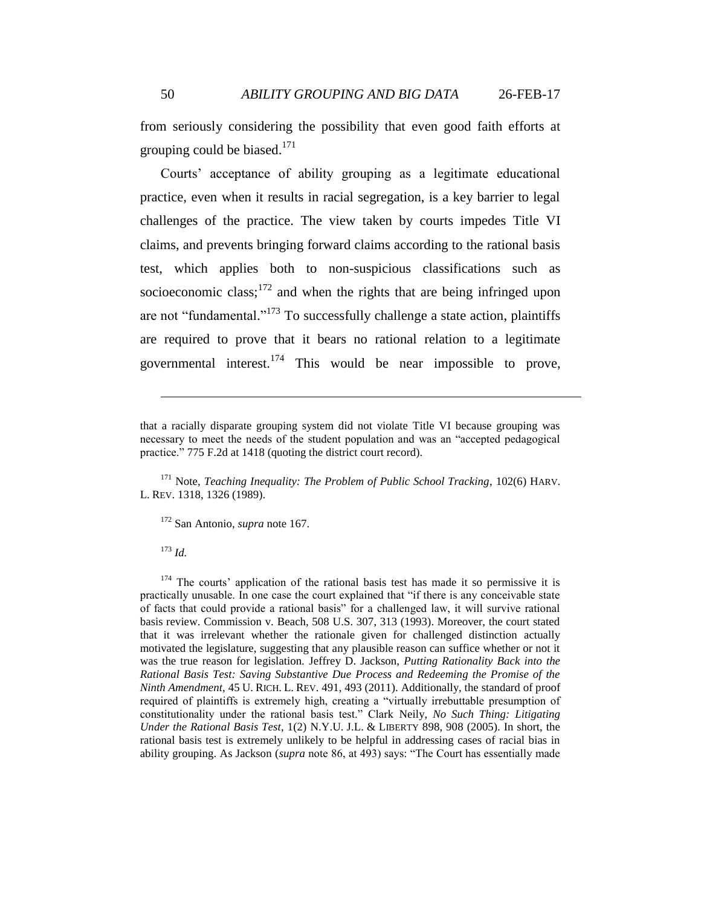from seriously considering the possibility that even good faith efforts at grouping could be biased.[171]

Courts' acceptance of ability grouping as a legitimate educational practice, even when it results in racial segregation, is a key barrier to legal challenges of the practice. The view taken by courts impedes Title VI claims, and prevents bringing forward claims according to the rational basis test, which applies both to non-suspicious classifications such as socioeconomic class;[172] and when the rights that are being infringed upon are not "fundamental."[173] To successfully challenge a state action, plaintiffs are required to prove that it bears no rational relation to a legitimate governmental interest.[174] This would be near impossible to prove,

---

that a racially disparate grouping system did not violate Title VI because grouping was necessary to meet the needs of the student population and was an "accepted pedagogical practice." 775 F.2d at 1418 (quoting the district court record).

[171] Note, *Teaching Inequality: The Problem of Public School Tracking*, 102(6) HARV. L. REV. 1318, 1326 (1989).

[172] San Antonio, *supra* note 167.

[173] *Id.*

[174] The courts' application of the rational basis test has made it so permissive it is practically unusable. In one case the court explained that "if there is any conceivable state of facts that could provide a rational basis" for a challenged law, it will survive rational basis review. Commission v. Beach, 508 U.S. 307, 313 (1993). Moreover, the court stated that it was irrelevant whether the rationale given for challenged distinction actually motivated the legislature, suggesting that any plausible reason can suffice whether or not it was the true reason for legislation. Jeffrey D. Jackson, *Putting Rationality Back into the Rational Basis Test: Saving Substantive Due Process and Redeeming the Promise of the Ninth Amendment*, 45 U. RICH. L. REV. 491, 493 (2011). Additionally, the standard of proof required of plaintiffs is extremely high, creating a "virtually irrebuttable presumption of constitutionality under the rational basis test." Clark Neily, *No Such Thing: Litigating Under the Rational Basis Test*, 1(2) N.Y.U. J.L. & LIBERTY 898, 908 (2005). In short, the rational basis test is extremely unlikely to be helpful in addressing cases of racial bias in ability grouping. As Jackson (*supra* note 86, at 493) says: "The Court has essentially made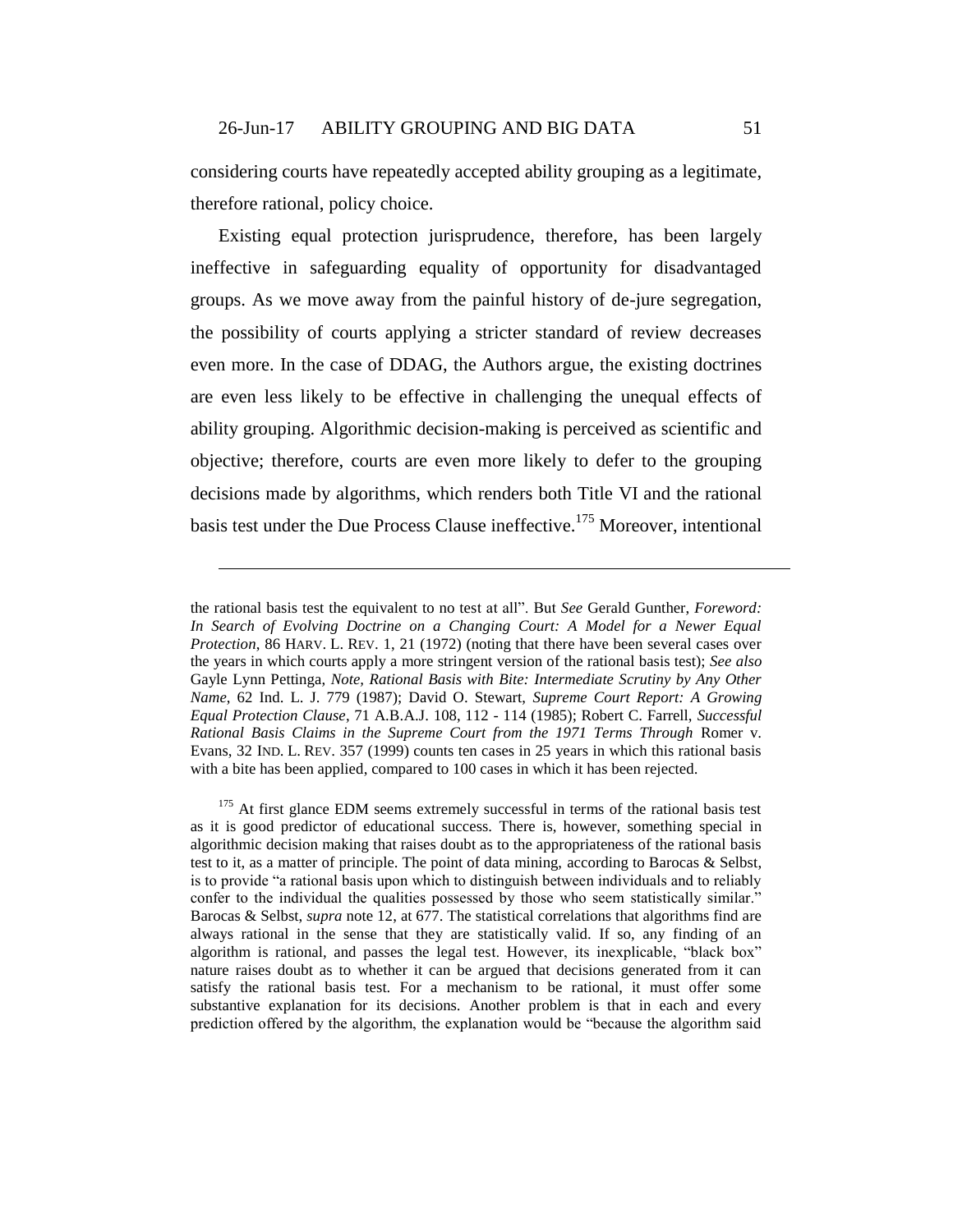considering courts have repeatedly accepted ability grouping as a legitimate, therefore rational, policy choice.

Existing equal protection jurisprudence, therefore, has been largely ineffective in safeguarding equality of opportunity for disadvantaged groups. As we move away from the painful history of de-jure segregation, the possibility of courts applying a stricter standard of review decreases even more. In the case of DDAG, the Authors argue, the existing doctrines are even less likely to be effective in challenging the unequal effects of ability grouping. Algorithmic decision-making is perceived as scientific and objective; therefore, courts are even more likely to defer to the grouping decisions made by algorithms, which renders both Title VI and the rational basis test under the Due Process Clause ineffective.[175] Moreover, intentional

---

the rational basis test the equivalent to no test at all". But *See* Gerald Gunther, *Foreword: In Search of Evolving Doctrine on a Changing Court: A Model for a Newer Equal Protection*, 86 HARV. L. REV. 1, 21 (1972) (noting that there have been several cases over the years in which courts apply a more stringent version of the rational basis test); *See also* Gayle Lynn Pettinga, *Note, Rational Basis with Bite: Intermediate Scrutiny by Any Other Name*, 62 Ind. L. J. 779 (1987); David O. Stewart, *Supreme Court Report: A Growing Equal Protection Clause*, 71 A.B.A.J. 108, 112 - 114 (1985); Robert C. Farrell, *Successful Rational Basis Claims in the Supreme Court from the 1971 Terms Through* Romer v. Evans, 32 IND. L. REV. 357 (1999) counts ten cases in 25 years in which this rational basis with a bite has been applied, compared to 100 cases in which it has been rejected.

[175] At first glance EDM seems extremely successful in terms of the rational basis test as it is good predictor of educational success. There is, however, something special in algorithmic decision making that raises doubt as to the appropriateness of the rational basis test to it, as a matter of principle. The point of data mining, according to Barocas & Selbst, is to provide "a rational basis upon which to distinguish between individuals and to reliably confer to the individual the qualities possessed by those who seem statistically similar." Barocas & Selbst, *supra* note 12, at 677. The statistical correlations that algorithms find are always rational in the sense that they are statistically valid. If so, any finding of an algorithm is rational, and passes the legal test. However, its inexplicable, "black box" nature raises doubt as to whether it can be argued that decisions generated from it can satisfy the rational basis test. For a mechanism to be rational, it must offer some substantive explanation for its decisions. Another problem is that in each and every prediction offered by the algorithm, the explanation would be "because the algorithm said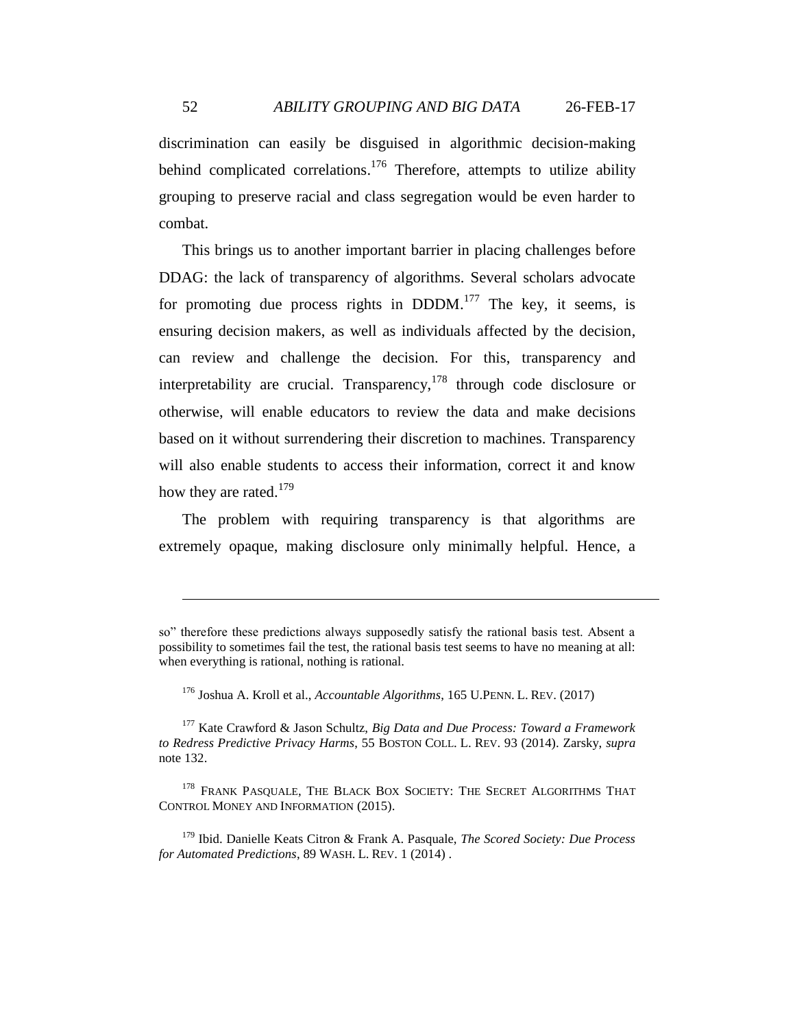discrimination can easily be disguised in algorithmic decision-making behind complicated correlations.[176] Therefore, attempts to utilize ability grouping to preserve racial and class segregation would be even harder to combat.

This brings us to another important barrier in placing challenges before DDAG: the lack of transparency of algorithms. Several scholars advocate for promoting due process rights in DDDM.[177] The key, it seems, is ensuring decision makers, as well as individuals affected by the decision, can review and challenge the decision. For this, transparency and interpretability are crucial. Transparency,[178] through code disclosure or otherwise, will enable educators to review the data and make decisions based on it without surrendering their discretion to machines. Transparency will also enable students to access their information, correct it and know how they are rated.[179]

The problem with requiring transparency is that algorithms are extremely opaque, making disclosure only minimally helpful. Hence, a

---

so" therefore these predictions always supposedly satisfy the rational basis test. Absent a possibility to sometimes fail the test, the rational basis test seems to have no meaning at all: when everything is rational, nothing is rational.

[176] Joshua A. Kroll et al., *Accountable Algorithms*, 165 U.PENN. L. REV. (2017)

[177] Kate Crawford & Jason Schultz, *Big Data and Due Process: Toward a Framework to Redress Predictive Privacy Harms*, 55 BOSTON COLL. L. REV. 93 (2014). Zarsky, *supra* note 132.

[178] FRANK PASQUALE, THE BLACK BOX SOCIETY: THE SECRET ALGORITHMS THAT CONTROL MONEY AND INFORMATION (2015).

[179] Ibid. Danielle Keats Citron & Frank A. Pasquale, *The Scored Society: Due Process for Automated Predictions*, 89 WASH. L. REV. 1 (2014) .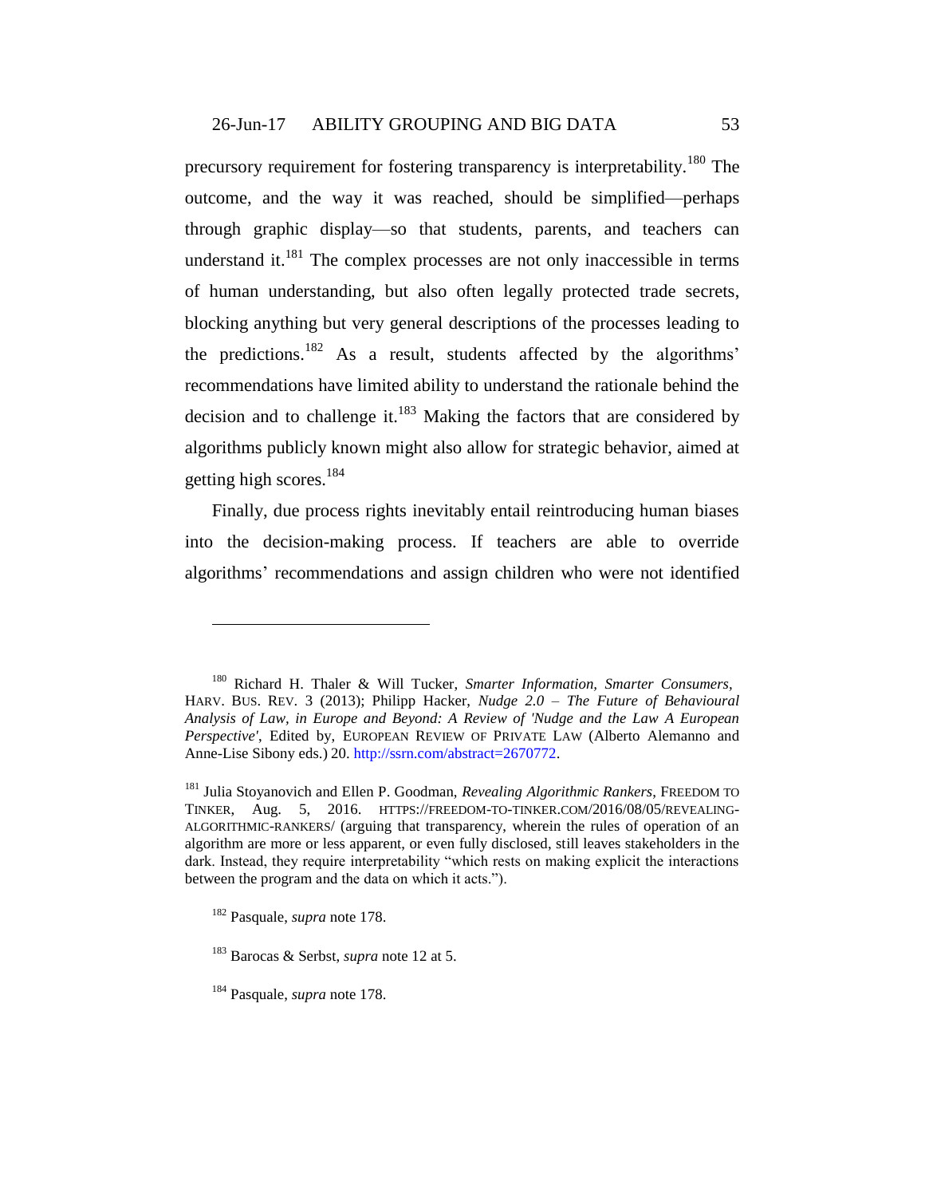precursory requirement for fostering transparency is interpretability.[180] The outcome, and the way it was reached, should be simplified—perhaps through graphic display—so that students, parents, and teachers can understand it.[181] The complex processes are not only inaccessible in terms of human understanding, but also often legally protected trade secrets, blocking anything but very general descriptions of the processes leading to the predictions.[182] As a result, students affected by the algorithms' recommendations have limited ability to understand the rationale behind the decision and to challenge it.[183] Making the factors that are considered by algorithms publicly known might also allow for strategic behavior, aimed at getting high scores.[184]

Finally, due process rights inevitably entail reintroducing human biases into the decision-making process. If teachers are able to override algorithms' recommendations and assign children who were not identified

---

[180] Richard H. Thaler & Will Tucker, *Smarter Information, Smarter Consumers*, HARV. BUS. REV. 3 (2013); Philipp Hacker, *Nudge 2.0 – The Future of Behavioural Analysis of Law, in Europe and Beyond: A Review of 'Nudge and the Law A European Perspective'*, Edited by, EUROPEAN REVIEW OF PRIVATE LAW (Alberto Alemanno and Anne-Lise Sibony eds.) 20. http://ssrn.com/abstract=2670772.

[181] Julia Stoyanovich and Ellen P. Goodman, *Revealing Algorithmic Rankers*, FREEDOM TO TINKER, Aug. 5, 2016. HTTPS://FREEDOM-TO-TINKER.COM/2016/08/05/REVEALING-ALGORITHMIC-RANKERS/ (arguing that transparency, wherein the rules of operation of an algorithm are more or less apparent, or even fully disclosed, still leaves stakeholders in the dark. Instead, they require interpretability "which rests on making explicit the interactions between the program and the data on which it acts.").

[182] Pasquale, *supra* note 178.

[183] Barocas & Serbst, *supra* note 12 at 5.

[184] Pasquale, *supra* note 178.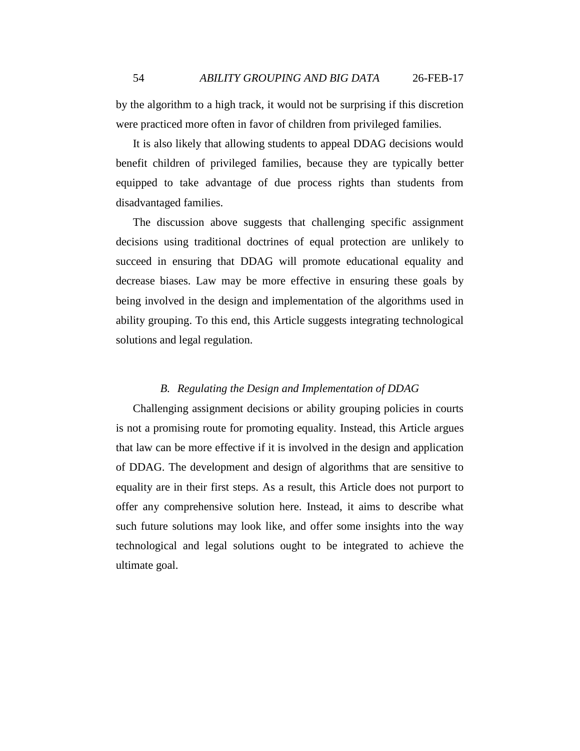by the algorithm to a high track, it would not be surprising if this discretion were practiced more often in favor of children from privileged families.

It is also likely that allowing students to appeal DDAG decisions would benefit children of privileged families, because they are typically better equipped to take advantage of due process rights than students from disadvantaged families.

The discussion above suggests that challenging specific assignment decisions using traditional doctrines of equal protection are unlikely to succeed in ensuring that DDAG will promote educational equality and decrease biases. Law may be more effective in ensuring these goals by being involved in the design and implementation of the algorithms used in ability grouping. To this end, this Article suggests integrating technological solutions and legal regulation.

### *B. Regulating the Design and Implementation of DDAG*

Challenging assignment decisions or ability grouping policies in courts is not a promising route for promoting equality. Instead, this Article argues that law can be more effective if it is involved in the design and application of DDAG. The development and design of algorithms that are sensitive to equality are in their first steps. As a result, this Article does not purport to offer any comprehensive solution here. Instead, it aims to describe what such future solutions may look like, and offer some insights into the way technological and legal solutions ought to be integrated to achieve the ultimate goal.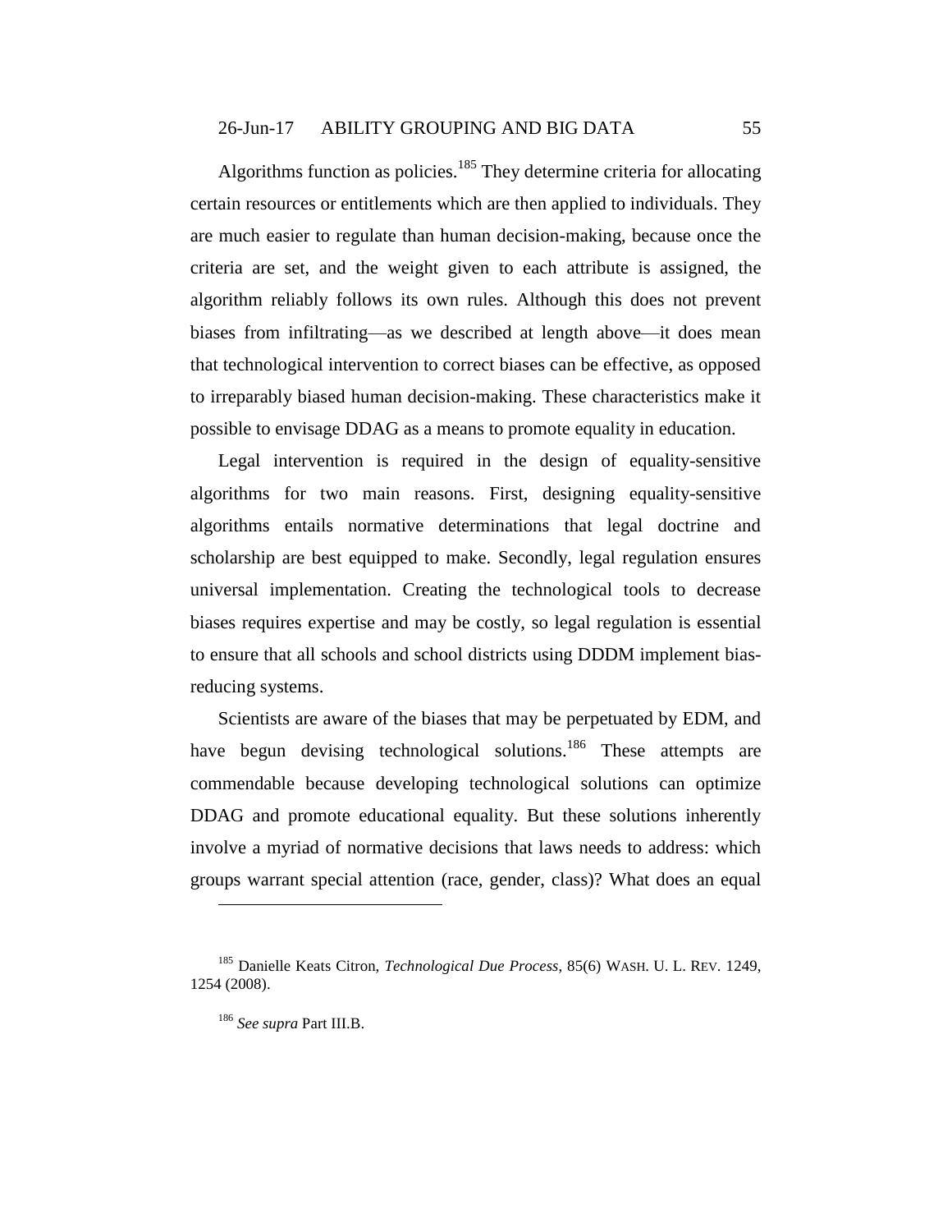Algorithms function as policies.[185] They determine criteria for allocating certain resources or entitlements which are then applied to individuals. They are much easier to regulate than human decision-making, because once the criteria are set, and the weight given to each attribute is assigned, the algorithm reliably follows its own rules. Although this does not prevent biases from infiltrating—as we described at length above—it does mean that technological intervention to correct biases can be effective, as opposed to irreparably biased human decision-making. These characteristics make it possible to envisage DDAG as a means to promote equality in education.

Legal intervention is required in the design of equality-sensitive algorithms for two main reasons. First, designing equality-sensitive algorithms entails normative determinations that legal doctrine and scholarship are best equipped to make. Secondly, legal regulation ensures universal implementation. Creating the technological tools to decrease biases requires expertise and may be costly, so legal regulation is essential to ensure that all schools and school districts using DDDM implement bias-reducing systems.

Scientists are aware of the biases that may be perpetuated by EDM, and have begun devising technological solutions.[186] These attempts are commendable because developing technological solutions can optimize DDAG and promote educational equality. But these solutions inherently involve a myriad of normative decisions that laws needs to address: which groups warrant special attention (race, gender, class)? What does an equal

---

[185] Danielle Keats Citron, *Technological Due Process*, 85(6) WASH. U. L. REV. 1249, 1254 (2008).

[186] *See supra* Part III.B.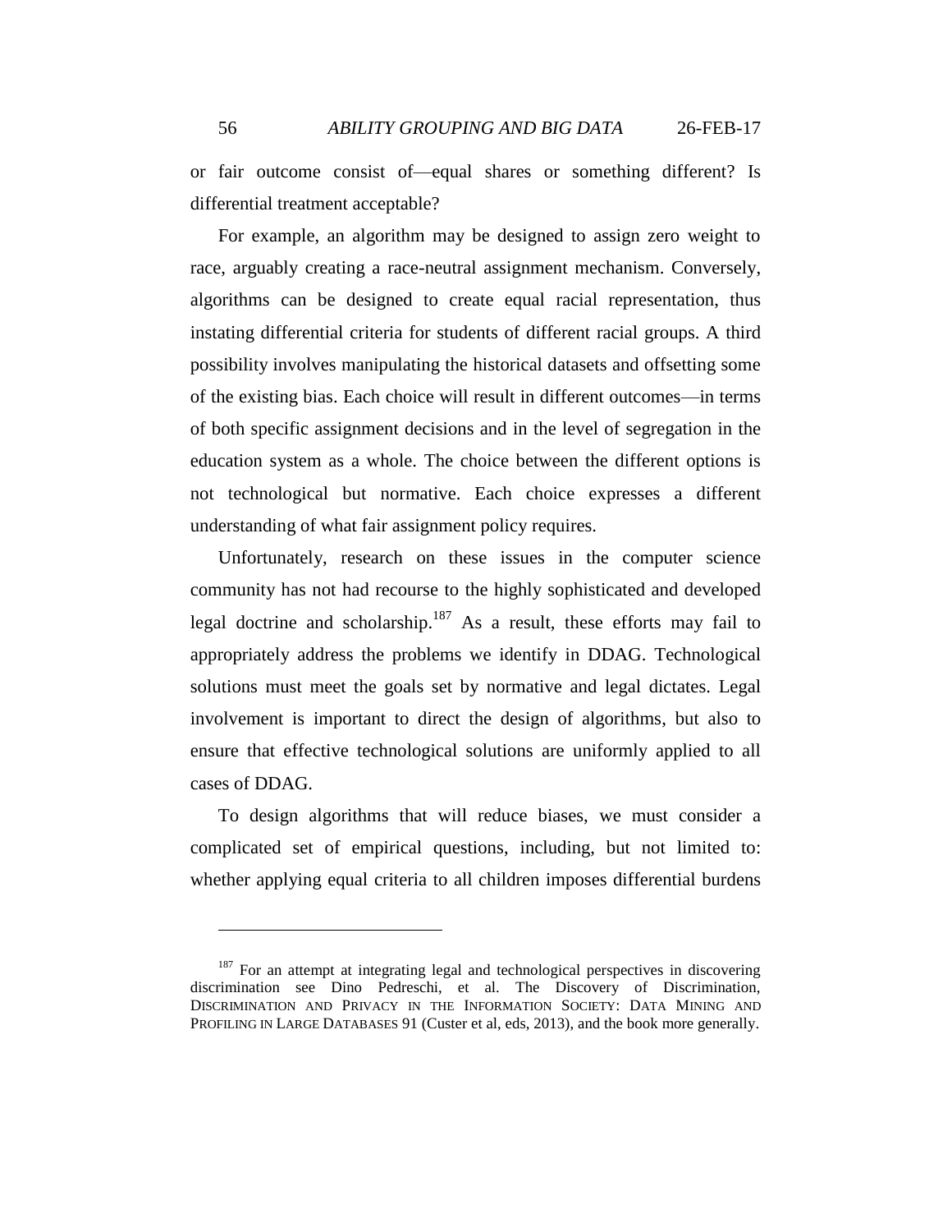or fair outcome consist of—equal shares or something different? Is differential treatment acceptable?

For example, an algorithm may be designed to assign zero weight to race, arguably creating a race-neutral assignment mechanism. Conversely, algorithms can be designed to create equal racial representation, thus instating differential criteria for students of different racial groups. A third possibility involves manipulating the historical datasets and offsetting some of the existing bias. Each choice will result in different outcomes—in terms of both specific assignment decisions and in the level of segregation in the education system as a whole. The choice between the different options is not technological but normative. Each choice expresses a different understanding of what fair assignment policy requires.

Unfortunately, research on these issues in the computer science community has not had recourse to the highly sophisticated and developed legal doctrine and scholarship.[187] As a result, these efforts may fail to appropriately address the problems we identify in DDAG. Technological solutions must meet the goals set by normative and legal dictates. Legal involvement is important to direct the design of algorithms, but also to ensure that effective technological solutions are uniformly applied to all cases of DDAG.

To design algorithms that will reduce biases, we must consider a complicated set of empirical questions, including, but not limited to: whether applying equal criteria to all children imposes differential burdens

---

[187] For an attempt at integrating legal and technological perspectives in discovering discrimination see Dino Pedreschi, et al. The Discovery of Discrimination, DISCRIMINATION AND PRIVACY IN THE INFORMATION SOCIETY: DATA MINING AND PROFILING IN LARGE DATABASES 91 (Custer et al, eds, 2013), and the book more generally.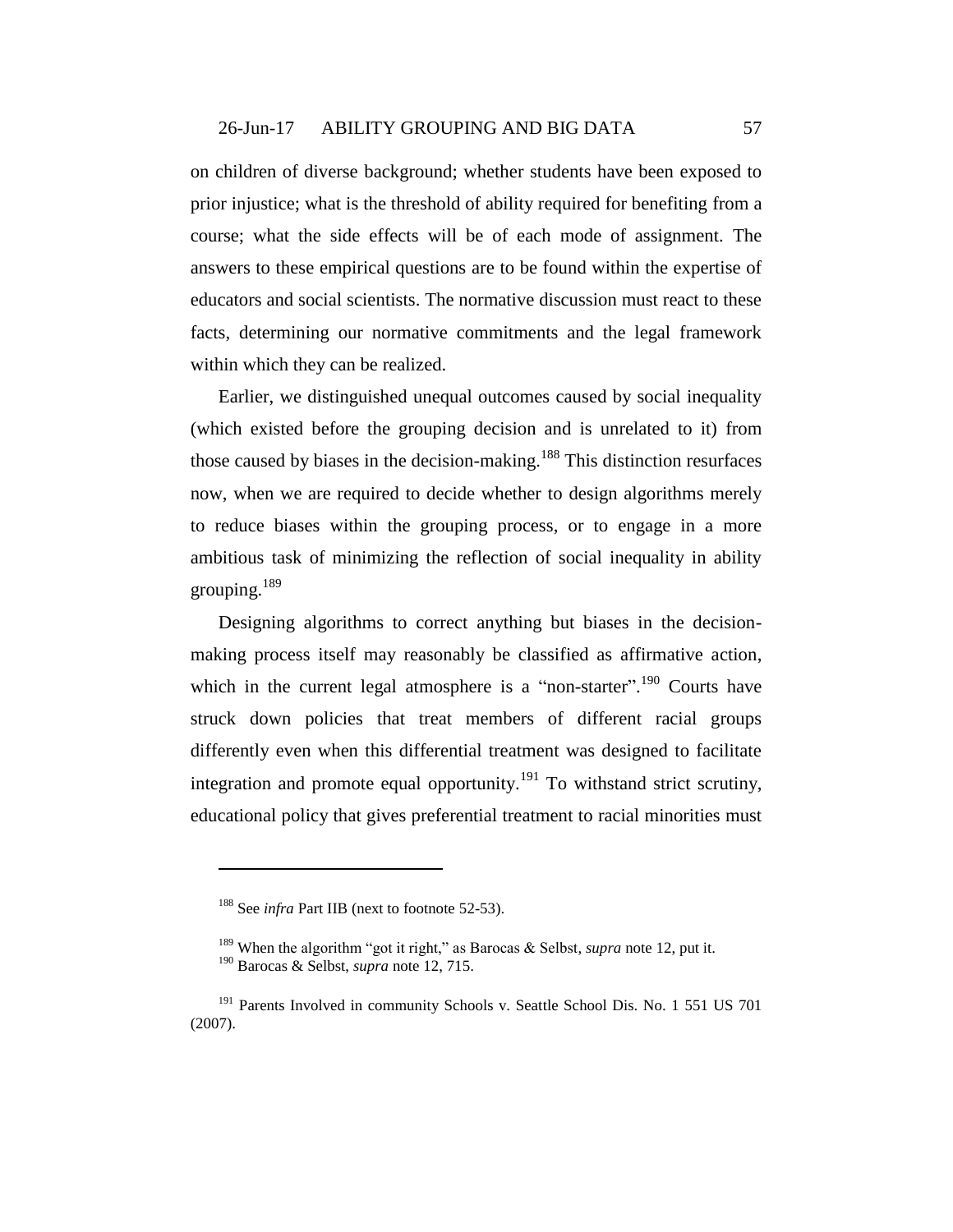on children of diverse background; whether students have been exposed to prior injustice; what is the threshold of ability required for benefiting from a course; what the side effects will be of each mode of assignment. The answers to these empirical questions are to be found within the expertise of educators and social scientists. The normative discussion must react to these facts, determining our normative commitments and the legal framework within which they can be realized.

Earlier, we distinguished unequal outcomes caused by social inequality (which existed before the grouping decision and is unrelated to it) from those caused by biases in the decision-making.[188] This distinction resurfaces now, when we are required to decide whether to design algorithms merely to reduce biases within the grouping process, or to engage in a more ambitious task of minimizing the reflection of social inequality in ability grouping.[189]

Designing algorithms to correct anything but biases in the decision-making process itself may reasonably be classified as affirmative action, which in the current legal atmosphere is a "non-starter".[190] Courts have struck down policies that treat members of different racial groups differently even when this differential treatment was designed to facilitate integration and promote equal opportunity.[191] To withstand strict scrutiny, educational policy that gives preferential treatment to racial minorities must

---

[188] See *infra* Part IIB (next to footnote 52-53).

[189] When the algorithm "got it right," as Barocas & Selbst, *supra* note 12, put it.

[190] Barocas & Selbst, *supra* note 12, 715.

[191] Parents Involved in community Schools v. Seattle School Dis. No. 1 551 US 701 (2007).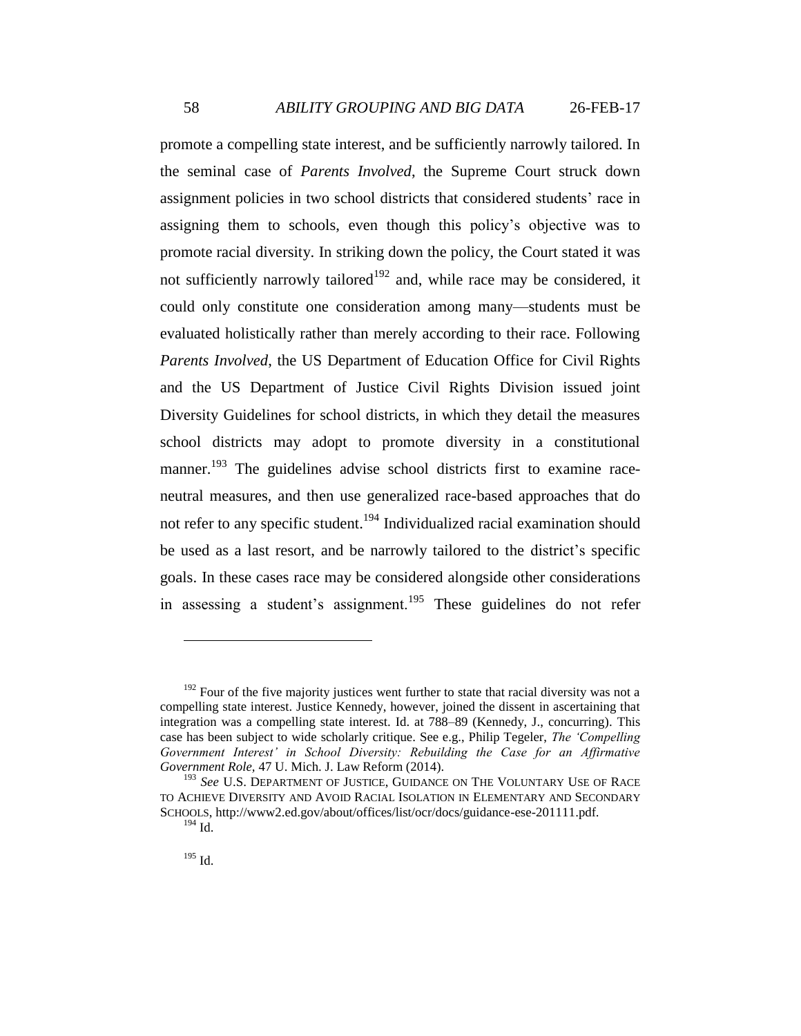promote a compelling state interest, and be sufficiently narrowly tailored. In the seminal case of *Parents Involved*, the Supreme Court struck down assignment policies in two school districts that considered students' race in assigning them to schools, even though this policy's objective was to promote racial diversity. In striking down the policy, the Court stated it was not sufficiently narrowly tailored[192] and, while race may be considered, it could only constitute one consideration among many—students must be evaluated holistically rather than merely according to their race. Following *Parents Involved*, the US Department of Education Office for Civil Rights and the US Department of Justice Civil Rights Division issued joint Diversity Guidelines for school districts, in which they detail the measures school districts may adopt to promote diversity in a constitutional manner.[193] The guidelines advise school districts first to examine race-neutral measures, and then use generalized race-based approaches that do not refer to any specific student.[194] Individualized racial examination should be used as a last resort, and be narrowly tailored to the district's specific goals. In these cases race may be considered alongside other considerations in assessing a student's assignment.[195] These guidelines do not refer

---

[192] Four of the five majority justices went further to state that racial diversity was not a compelling state interest. Justice Kennedy, however, joined the dissent in ascertaining that integration was a compelling state interest. Id. at 788–89 (Kennedy, J., concurring). This case has been subject to wide scholarly critique. See e.g., Philip Tegeler, *The 'Compelling Government Interest' in School Diversity: Rebuilding the Case for an Affirmative Government Role*, 47 U. Mich. J. Law Reform (2014).

[193] *See* U.S. DEPARTMENT OF JUSTICE, GUIDANCE ON THE VOLUNTARY USE OF RACE TO ACHIEVE DIVERSITY AND AVOID RACIAL ISOLATION IN ELEMENTARY AND SECONDARY SCHOOLS, http://www2.ed.gov/about/offices/list/ocr/docs/guidance-ese-201111.pdf.

[194] Id.

[195] Id.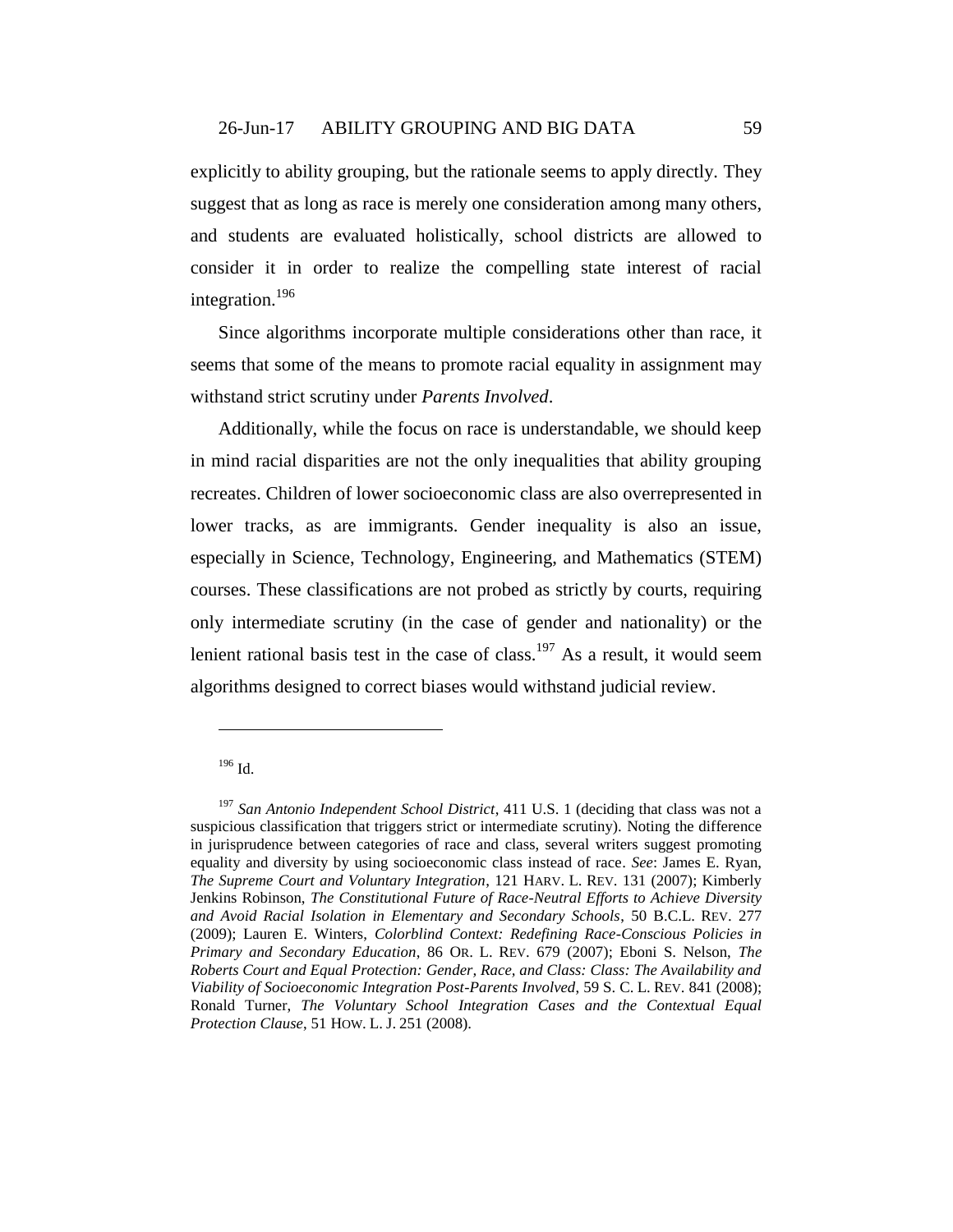explicitly to ability grouping, but the rationale seems to apply directly. They suggest that as long as race is merely one consideration among many others, and students are evaluated holistically, school districts are allowed to consider it in order to realize the compelling state interest of racial integration.[196]

Since algorithms incorporate multiple considerations other than race, it seems that some of the means to promote racial equality in assignment may withstand strict scrutiny under *Parents Involved*.

Additionally, while the focus on race is understandable, we should keep in mind racial disparities are not the only inequalities that ability grouping recreates. Children of lower socioeconomic class are also overrepresented in lower tracks, as are immigrants. Gender inequality is also an issue, especially in Science, Technology, Engineering, and Mathematics (STEM) courses. These classifications are not probed as strictly by courts, requiring only intermediate scrutiny (in the case of gender and nationality) or the lenient rational basis test in the case of class.[197] As a result, it would seem algorithms designed to correct biases would withstand judicial review.

---

[196] Id.

[197] *San Antonio Independent School District*, 411 U.S. 1 (deciding that class was not a suspicious classification that triggers strict or intermediate scrutiny). Noting the difference in jurisprudence between categories of race and class, several writers suggest promoting equality and diversity by using socioeconomic class instead of race. *See*: James E. Ryan, *The Supreme Court and Voluntary Integration*, 121 HARV. L. REV. 131 (2007); Kimberly Jenkins Robinson, *The Constitutional Future of Race-Neutral Efforts to Achieve Diversity and Avoid Racial Isolation in Elementary and Secondary Schools*, 50 B.C.L. REV. 277 (2009); Lauren E. Winters, *Colorblind Context: Redefining Race-Conscious Policies in Primary and Secondary Education*, 86 OR. L. REV. 679 (2007); Eboni S. Nelson, *The Roberts Court and Equal Protection: Gender, Race, and Class: Class: The Availability and Viability of Socioeconomic Integration Post-Parents Involved*, 59 S. C. L. REV. 841 (2008); Ronald Turner, *The Voluntary School Integration Cases and the Contextual Equal Protection Clause*, 51 HOW. L. J. 251 (2008).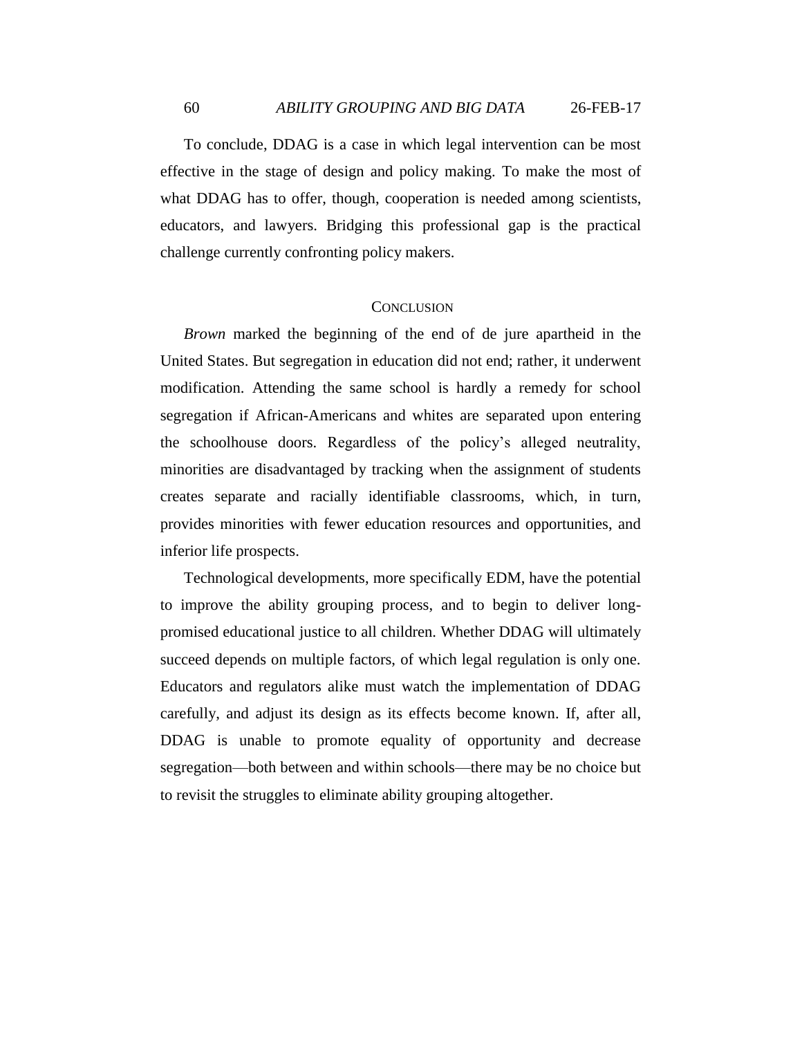To conclude, DDAG is a case in which legal intervention can be most effective in the stage of design and policy making. To make the most of what DDAG has to offer, though, cooperation is needed among scientists, educators, and lawyers. Bridging this professional gap is the practical challenge currently confronting policy makers.

## CONCLUSION

*Brown* marked the beginning of the end of de jure apartheid in the United States. But segregation in education did not end; rather, it underwent modification. Attending the same school is hardly a remedy for school segregation if African-Americans and whites are separated upon entering the schoolhouse doors. Regardless of the policy's alleged neutrality, minorities are disadvantaged by tracking when the assignment of students creates separate and racially identifiable classrooms, which, in turn, provides minorities with fewer education resources and opportunities, and inferior life prospects.

Technological developments, more specifically EDM, have the potential to improve the ability grouping process, and to begin to deliver long-promised educational justice to all children. Whether DDAG will ultimately succeed depends on multiple factors, of which legal regulation is only one. Educators and regulators alike must watch the implementation of DDAG carefully, and adjust its design as its effects become known. If, after all, DDAG is unable to promote equality of opportunity and decrease segregation—both between and within schools—there may be no choice but to revisit the struggles to eliminate ability grouping altogether.